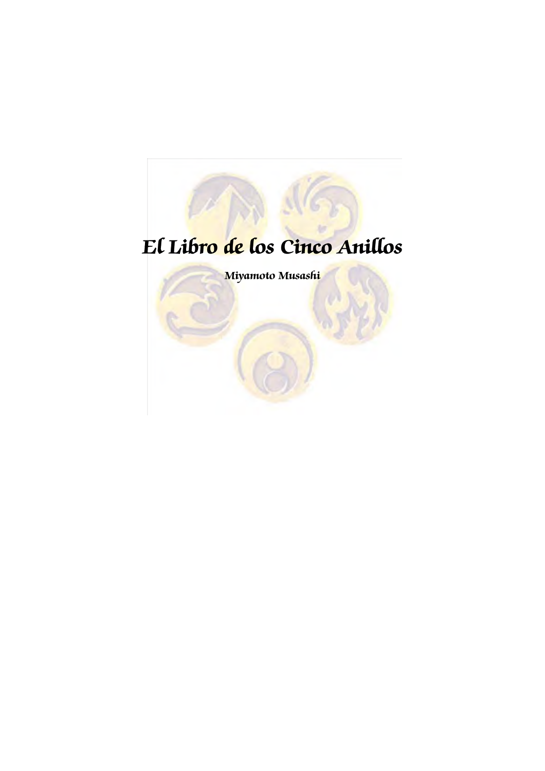# El Libro de los Cinco Anillos

**Miyamoto Musashi**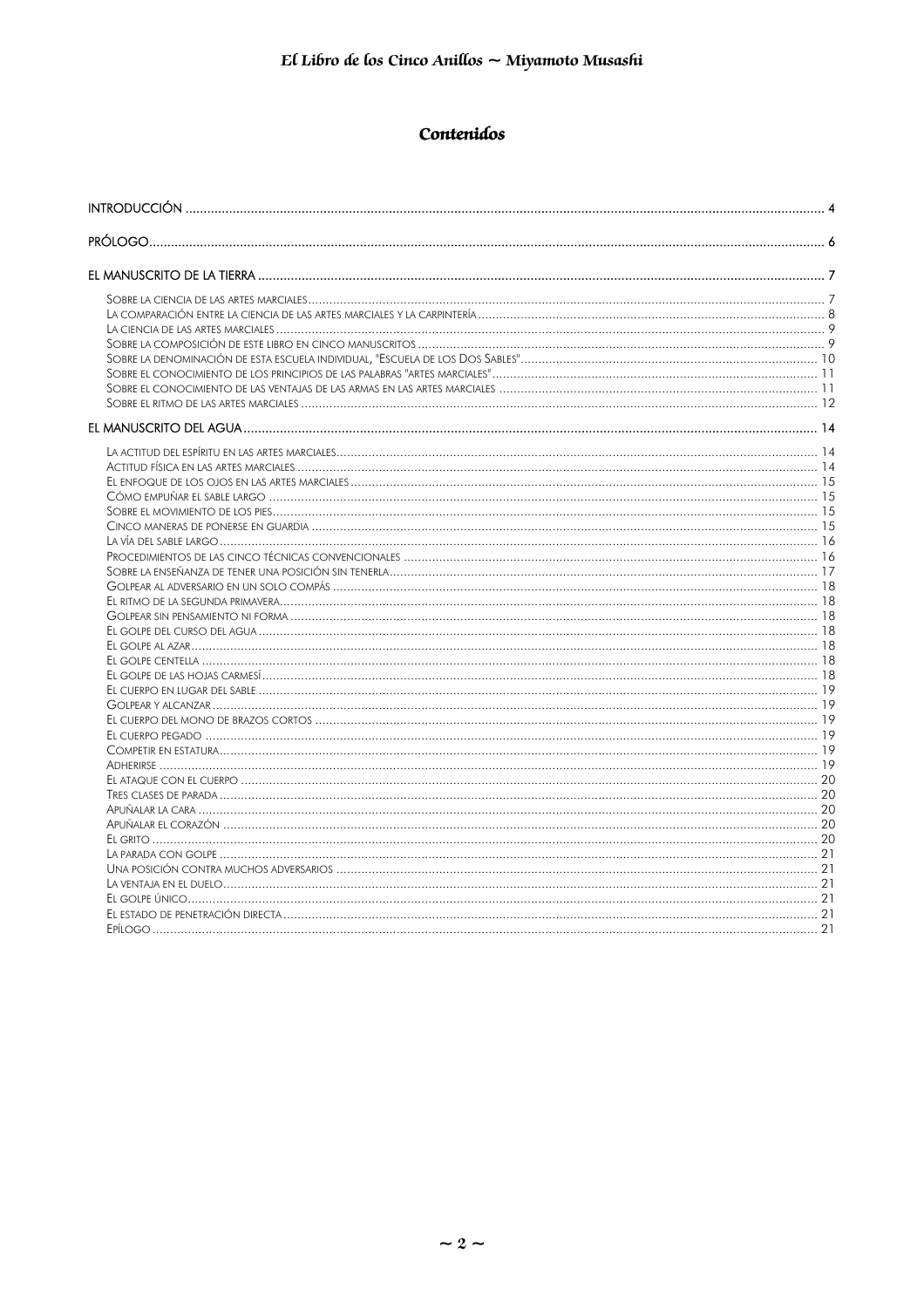# Contenidos

INTRODUCCIÓN ..... 4

PRÓLOGO ..... 6

EL MANUSCRITO DE LA TIERRA ..... 7

- Sobre la ciencia de las artes marciales ..... 7
- La comparación entre la ciencia de las artes marciales y la carpintería ..... 8
- La ciencia de las artes marciales ..... 9
- Sobre la composición de este libro en cinco manuscritos ..... 9
- Sobre la denominación de esta escuela individual, "Escuela de los Dos Sables" ..... 10
- Sobre el conocimiento de los principios de las palabras "artes marciales" ..... 11
- Sobre el conocimiento de las ventajas de las armas en las artes marciales ..... 11
- Sobre el ritmo de las artes marciales ..... 12

EL MANUSCRITO DEL AGUA ..... 14

- La actitud del espíritu en las artes marciales ..... 14
- Actitud física en las artes marciales ..... 14
- El enfoque de los ojos en las artes marciales ..... 15
- Cómo empuñar el sable largo ..... 15
- Sobre el movimiento de los pies ..... 15
- Cinco maneras de ponerse en guardia ..... 15
- La vía del sable largo ..... 16
- Procedimientos de las cinco técnicas convencionales ..... 16
- Sobre la enseñanza de tener una posición sin tenerla ..... 17
- Golpear al adversario en un solo compás ..... 18
- El ritmo de la segunda primavera ..... 18
- Golpear sin pensamiento ni forma ..... 18
- El golpe del curso del agua ..... 18
- El golpe al azar ..... 18
- El golpe centella ..... 18
- El golpe de las hojas carmesí ..... 18
- El cuerpo en lugar del sable ..... 19
- Golpear y alcanzar ..... 19
- El cuerpo del mono de brazos cortos ..... 19
- El cuerpo pegado ..... 19
- Competir en estatura ..... 19
- Adherirse ..... 19
- El ataque con el cuerpo ..... 20
- Tres clases de parada ..... 20
- Apuñalar la cara ..... 20
- Apuñalar el corazón ..... 20
- El grito ..... 20
- La parada con golpe ..... 21
- Una posición contra muchos adversarios ..... 21
- La ventaja en el duelo ..... 21
- El golpe único ..... 21
- El estado de penetración directa ..... 21
- Epílogo ..... 21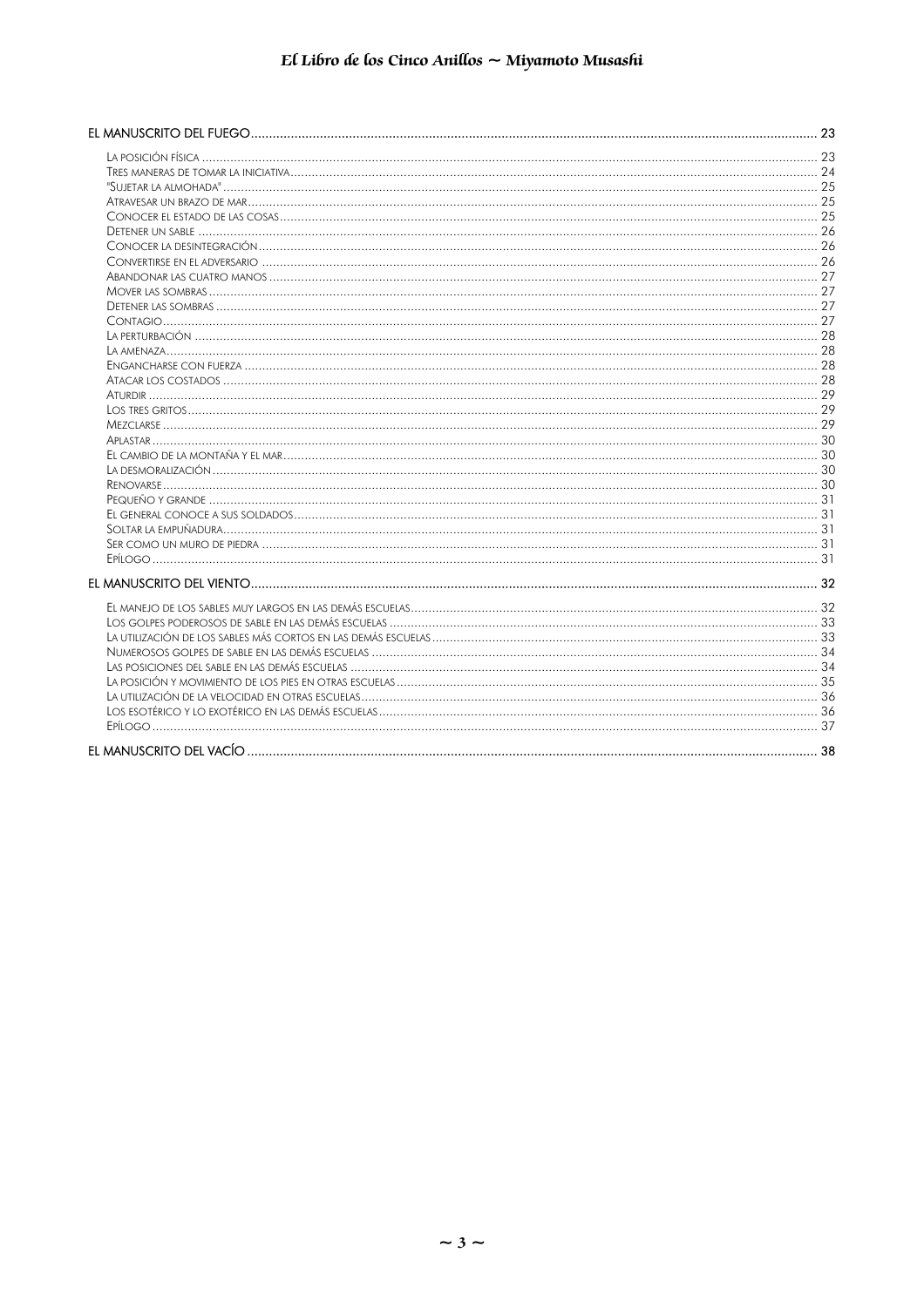EL MANUSCRITO DEL FUEGO ........................................................ 23

- La posición física ........................................................ 23
- Tres maneras de tomar la iniciativa ........................................................ 24
- "Sujetar la almohada" ........................................................ 25
- Atravesar un brazo de mar ........................................................ 25
- Conocer el estado de las cosas ........................................................ 25
- Detener un sable ........................................................ 26
- Conocer la desintegración ........................................................ 26
- Convertirse en el adversario ........................................................ 26
- Abandonar las cuatro manos ........................................................ 27
- Mover las sombras ........................................................ 27
- Detener las sombras ........................................................ 27
- Contagio ........................................................ 27
- La perturbación ........................................................ 28
- La amenaza ........................................................ 28
- Engancharse con fuerza ........................................................ 28
- Atacar los costados ........................................................ 28
- Aturdir ........................................................ 29
- Los tres gritos ........................................................ 29
- Mezclarse ........................................................ 29
- Aplastar ........................................................ 30
- El cambio de la montaña y el mar ........................................................ 30
- La desmoralización ........................................................ 30
- Renovarse ........................................................ 30
- Pequeño y grande ........................................................ 31
- El general conoce a sus soldados ........................................................ 31
- Soltar la empuñadura ........................................................ 31
- Ser como un muro de piedra ........................................................ 31
- Epílogo ........................................................ 31

EL MANUSCRITO DEL VIENTO ........................................................ 32

- El manejo de los sables muy largos en las demás escuelas ........................................................ 32
- Los golpes poderosos de sable en las demás escuelas ........................................................ 33
- La utilización de los sables más cortos en las demás escuelas ........................................................ 33
- Numerosos golpes de sable en las demás escuelas ........................................................ 34
- Las posiciones del sable en las demás escuelas ........................................................ 34
- La posición y movimiento de los pies en otras escuelas ........................................................ 35
- La utilización de la velocidad en otras escuelas ........................................................ 36
- Los esotérico y lo exotérico en las demás escuelas ........................................................ 36
- Epílogo ........................................................ 37

EL MANUSCRITO DEL VACÍO ........................................................ 38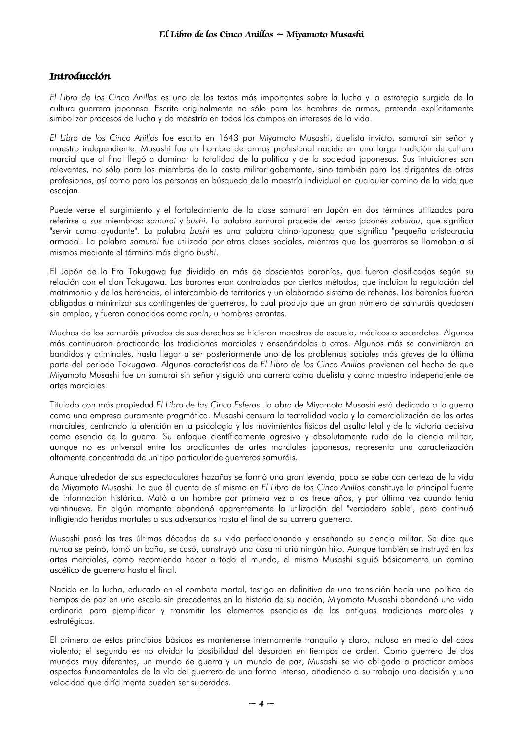## Introducción

*El Libro de los Cinco Anillos* es uno de los textos más importantes sobre la lucha y la estrategia surgido de la cultura guerrera japonesa. Escrito originalmente no sólo para los hombres de armas, pretende explícitamente simbolizar procesos de lucha y de maestría en todos los campos en intereses de la vida.

*El Libro de los Cinco Anillos* fue escrito en 1643 por Miyamoto Musashi, duelista invicto, samurai sin señor y maestro independiente. Musashi fue un hombre de armas profesional nacido en una larga tradición de cultura marcial que al final llegó a dominar la totalidad de la política y de la sociedad japonesas. Sus intuiciones son relevantes, no sólo para los miembros de la casta militar gobernante, sino también para los dirigentes de otras profesiones, así como para las personas en búsqueda de la maestría individual en cualquier camino de la vida que escojan.

Puede verse el surgimiento y el fortalecimiento de la clase samurai en Japón en dos términos utilizados para referirse a sus miembros: *samurai* y *bushi*. La palabra samurai procede del verbo japonés *saburau*, que significa "servir como ayudante". La palabra *bushi* es una palabra chino-japonesa que significa "pequeña aristocracia armada". La palabra *samurai* fue utilizada por otras clases sociales, mientras que los guerreros se llamaban a sí mismos mediante el término más digno *bushi*.

El Japón de la Era Tokugawa fue dividido en más de doscientas baronías, que fueron clasificadas según su relación con el clan Tokugawa. Los barones eran controlados por ciertos métodos, que incluían la regulación del matrimonio y de las herencias, el intercambio de territorios y un elaborado sistema de rehenes. Las baronías fueron obligadas a minimizar sus contingentes de guerreros, lo cual produjo que un gran número de samuráis quedasen sin empleo, y fueron conocidos como *ronin*, u hombres errantes.

Muchos de los samuráis privados de sus derechos se hicieron maestros de escuela, médicos o sacerdotes. Algunos más continuaron practicando las tradiciones marciales y enseñándolas a otros. Algunos más se convirtieron en bandidos y criminales, hasta llegar a ser posteriormente uno de los problemas sociales más graves de la última parte del periodo Tokugawa. Algunas características de *El Libro de los Cinco Anillos* provienen del hecho de que Miyamoto Musashi fue un samurai sin señor y siguió una carrera como duelista y como maestro independiente de artes marciales.

Titulado con más propiedad *El Libro de las Cinco Esferas*, la obra de Miyamoto Musashi está dedicada a la guerra como una empresa puramente pragmática. Musashi censura la teatralidad vacía y la comercialización de las artes marciales, centrando la atención en la psicología y los movimientos físicos del asalto letal y de la victoria decisiva como esencia de la guerra. Su enfoque científicamente agresivo y absolutamente rudo de la ciencia militar, aunque no es universal entre los practicantes de artes marciales japonesas, representa una caracterización altamente concentrada de un tipo particular de guerreros samuráis.

Aunque alrededor de sus espectaculares hazañas se formó una gran leyenda, poco se sabe con certeza de la vida de Miyamoto Musashi. Lo que él cuenta de sí mismo en *El Libro de los Cinco Anillos* constituye la principal fuente de información histórica. Mató a un hombre por primera vez a los trece años, y por última vez cuando tenía veintinueve. En algún momento abandonó aparentemente la utilización del "verdadero sable", pero continuó infligiendo heridas mortales a sus adversarios hasta el final de su carrera guerrera.

Musashi pasó las tres últimas décadas de su vida perfeccionando y enseñando su ciencia militar. Se dice que nunca se peinó, tomó un baño, se casó, construyó una casa ni crió ningún hijo. Aunque también se instruyó en las artes marciales, como recomienda hacer a todo el mundo, el mismo Musashi siguió básicamente un camino ascético de guerrero hasta el final.

Nacido en la lucha, educado en el combate mortal, testigo en definitiva de una transición hacia una política de tiempos de paz en una escala sin precedentes en la historia de su nación, Miyamoto Musashi abandonó una vida ordinaria para ejemplificar y transmitir los elementos esenciales de las antiguas tradiciones marciales y estratégicas.

El primero de estos principios básicos es mantenerse internamente tranquilo y claro, incluso en medio del caos violento; el segundo es no olvidar la posibilidad del desorden en tiempos de orden. Como guerrero de dos mundos muy diferentes, un mundo de guerra y un mundo de paz, Musashi se vio obligado a practicar ambos aspectos fundamentales de la vía del guerrero de una forma intensa, añadiendo a su trabajo una decisión y una velocidad que difícilmente pueden ser superadas.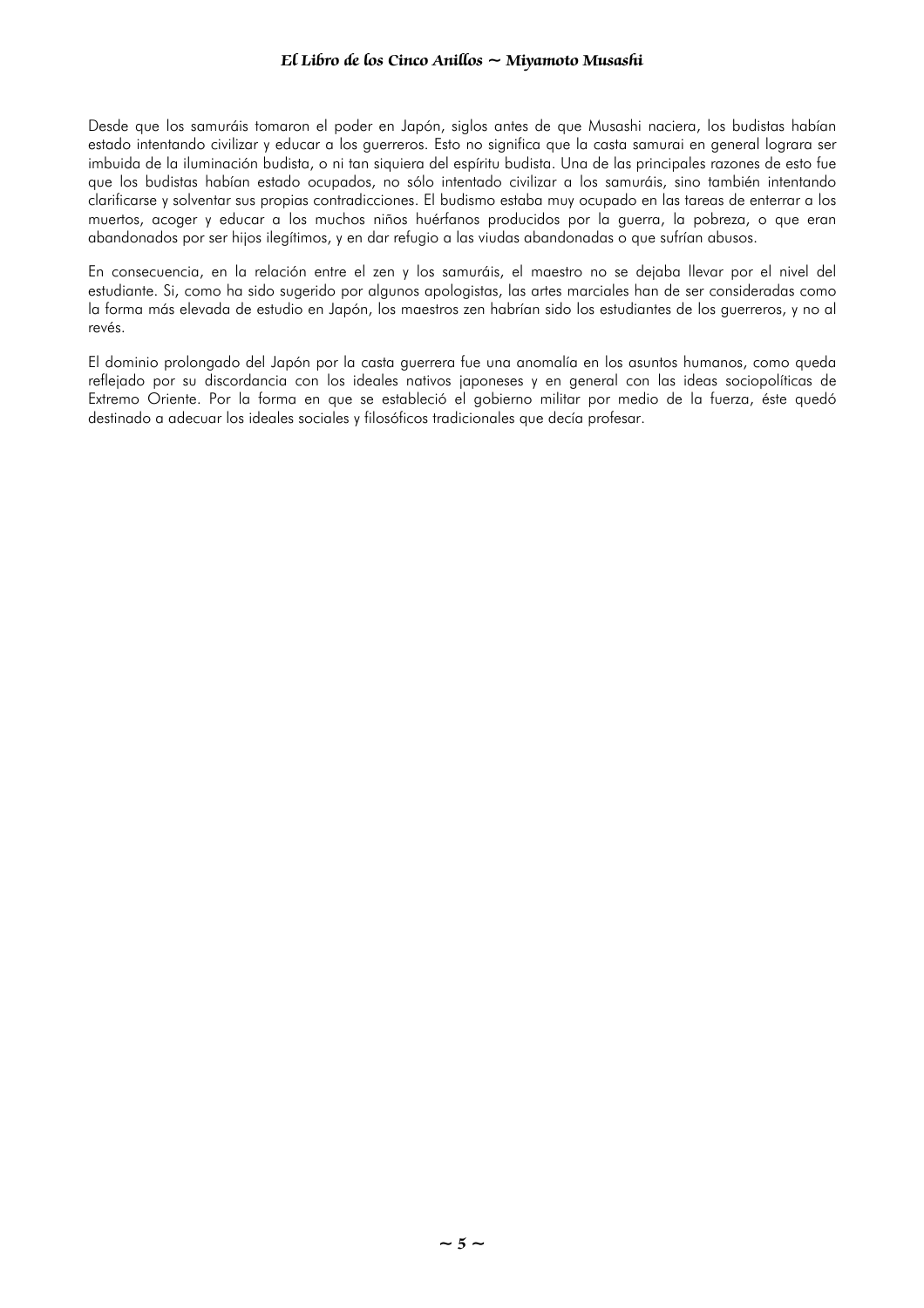Desde que los samuráis tomaron el poder en Japón, siglos antes de que Musashi naciera, los budistas habían estado intentando civilizar y educar a los guerreros. Esto no significa que la casta samurai en general lograra ser imbuida de la iluminación budista, o ni tan siquiera del espíritu budista. Una de las principales razones de esto fue que los budistas habían estado ocupados, no sólo intentado civilizar a los samuráis, sino también intentando clarificarse y solventar sus propias contradicciones. El budismo estaba muy ocupado en las tareas de enterrar a los muertos, acoger y educar a los muchos niños huérfanos producidos por la guerra, la pobreza, o que eran abandonados por ser hijos ilegítimos, y en dar refugio a las viudas abandonadas o que sufrían abusos.

En consecuencia, en la relación entre el zen y los samuráis, el maestro no se dejaba llevar por el nivel del estudiante. Si, como ha sido sugerido por algunos apologistas, las artes marciales han de ser consideradas como la forma más elevada de estudio en Japón, los maestros zen habrían sido los estudiantes de los guerreros, y no al revés.

El dominio prolongado del Japón por la casta guerrera fue una anomalía en los asuntos humanos, como queda reflejado por su discordancia con los ideales nativos japoneses y en general con las ideas sociopolíticas de Extremo Oriente. Por la forma en que se estableció el gobierno militar por medio de la fuerza, éste quedó destinado a adecuar los ideales sociales y filosóficos tradicionales que decía profesar.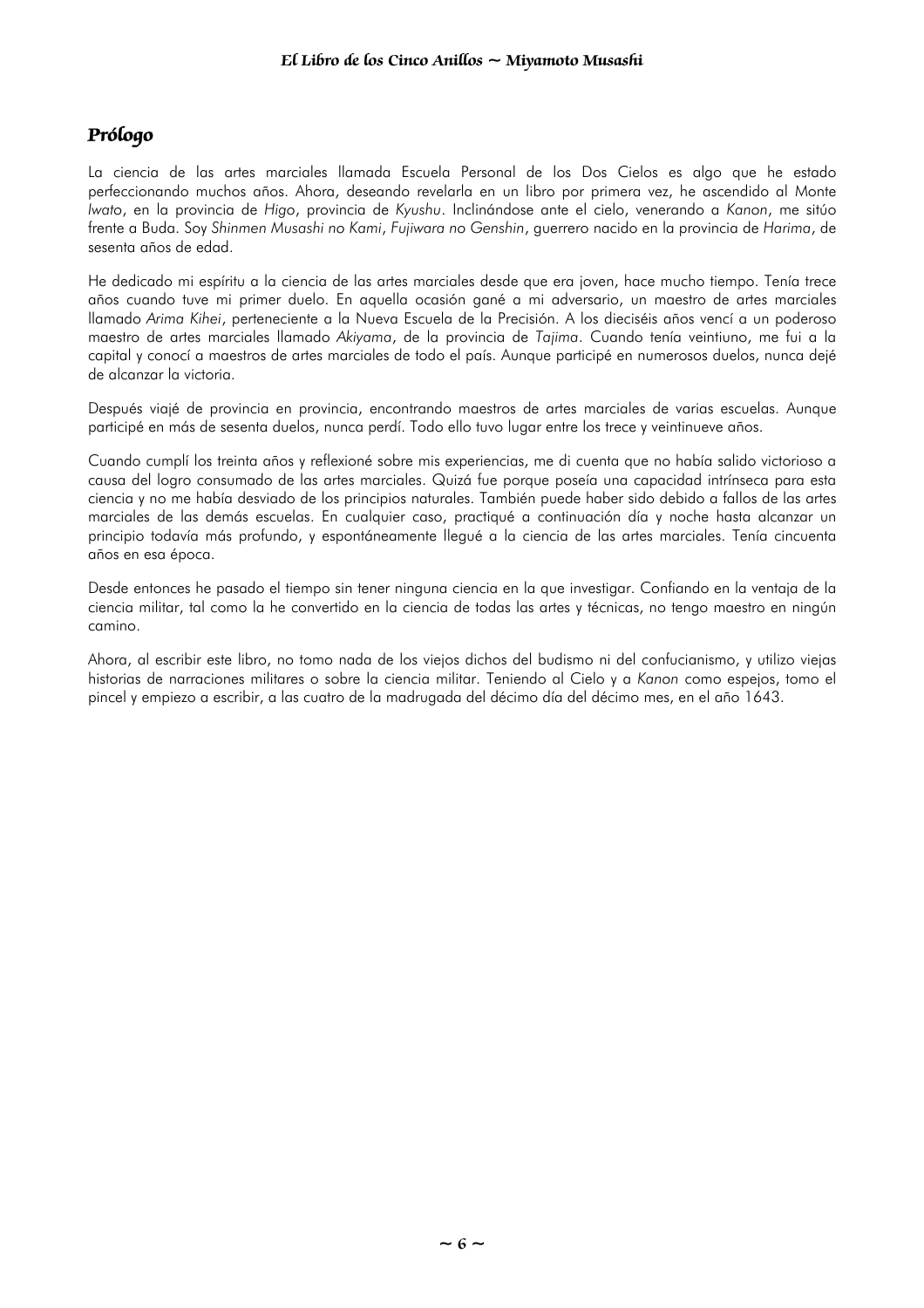## Prólogo

La ciencia de las artes marciales llamada Escuela Personal de los Dos Cielos es algo que he estado perfeccionando muchos años. Ahora, deseando revelarla en un libro por primera vez, he ascendido al Monte *Iwato*, en la provincia de *Higo*, provincia de *Kyushu*. Inclinándose ante el cielo, venerando a *Kanon*, me sitúo frente a Buda. Soy *Shinmen Musashi no Kami*, *Fujiwara no Genshin*, guerrero nacido en la provincia de *Harima*, de sesenta años de edad.

He dedicado mi espíritu a la ciencia de las artes marciales desde que era joven, hace mucho tiempo. Tenía trece años cuando tuve mi primer duelo. En aquella ocasión gané a mi adversario, un maestro de artes marciales llamado *Arima Kihei*, perteneciente a la Nueva Escuela de la Precisión. A los dieciséis años vencí a un poderoso maestro de artes marciales llamado *Akiyama*, de la provincia de *Tajima*. Cuando tenía veintiuno, me fui a la capital y conocí a maestros de artes marciales de todo el país. Aunque participé en numerosos duelos, nunca dejé de alcanzar la victoria.

Después viajé de provincia en provincia, encontrando maestros de artes marciales de varias escuelas. Aunque participé en más de sesenta duelos, nunca perdí. Todo ello tuvo lugar entre los trece y veintinueve años.

Cuando cumplí los treinta años y reflexioné sobre mis experiencias, me di cuenta que no había salido victorioso a causa del logro consumado de las artes marciales. Quizá fue porque poseía una capacidad intrínseca para esta ciencia y no me había desviado de los principios naturales. También puede haber sido debido a fallos de las artes marciales de las demás escuelas. En cualquier caso, practiqué a continuación día y noche hasta alcanzar un principio todavía más profundo, y espontáneamente llegué a la ciencia de las artes marciales. Tenía cincuenta años en esa época.

Desde entonces he pasado el tiempo sin tener ninguna ciencia en la que investigar. Confiando en la ventaja de la ciencia militar, tal como la he convertido en la ciencia de todas las artes y técnicas, no tengo maestro en ningún camino.

Ahora, al escribir este libro, no tomo nada de los viejos dichos del budismo ni del confucianismo, y utilizo viejas historias de narraciones militares o sobre la ciencia militar. Teniendo al Cielo y a *Kanon* como espejos, tomo el pincel y empiezo a escribir, a las cuatro de la madrugada del décimo día del décimo mes, en el año 1643.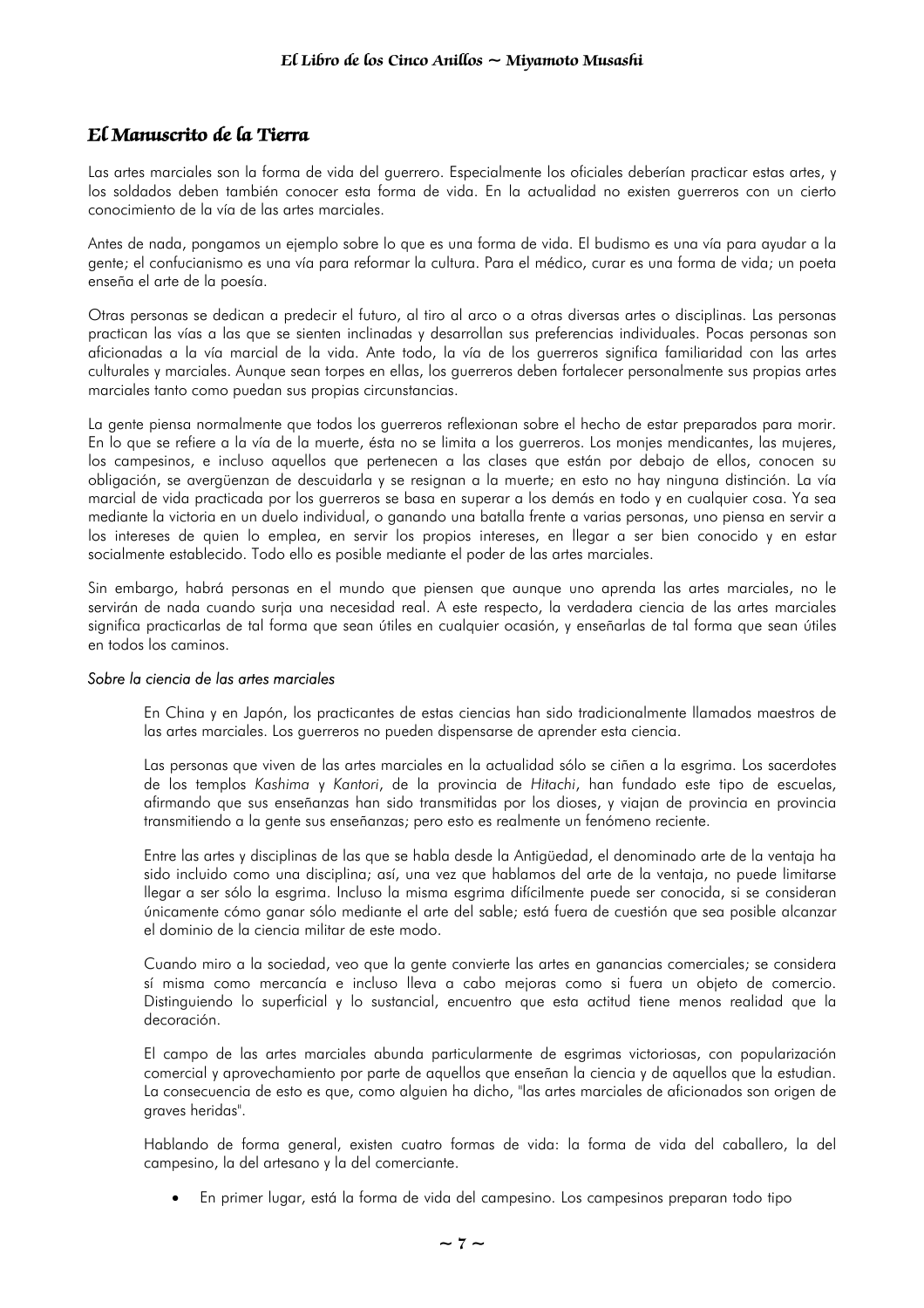## El Manuscrito de la Tierra

Las artes marciales son la forma de vida del guerrero. Especialmente los oficiales deberían practicar estas artes, y los soldados deben también conocer esta forma de vida. En la actualidad no existen guerreros con un cierto conocimiento de la vía de las artes marciales.

Antes de nada, pongamos un ejemplo sobre lo que es una forma de vida. El budismo es una vía para ayudar a la gente; el confucianismo es una vía para reformar la cultura. Para el médico, curar es una forma de vida; un poeta enseña el arte de la poesía.

Otras personas se dedican a predecir el futuro, al tiro al arco o a otras diversas artes o disciplinas. Las personas practican las vías a las que se sienten inclinadas y desarrollan sus preferencias individuales. Pocas personas son aficionadas a la vía marcial de la vida. Ante todo, la vía de los guerreros significa familiaridad con las artes culturales y marciales. Aunque sean torpes en ellas, los guerreros deben fortalecer personalmente sus propias artes marciales tanto como puedan sus propias circunstancias.

La gente piensa normalmente que todos los guerreros reflexionan sobre el hecho de estar preparados para morir. En lo que se refiere a la vía de la muerte, ésta no se limita a los guerreros. Los monjes mendicantes, las mujeres, los campesinos, e incluso aquellos que pertenecen a las clases que están por debajo de ellos, conocen su obligación, se avergüenzan de descuidarla y se resignan a la muerte; en esto no hay ninguna distinción. La vía marcial de vida practicada por los guerreros se basa en superar a los demás en todo y en cualquier cosa. Ya sea mediante la victoria en un duelo individual, o ganando una batalla frente a varias personas, uno piensa en servir a los intereses de quien lo emplea, en servir los propios intereses, en llegar a ser bien conocido y en estar socialmente establecido. Todo ello es posible mediante el poder de las artes marciales.

Sin embargo, habrá personas en el mundo que piensen que aunque uno aprenda las artes marciales, no le servirán de nada cuando surja una necesidad real. A este respecto, la verdadera ciencia de las artes marciales significa practicarlas de tal forma que sean útiles en cualquier ocasión, y enseñarlas de tal forma que sean útiles en todos los caminos.

*Sobre la ciencia de las artes marciales*

En China y en Japón, los practicantes de estas ciencias han sido tradicionalmente llamados maestros de las artes marciales. Los guerreros no pueden dispensarse de aprender esta ciencia.

Las personas que viven de las artes marciales en la actualidad sólo se ciñen a la esgrima. Los sacerdotes de los templos *Kashima* y *Kantori*, de la provincia de *Hitachi*, han fundado este tipo de escuelas, afirmando que sus enseñanzas han sido transmitidas por los dioses, y viajan de provincia en provincia transmitiendo a la gente sus enseñanzas; pero esto es realmente un fenómeno reciente.

Entre las artes y disciplinas de las que se habla desde la Antigüedad, el denominado arte de la ventaja ha sido incluido como una disciplina; así, una vez que hablamos del arte de la ventaja, no puede limitarse llegar a ser sólo la esgrima. Incluso la misma esgrima difícilmente puede ser conocida, si se consideran únicamente cómo ganar sólo mediante el arte del sable; está fuera de cuestión que sea posible alcanzar el dominio de la ciencia militar de este modo.

Cuando miro a la sociedad, veo que la gente convierte las artes en ganancias comerciales; se considera sí misma como mercancía e incluso lleva a cabo mejoras como si fuera un objeto de comercio. Distinguiendo lo superficial y lo sustancial, encuentro que esta actitud tiene menos realidad que la decoración.

El campo de las artes marciales abunda particularmente de esgrimas victoriosas, con popularización comercial y aprovechamiento por parte de aquellos que enseñan la ciencia y de aquellos que la estudian. La consecuencia de esto es que, como alguien ha dicho, "las artes marciales de aficionados son origen de graves heridas".

Hablando de forma general, existen cuatro formas de vida: la forma de vida del caballero, la del campesino, la del artesano y la del comerciante.

- En primer lugar, está la forma de vida del campesino. Los campesinos preparan todo tipo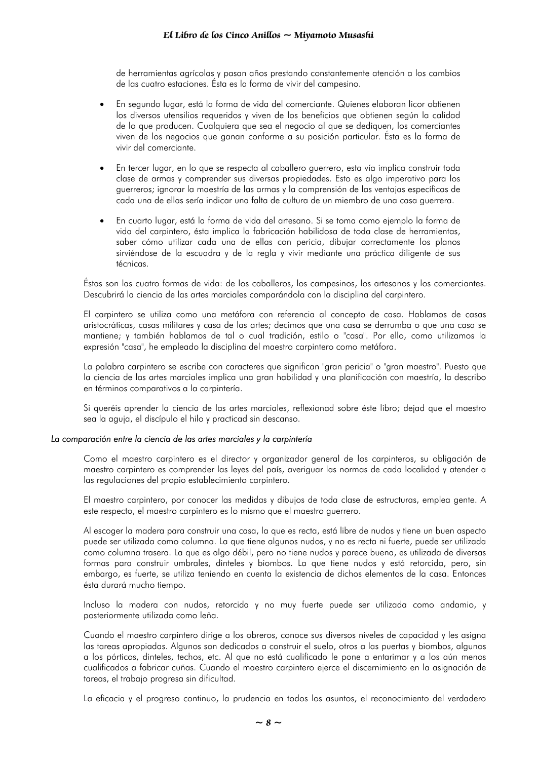de herramientas agrícolas y pasan años prestando constantemente atención a los cambios de las cuatro estaciones. Ésta es la forma de vivir del campesino.

- En segundo lugar, está la forma de vida del comerciante. Quienes elaboran licor obtienen los diversos utensilios requeridos y viven de los beneficios que obtienen según la calidad de lo que producen. Cualquiera que sea el negocio al que se dediquen, los comerciantes viven de los negocios que ganan conforme a su posición particular. Ésta es la forma de vivir del comerciante.

- En tercer lugar, en lo que se respecta al caballero guerrero, esta vía implica construir toda clase de armas y comprender sus diversas propiedades. Esto es algo imperativo para los guerreros; ignorar la maestría de las armas y la comprensión de las ventajas específicas de cada una de ellas sería indicar una falta de cultura de un miembro de una casa guerrera.

- En cuarto lugar, está la forma de vida del artesano. Si se toma como ejemplo la forma de vida del carpintero, ésta implica la fabricación habilidosa de toda clase de herramientas, saber cómo utilizar cada una de ellas con pericia, dibujar correctamente los planos sirviéndose de la escuadra y de la regla y vivir mediante una práctica diligente de sus técnicas.

Éstas son las cuatro formas de vida: de los caballeros, los campesinos, los artesanos y los comerciantes. Descubrirá la ciencia de las artes marciales comparándola con la disciplina del carpintero.

El carpintero se utiliza como una metáfora con referencia al concepto de casa. Hablamos de casas aristocráticas, casas militares y casa de las artes; decimos que una casa se derrumba o que una casa se mantiene; y también hablamos de tal o cual tradición, estilo o "casa". Por ello, como utilizamos la expresión "casa", he empleado la disciplina del maestro carpintero como metáfora.

La palabra carpintero se escribe con caracteres que significan "gran pericia" o "gran maestro". Puesto que la ciencia de las artes marciales implica una gran habilidad y una planificación con maestría, la describo en términos comparativos a la carpintería.

Si queréis aprender la ciencia de las artes marciales, reflexionad sobre éste libro; dejad que el maestro sea la aguja, el discípulo el hilo y practicad sin descanso.

*La comparación entre la ciencia de las artes marciales y la carpintería*

Como el maestro carpintero es el director y organizador general de los carpinteros, su obligación de maestro carpintero es comprender las leyes del país, averiguar las normas de cada localidad y atender a las regulaciones del propio establecimiento carpintero.

El maestro carpintero, por conocer las medidas y dibujos de toda clase de estructuras, emplea gente. A este respecto, el maestro carpintero es lo mismo que el maestro guerrero.

Al escoger la madera para construir una casa, la que es recta, está libre de nudos y tiene un buen aspecto puede ser utilizada como columna. La que tiene algunos nudos, y no es recta ni fuerte, puede ser utilizada como columna trasera. La que es algo débil, pero no tiene nudos y parece buena, es utilizada de diversas formas para construir umbrales, dinteles y biombos. La que tiene nudos y está retorcida, pero, sin embargo, es fuerte, se utiliza teniendo en cuenta la existencia de dichos elementos de la casa. Entonces ésta durará mucho tiempo.

Incluso la madera con nudos, retorcida y no muy fuerte puede ser utilizada como andamio, y posteriormente utilizada como leña.

Cuando el maestro carpintero dirige a los obreros, conoce sus diversos niveles de capacidad y les asigna las tareas apropiadas. Algunos son dedicados a construir el suelo, otros a las puertas y biombos, algunos a los pórticos, dinteles, techos, etc. Al que no está cualificado le pone a entarimar y a los aún menos cualificados a fabricar cuñas. Cuando el maestro carpintero ejerce el discernimiento en la asignación de tareas, el trabajo progresa sin dificultad.

La eficacia y el progreso continuo, la prudencia en todos los asuntos, el reconocimiento del verdadero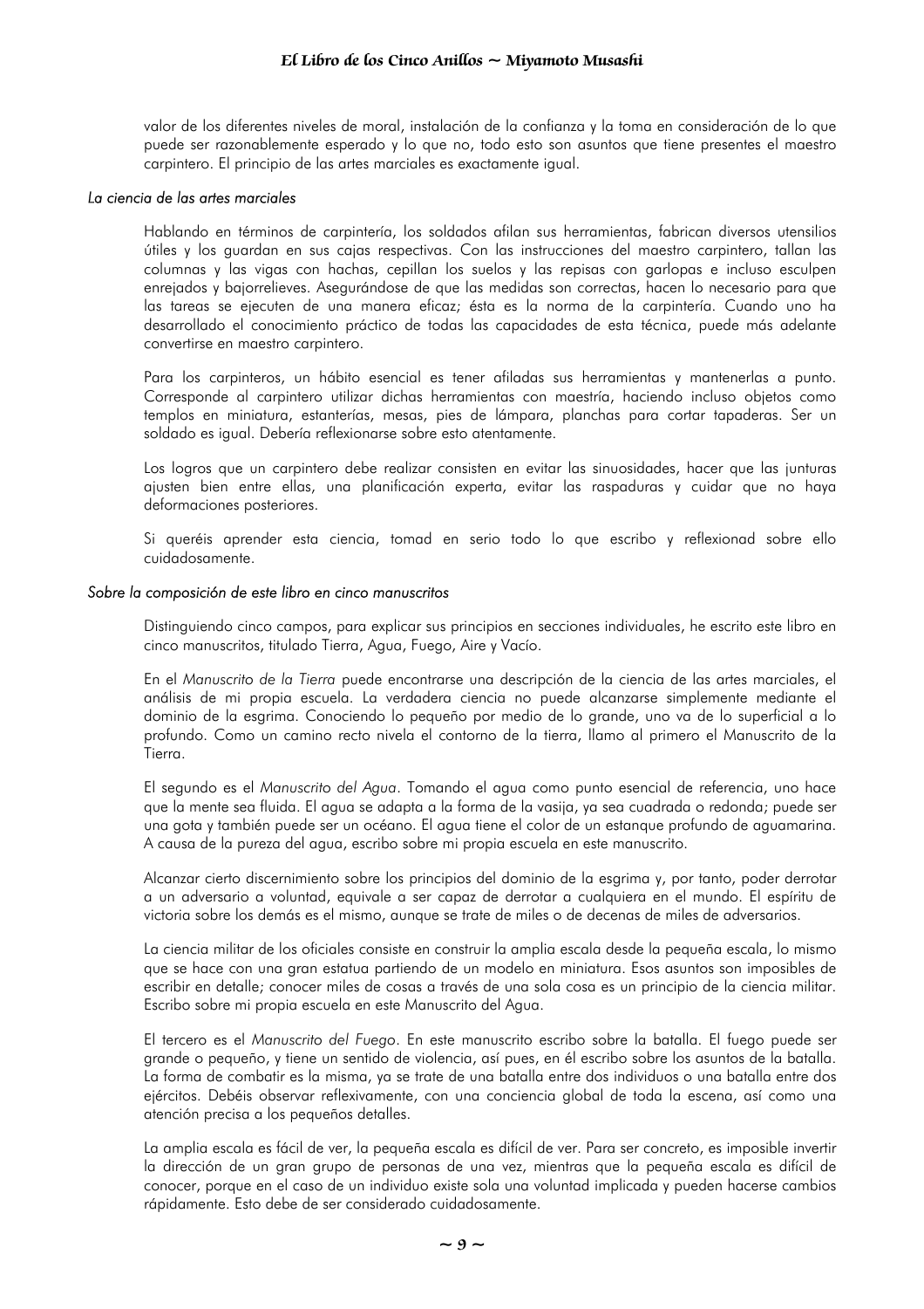valor de los diferentes niveles de moral, instalación de la confianza y la toma en consideración de lo que puede ser razonablemente esperado y lo que no, todo esto son asuntos que tiene presentes el maestro carpintero. El principio de las artes marciales es exactamente igual.

*La ciencia de las artes marciales*

Hablando en términos de carpintería, los soldados afilan sus herramientas, fabrican diversos utensilios útiles y los guardan en sus cajas respectivas. Con las instrucciones del maestro carpintero, tallan las columnas y las vigas con hachas, cepillan los suelos y las repisas con garlopas e incluso esculpen enrejados y bajorrelieves. Asegurándose de que las medidas son correctas, hacen lo necesario para que las tareas se ejecuten de una manera eficaz; ésta es la norma de la carpintería. Cuando uno ha desarrollado el conocimiento práctico de todas las capacidades de esta técnica, puede más adelante convertirse en maestro carpintero.

Para los carpinteros, un hábito esencial es tener afiladas sus herramientas y mantenerlas a punto. Corresponde al carpintero utilizar dichas herramientas con maestría, haciendo incluso objetos como templos en miniatura, estanterías, mesas, pies de lámpara, planchas para cortar tapaderas. Ser un soldado es igual. Debería reflexionarse sobre esto atentamente.

Los logros que un carpintero debe realizar consisten en evitar las sinuosidades, hacer que las junturas ajusten bien entre ellas, una planificación experta, evitar las raspaduras y cuidar que no haya deformaciones posteriores.

Si queréis aprender esta ciencia, tomad en serio todo lo que escribo y reflexionad sobre ello cuidadosamente.

*Sobre la composición de este libro en cinco manuscritos*

Distinguiendo cinco campos, para explicar sus principios en secciones individuales, he escrito este libro en cinco manuscritos, titulado Tierra, Agua, Fuego, Aire y Vacío.

En el *Manuscrito de la Tierra* puede encontrarse una descripción de la ciencia de las artes marciales, el análisis de mi propia escuela. La verdadera ciencia no puede alcanzarse simplemente mediante el dominio de la esgrima. Conociendo lo pequeño por medio de lo grande, uno va de lo superficial a lo profundo. Como un camino recto nivela el contorno de la tierra, llamo al primero el Manuscrito de la Tierra.

El segundo es el *Manuscrito del Agua*. Tomando el agua como punto esencial de referencia, uno hace que la mente sea fluida. El agua se adapta a la forma de la vasija, ya sea cuadrada o redonda; puede ser una gota y también puede ser un océano. El agua tiene el color de un estanque profundo de aguamarina. A causa de la pureza del agua, escribo sobre mi propia escuela en este manuscrito.

Alcanzar cierto discernimiento sobre los principios del dominio de la esgrima y, por tanto, poder derrotar a un adversario a voluntad, equivale a ser capaz de derrotar a cualquiera en el mundo. El espíritu de victoria sobre los demás es el mismo, aunque se trate de miles o de decenas de miles de adversarios.

La ciencia militar de los oficiales consiste en construir la amplia escala desde la pequeña escala, lo mismo que se hace con una gran estatua partiendo de un modelo en miniatura. Esos asuntos son imposibles de escribir en detalle; conocer miles de cosas a través de una sola cosa es un principio de la ciencia militar. Escribo sobre mi propia escuela en este Manuscrito del Agua.

El tercero es el *Manuscrito del Fuego*. En este manuscrito escribo sobre la batalla. El fuego puede ser grande o pequeño, y tiene un sentido de violencia, así pues, en él escribo sobre los asuntos de la batalla. La forma de combatir es la misma, ya se trate de una batalla entre dos individuos o una batalla entre dos ejércitos. Debéis observar reflexivamente, con una conciencia global de toda la escena, así como una atención precisa a los pequeños detalles.

La amplia escala es fácil de ver, la pequeña escala es difícil de ver. Para ser concreto, es imposible invertir la dirección de un gran grupo de personas de una vez, mientras que la pequeña escala es difícil de conocer, porque en el caso de un individuo existe sola una voluntad implicada y pueden hacerse cambios rápidamente. Esto debe de ser considerado cuidadosamente.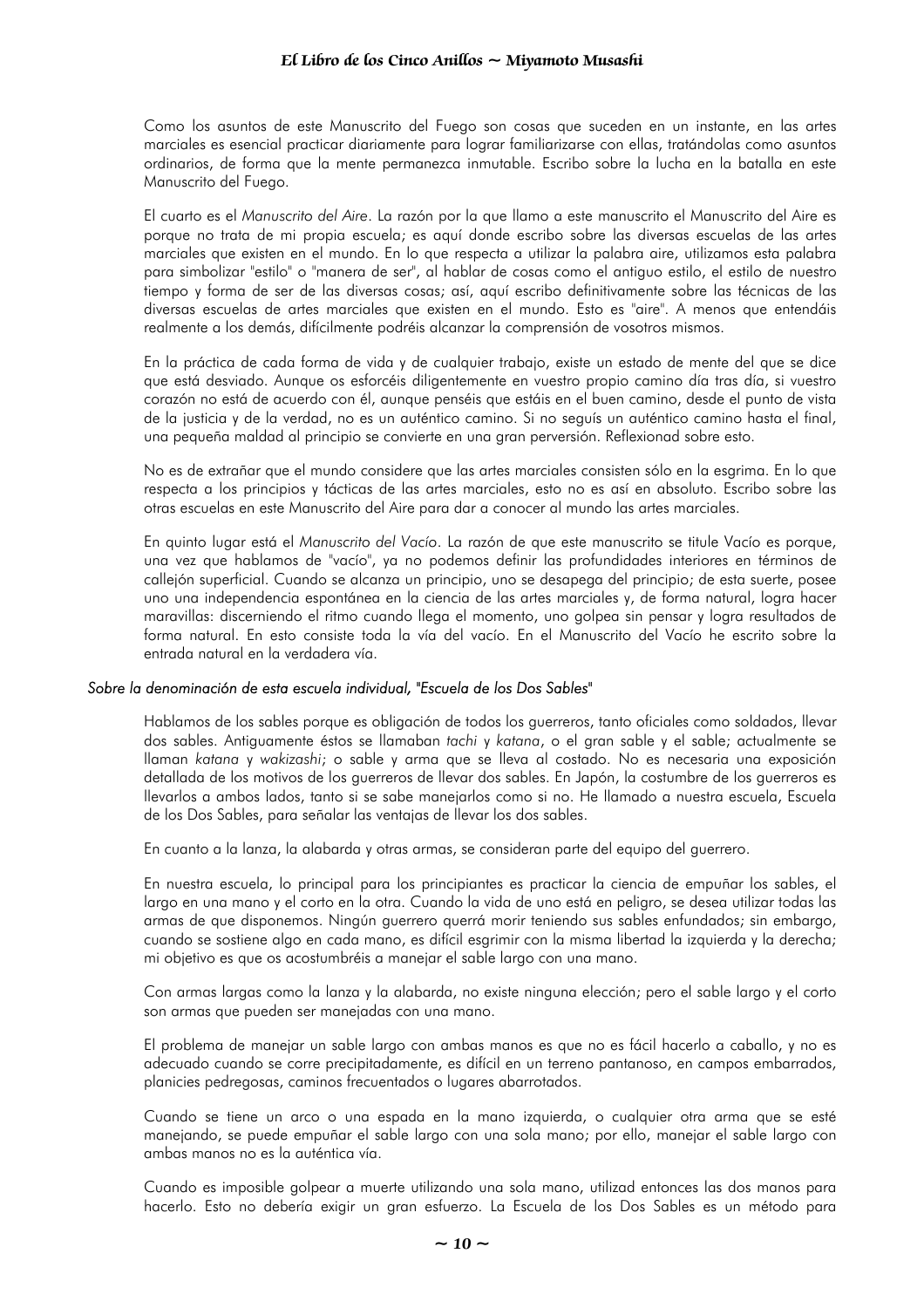Como los asuntos de este Manuscrito del Fuego son cosas que suceden en un instante, en las artes marciales es esencial practicar diariamente para lograr familiarizarse con ellas, tratándolas como asuntos ordinarios, de forma que la mente permanezca inmutable. Escribo sobre la lucha en la batalla en este Manuscrito del Fuego.

El cuarto es el *Manuscrito del Aire*. La razón por la que llamo a este manuscrito el Manuscrito del Aire es porque no trata de mi propia escuela; es aquí donde escribo sobre las diversas escuelas de las artes marciales que existen en el mundo. En lo que respecta a utilizar la palabra aire, utilizamos esta palabra para simbolizar "estilo" o "manera de ser", al hablar de cosas como el antiguo estilo, el estilo de nuestro tiempo y forma de ser de las diversas cosas; así, aquí escribo definitivamente sobre las técnicas de las diversas escuelas de artes marciales que existen en el mundo. Esto es "aire". A menos que entendáis realmente a los demás, difícilmente podréis alcanzar la comprensión de vosotros mismos.

En la práctica de cada forma de vida y de cualquier trabajo, existe un estado de mente del que se dice que está desviado. Aunque os esforcéis diligentemente en vuestro propio camino día tras día, si vuestro corazón no está de acuerdo con él, aunque penséis que estáis en el buen camino, desde el punto de vista de la justicia y de la verdad, no es un auténtico camino. Si no seguís un auténtico camino hasta el final, una pequeña maldad al principio se convierte en una gran perversión. Reflexionad sobre esto.

No es de extrañar que el mundo considere que las artes marciales consisten sólo en la esgrima. En lo que respecta a los principios y tácticas de las artes marciales, esto no es así en absoluto. Escribo sobre las otras escuelas en este Manuscrito del Aire para dar a conocer al mundo las artes marciales.

En quinto lugar está el *Manuscrito del Vacío*. La razón de que este manuscrito se titule Vacío es porque, una vez que hablamos de "vacío", ya no podemos definir las profundidades interiores en términos de callejón superficial. Cuando se alcanza un principio, uno se desapega del principio; de esta suerte, posee uno una independencia espontánea en la ciencia de las artes marciales y, de forma natural, logra hacer maravillas: discerniendo el ritmo cuando llega el momento, uno golpea sin pensar y logra resultados de forma natural. En esto consiste toda la vía del vacío. En el Manuscrito del Vacío he escrito sobre la entrada natural en la verdadera vía.

*Sobre la denominación de esta escuela individual, "Escuela de los Dos Sables"*

Hablamos de los sables porque es obligación de todos los guerreros, tanto oficiales como soldados, llevar dos sables. Antiguamente éstos se llamaban *tachi* y *katana*, o el gran sable y el sable; actualmente se llaman *katana* y *wakizashi*; o sable y arma que se lleva al costado. No es necesaria una exposición detallada de los motivos de los guerreros de llevar dos sables. En Japón, la costumbre de los guerreros es llevarlos a ambos lados, tanto si se sabe manejarlos como si no. He llamado a nuestra escuela, Escuela de los Dos Sables, para señalar las ventajas de llevar los dos sables.

En cuanto a la lanza, la alabarda y otras armas, se consideran parte del equipo del guerrero.

En nuestra escuela, lo principal para los principiantes es practicar la ciencia de empuñar los sables, el largo en una mano y el corto en la otra. Cuando la vida de uno está en peligro, se desea utilizar todas las armas de que disponemos. Ningún guerrero querrá morir teniendo sus sables enfundados; sin embargo, cuando se sostiene algo en cada mano, es difícil esgrimir con la misma libertad la izquierda y la derecha; mi objetivo es que os acostumbréis a manejar el sable largo con una mano.

Con armas largas como la lanza y la alabarda, no existe ninguna elección; pero el sable largo y el corto son armas que pueden ser manejadas con una mano.

El problema de manejar un sable largo con ambas manos es que no es fácil hacerlo a caballo, y no es adecuado cuando se corre precipitadamente, es difícil en un terreno pantanoso, en campos embarrados, planicies pedregosas, caminos frecuentados o lugares abarrotados.

Cuando se tiene un arco o una espada en la mano izquierda, o cualquier otra arma que se esté manejando, se puede empuñar el sable largo con una sola mano; por ello, manejar el sable largo con ambas manos no es la auténtica vía.

Cuando es imposible golpear a muerte utilizando una sola mano, utilizad entonces las dos manos para hacerlo. Esto no debería exigir un gran esfuerzo. La Escuela de los Dos Sables es un método para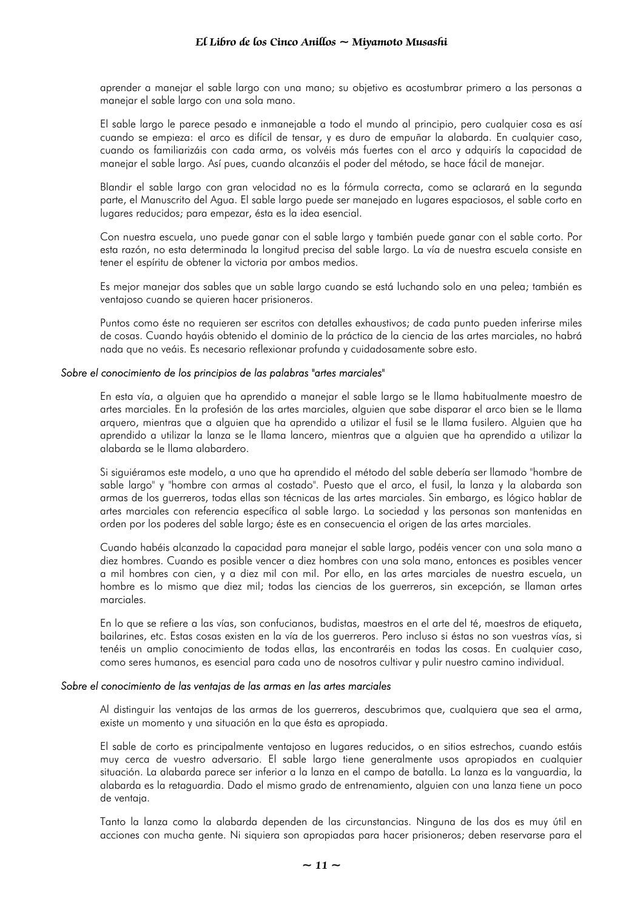aprender a manejar el sable largo con una mano; su objetivo es acostumbrar primero a las personas a manejar el sable largo con una sola mano.

El sable largo le parece pesado e inmanejable a todo el mundo al principio, pero cualquier cosa es así cuando se empieza: el arco es difícil de tensar, y es duro de empuñar la alabarda. En cualquier caso, cuando os familiarizáis con cada arma, os volvéis más fuertes con el arco y adquirís la capacidad de manejar el sable largo. Así pues, cuando alcanzáis el poder del método, se hace fácil de manejar.

Blandir el sable largo con gran velocidad no es la fórmula correcta, como se aclarará en la segunda parte, el Manuscrito del Agua. El sable largo puede ser manejado en lugares espaciosos, el sable corto en lugares reducidos; para empezar, ésta es la idea esencial.

Con nuestra escuela, uno puede ganar con el sable largo y también puede ganar con el sable corto. Por esta razón, no esta determinada la longitud precisa del sable largo. La vía de nuestra escuela consiste en tener el espíritu de obtener la victoria por ambos medios.

Es mejor manejar dos sables que un sable largo cuando se está luchando solo en una pelea; también es ventajoso cuando se quieren hacer prisioneros.

Puntos como éste no requieren ser escritos con detalles exhaustivos; de cada punto pueden inferirse miles de cosas. Cuando hayáis obtenido el dominio de la práctica de la ciencia de las artes marciales, no habrá nada que no veáis. Es necesario reflexionar profunda y cuidadosamente sobre esto.

*Sobre el conocimiento de los principios de las palabras "artes marciales"*

En esta vía, a alguien que ha aprendido a manejar el sable largo se le llama habitualmente maestro de artes marciales. En la profesión de las artes marciales, alguien que sabe disparar el arco bien se le llama arquero, mientras que a alguien que ha aprendido a utilizar el fusil se le llama fusilero. Alguien que ha aprendido a utilizar la lanza se le llama lancero, mientras que a alguien que ha aprendido a utilizar la alabarda se le llama alabardero.

Si siguiéramos este modelo, a uno que ha aprendido el método del sable debería ser llamado "hombre de sable largo" y "hombre con armas al costado". Puesto que el arco, el fusil, la lanza y la alabarda son armas de los guerreros, todas ellas son técnicas de las artes marciales. Sin embargo, es lógico hablar de artes marciales con referencia específica al sable largo. La sociedad y las personas son mantenidas en orden por los poderes del sable largo; éste es en consecuencia el origen de las artes marciales.

Cuando habéis alcanzado la capacidad para manejar el sable largo, podéis vencer con una sola mano a diez hombres. Cuando es posible vencer a diez hombres con una sola mano, entonces es posibles vencer a mil hombres con cien, y a diez mil con mil. Por ello, en las artes marciales de nuestra escuela, un hombre es lo mismo que diez mil; todas las ciencias de los guerreros, sin excepción, se llaman artes marciales.

En lo que se refiere a las vías, son confucianos, budistas, maestros en el arte del té, maestros de etiqueta, bailarines, etc. Estas cosas existen en la vía de los guerreros. Pero incluso si éstas no son vuestras vías, si tenéis un amplio conocimiento de todas ellas, las encontraréis en todas las cosas. En cualquier caso, como seres humanos, es esencial para cada uno de nosotros cultivar y pulir nuestro camino individual.

*Sobre el conocimiento de las ventajas de las armas en las artes marciales*

Al distinguir las ventajas de las armas de los guerreros, descubrimos que, cualquiera que sea el arma, existe un momento y una situación en la que ésta es apropiada.

El sable de corto es principalmente ventajoso en lugares reducidos, o en sitios estrechos, cuando estáis muy cerca de vuestro adversario. El sable largo tiene generalmente usos apropiados en cualquier situación. La alabarda parece ser inferior a la lanza en el campo de batalla. La lanza es la vanguardia, la alabarda es la retaguardia. Dado el mismo grado de entrenamiento, alguien con una lanza tiene un poco de ventaja.

Tanto la lanza como la alabarda dependen de las circunstancias. Ninguna de las dos es muy útil en acciones con mucha gente. Ni siquiera son apropiadas para hacer prisioneros; deben reservarse para el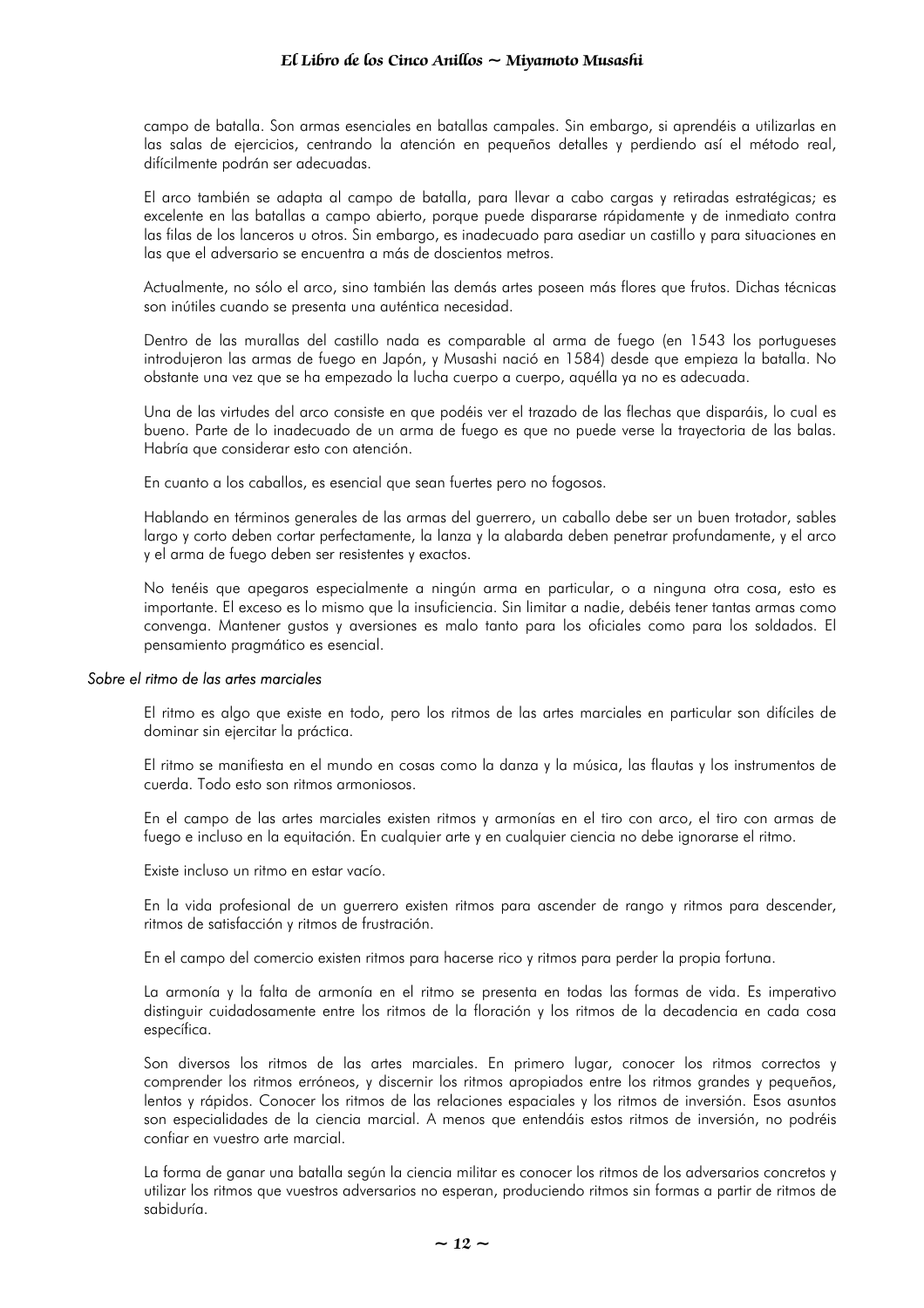campo de batalla. Son armas esenciales en batallas campales. Sin embargo, si aprendéis a utilizarlas en las salas de ejercicios, centrando la atención en pequeños detalles y perdiendo así el método real, difícilmente podrán ser adecuadas.

El arco también se adapta al campo de batalla, para llevar a cabo cargas y retiradas estratégicas; es excelente en las batallas a campo abierto, porque puede dispararse rápidamente y de inmediato contra las filas de los lanceros u otros. Sin embargo, es inadecuado para asediar un castillo y para situaciones en las que el adversario se encuentra a más de doscientos metros.

Actualmente, no sólo el arco, sino también las demás artes poseen más flores que frutos. Dichas técnicas son inútiles cuando se presenta una auténtica necesidad.

Dentro de las murallas del castillo nada es comparable al arma de fuego (en 1543 los portugueses introdujeron las armas de fuego en Japón, y Musashi nació en 1584) desde que empieza la batalla. No obstante una vez que se ha empezado la lucha cuerpo a cuerpo, aquélla ya no es adecuada.

Una de las virtudes del arco consiste en que podéis ver el trazado de las flechas que disparáis, lo cual es bueno. Parte de lo inadecuado de un arma de fuego es que no puede verse la trayectoria de las balas. Habría que considerar esto con atención.

En cuanto a los caballos, es esencial que sean fuertes pero no fogosos.

Hablando en términos generales de las armas del guerrero, un caballo debe ser un buen trotador, sables largo y corto deben cortar perfectamente, la lanza y la alabarda deben penetrar profundamente, y el arco y el arma de fuego deben ser resistentes y exactos.

No tenéis que apegaros especialmente a ningún arma en particular, o a ninguna otra cosa, esto es importante. El exceso es lo mismo que la insuficiencia. Sin limitar a nadie, debéis tener tantas armas como convenga. Mantener gustos y aversiones es malo tanto para los oficiales como para los soldados. El pensamiento pragmático es esencial.

*Sobre el ritmo de las artes marciales*

El ritmo es algo que existe en todo, pero los ritmos de las artes marciales en particular son difíciles de dominar sin ejercitar la práctica.

El ritmo se manifiesta en el mundo en cosas como la danza y la música, las flautas y los instrumentos de cuerda. Todo esto son ritmos armoniosos.

En el campo de las artes marciales existen ritmos y armonías en el tiro con arco, el tiro con armas de fuego e incluso en la equitación. En cualquier arte y en cualquier ciencia no debe ignorarse el ritmo.

Existe incluso un ritmo en estar vacío.

En la vida profesional de un guerrero existen ritmos para ascender de rango y ritmos para descender, ritmos de satisfacción y ritmos de frustración.

En el campo del comercio existen ritmos para hacerse rico y ritmos para perder la propia fortuna.

La armonía y la falta de armonía en el ritmo se presenta en todas las formas de vida. Es imperativo distinguir cuidadosamente entre los ritmos de la floración y los ritmos de la decadencia en cada cosa específica.

Son diversos los ritmos de las artes marciales. En primero lugar, conocer los ritmos correctos y comprender los ritmos erróneos, y discernir los ritmos apropiados entre los ritmos grandes y pequeños, lentos y rápidos. Conocer los ritmos de las relaciones espaciales y los ritmos de inversión. Esos asuntos son especialidades de la ciencia marcial. A menos que entendáis estos ritmos de inversión, no podréis confiar en vuestro arte marcial.

La forma de ganar una batalla según la ciencia militar es conocer los ritmos de los adversarios concretos y utilizar los ritmos que vuestros adversarios no esperan, produciendo ritmos sin formas a partir de ritmos de sabiduría.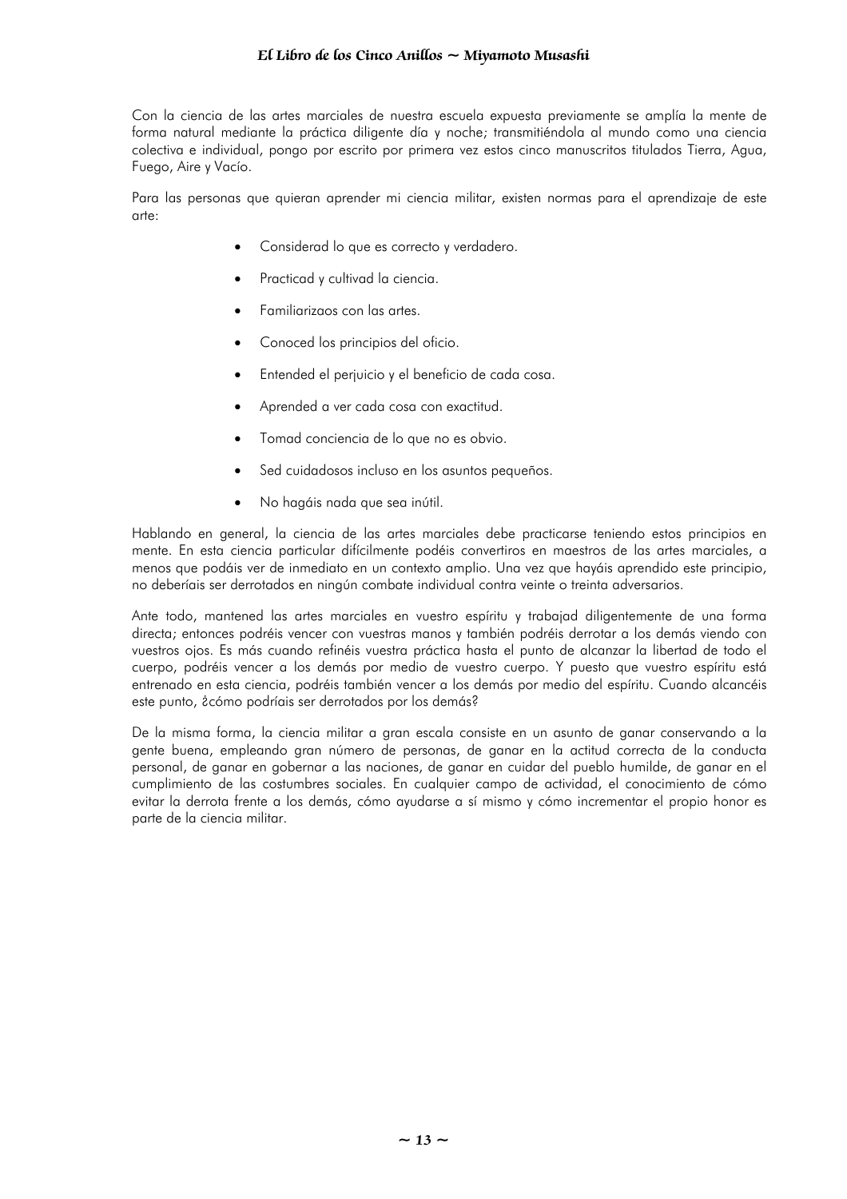Con la ciencia de las artes marciales de nuestra escuela expuesta previamente se amplía la mente de forma natural mediante la práctica diligente día y noche; transmitiéndola al mundo como una ciencia colectiva e individual, pongo por escrito por primera vez estos cinco manuscritos titulados Tierra, Agua, Fuego, Aire y Vacío.

Para las personas que quieran aprender mi ciencia militar, existen normas para el aprendizaje de este arte:

- Considerad lo que es correcto y verdadero.
- Practicad y cultivad la ciencia.
- Familiarizaos con las artes.
- Conoced los principios del oficio.
- Entended el perjuicio y el beneficio de cada cosa.
- Aprended a ver cada cosa con exactitud.
- Tomad conciencia de lo que no es obvio.
- Sed cuidadosos incluso en los asuntos pequeños.
- No hagáis nada que sea inútil.

Hablando en general, la ciencia de las artes marciales debe practicarse teniendo estos principios en mente. En esta ciencia particular difícilmente podéis convertiros en maestros de las artes marciales, a menos que podáis ver de inmediato en un contexto amplio. Una vez que hayáis aprendido este principio, no deberíais ser derrotados en ningún combate individual contra veinte o treinta adversarios.

Ante todo, mantened las artes marciales en vuestro espíritu y trabajad diligentemente de una forma directa; entonces podréis vencer con vuestras manos y también podréis derrotar a los demás viendo con vuestros ojos. Es más cuando refinéis vuestra práctica hasta el punto de alcanzar la libertad de todo el cuerpo, podréis vencer a los demás por medio de vuestro cuerpo. Y puesto que vuestro espíritu está entrenado en esta ciencia, podréis también vencer a los demás por medio del espíritu. Cuando alcancéis este punto, ¿cómo podríais ser derrotados por los demás?

De la misma forma, la ciencia militar a gran escala consiste en un asunto de ganar conservando a la gente buena, empleando gran número de personas, de ganar en la actitud correcta de la conducta personal, de ganar en gobernar a las naciones, de ganar en cuidar del pueblo humilde, de ganar en el cumplimiento de las costumbres sociales. En cualquier campo de actividad, el conocimiento de cómo evitar la derrota frente a los demás, cómo ayudarse a sí mismo y cómo incrementar el propio honor es parte de la ciencia militar.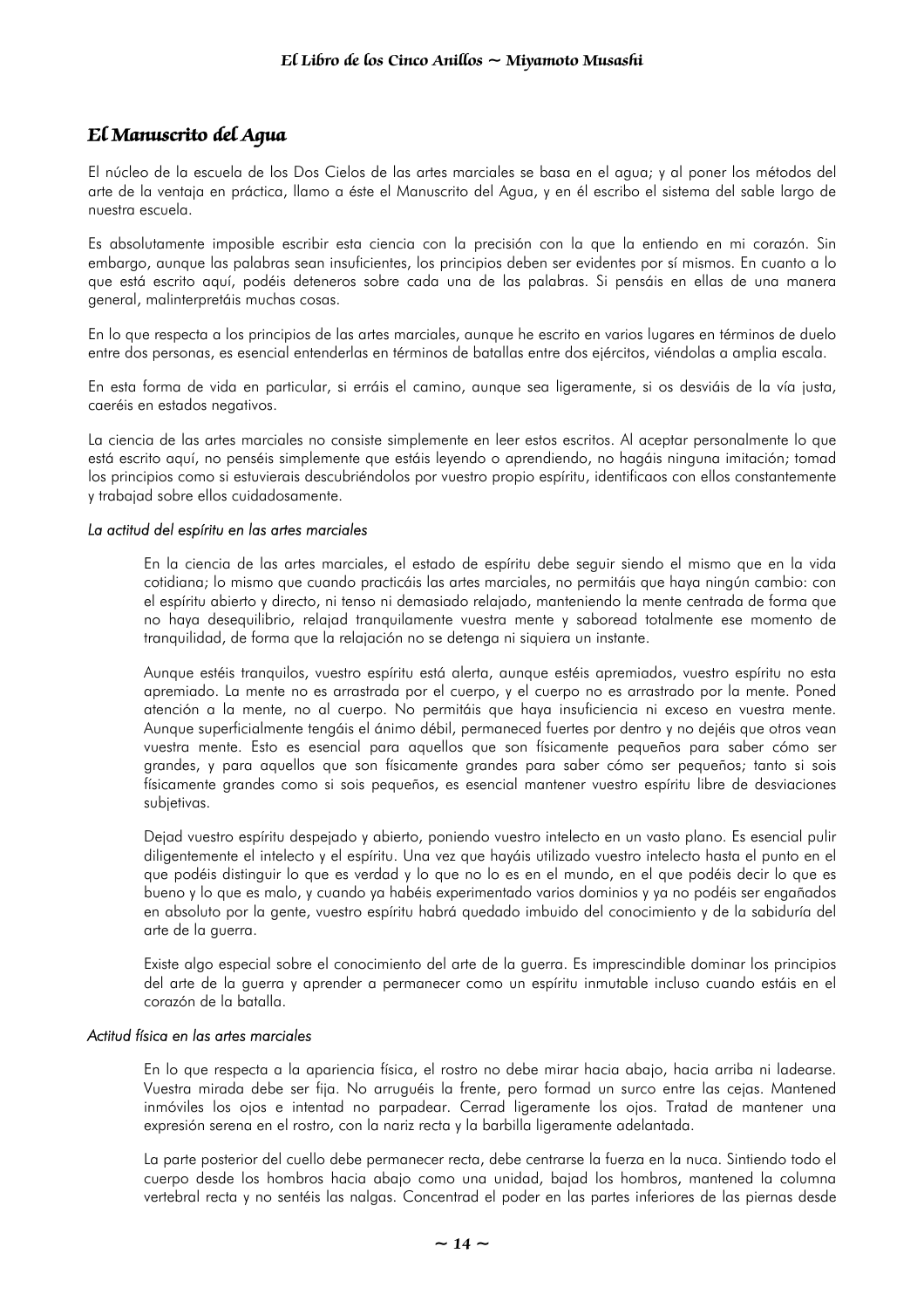## El Manuscrito del Agua

El núcleo de la escuela de los Dos Cielos de las artes marciales se basa en el agua; y al poner los métodos del arte de la ventaja en práctica, llamo a éste el Manuscrito del Agua, y en él escribo el sistema del sable largo de nuestra escuela.

Es absolutamente imposible escribir esta ciencia con la precisión con la que la entiendo en mi corazón. Sin embargo, aunque las palabras sean insuficientes, los principios deben ser evidentes por sí mismos. En cuanto a lo que está escrito aquí, podéis deteneros sobre cada una de las palabras. Si pensáis en ellas de una manera general, malinterpretáis muchas cosas.

En lo que respecta a los principios de las artes marciales, aunque he escrito en varios lugares en términos de duelo entre dos personas, es esencial entenderlas en términos de batallas entre dos ejércitos, viéndolas a amplia escala.

En esta forma de vida en particular, si erráis el camino, aunque sea ligeramente, si os desviáis de la vía justa, caeréis en estados negativos.

La ciencia de las artes marciales no consiste simplemente en leer estos escritos. Al aceptar personalmente lo que está escrito aquí, no penséis simplemente que estáis leyendo o aprendiendo, no hagáis ninguna imitación; tomad los principios como si estuvierais descubriéndolos por vuestro propio espíritu, identificaos con ellos constantemente y trabajad sobre ellos cuidadosamente.

*La actitud del espíritu en las artes marciales*

En la ciencia de las artes marciales, el estado de espíritu debe seguir siendo el mismo que en la vida cotidiana; lo mismo que cuando practicáis las artes marciales, no permitáis que haya ningún cambio: con el espíritu abierto y directo, ni tenso ni demasiado relajado, manteniendo la mente centrada de forma que no haya desequilibrio, relajad tranquilamente vuestra mente y saboread totalmente ese momento de tranquilidad, de forma que la relajación no se detenga ni siquiera un instante.

Aunque estéis tranquilos, vuestro espíritu está alerta, aunque estéis apremiados, vuestro espíritu no esta apremiado. La mente no es arrastrada por el cuerpo, y el cuerpo no es arrastrado por la mente. Poned atención a la mente, no al cuerpo. No permitáis que haya insuficiencia ni exceso en vuestra mente. Aunque superficialmente tengáis el ánimo débil, permaneced fuertes por dentro y no dejéis que otros vean vuestra mente. Esto es esencial para aquellos que son físicamente pequeños para saber cómo ser grandes, y para aquellos que son físicamente grandes para saber cómo ser pequeños; tanto si sois físicamente grandes como si sois pequeños, es esencial mantener vuestro espíritu libre de desviaciones subjetivas.

Dejad vuestro espíritu despejado y abierto, poniendo vuestro intelecto en un vasto plano. Es esencial pulir diligentemente el intelecto y el espíritu. Una vez que hayáis utilizado vuestro intelecto hasta el punto en el que podéis distinguir lo que es verdad y lo que no lo es en el mundo, en el que podéis decir lo que es bueno y lo que es malo, y cuando ya habéis experimentado varios dominios y ya no podéis ser engañados en absoluto por la gente, vuestro espíritu habrá quedado imbuido del conocimiento y de la sabiduría del arte de la guerra.

Existe algo especial sobre el conocimiento del arte de la guerra. Es imprescindible dominar los principios del arte de la guerra y aprender a permanecer como un espíritu inmutable incluso cuando estáis en el corazón de la batalla.

*Actitud física en las artes marciales*

En lo que respecta a la apariencia física, el rostro no debe mirar hacia abajo, hacia arriba ni ladearse. Vuestra mirada debe ser fija. No arruguéis la frente, pero formad un surco entre las cejas. Mantened inmóviles los ojos e intentad no parpadear. Cerrad ligeramente los ojos. Tratad de mantener una expresión serena en el rostro, con la nariz recta y la barbilla ligeramente adelantada.

La parte posterior del cuello debe permanecer recta, debe centrarse la fuerza en la nuca. Sintiendo todo el cuerpo desde los hombros hacia abajo como una unidad, bajad los hombros, mantened la columna vertebral recta y no sentéis las nalgas. Concentrad el poder en las partes inferiores de las piernas desde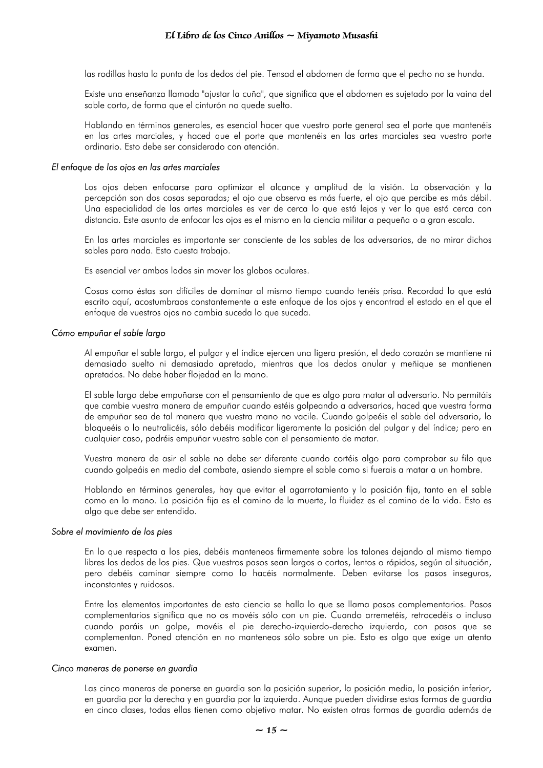las rodillas hasta la punta de los dedos del pie. Tensad el abdomen de forma que el pecho no se hunda.

Existe una enseñanza llamada "ajustar la cuña", que significa que el abdomen es sujetado por la vaina del sable corto, de forma que el cinturón no quede suelto.

Hablando en términos generales, es esencial hacer que vuestro porte general sea el porte que mantenéis en las artes marciales, y haced que el porte que mantenéis en las artes marciales sea vuestro porte ordinario. Esto debe ser considerado con atención.

*El enfoque de los ojos en las artes marciales*

Los ojos deben enfocarse para optimizar el alcance y amplitud de la visión. La observación y la percepción son dos cosas separadas; el ojo que observa es más fuerte, el ojo que percibe es más débil. Una especialidad de las artes marciales es ver de cerca lo que está lejos y ver lo que está cerca con distancia. Este asunto de enfocar los ojos es el mismo en la ciencia militar a pequeña o a gran escala.

En las artes marciales es importante ser consciente de los sables de los adversarios, de no mirar dichos sables para nada. Esto cuesta trabajo.

Es esencial ver ambos lados sin mover los globos oculares.

Cosas como éstas son difíciles de dominar al mismo tiempo cuando tenéis prisa. Recordad lo que está escrito aquí, acostumbraos constantemente a este enfoque de los ojos y encontrad el estado en el que el enfoque de vuestros ojos no cambia suceda lo que suceda.

*Cómo empuñar el sable largo*

Al empuñar el sable largo, el pulgar y el índice ejercen una ligera presión, el dedo corazón se mantiene ni demasiado suelto ni demasiado apretado, mientras que los dedos anular y meñique se mantienen apretados. No debe haber flojedad en la mano.

El sable largo debe empuñarse con el pensamiento de que es algo para matar al adversario. No permitáis que cambie vuestra manera de empuñar cuando estéis golpeando a adversarios, haced que vuestra forma de empuñar sea de tal manera que vuestra mano no vacile. Cuando golpeéis el sable del adversario, lo bloqueéis o lo neutralicéis, sólo debéis modificar ligeramente la posición del pulgar y del índice; pero en cualquier caso, podréis empuñar vuestro sable con el pensamiento de matar.

Vuestra manera de asir el sable no debe ser diferente cuando cortéis algo para comprobar su filo que cuando golpeáis en medio del combate, asiendo siempre el sable como si fuerais a matar a un hombre.

Hablando en términos generales, hay que evitar el agarrotamiento y la posición fija, tanto en el sable como en la mano. La posición fija es el camino de la muerte, la fluidez es el camino de la vida. Esto es algo que debe ser entendido.

*Sobre el movimiento de los pies*

En lo que respecta a los pies, debéis manteneos firmemente sobre los talones dejando al mismo tiempo libres los dedos de los pies. Que vuestros pasos sean largos o cortos, lentos o rápidos, según al situación, pero debéis caminar siempre como lo hacéis normalmente. Deben evitarse los pasos inseguros, inconstantes y ruidosos.

Entre los elementos importantes de esta ciencia se halla lo que se llama pasos complementarios. Pasos complementarios significa que no os movéis sólo con un pie. Cuando arremetéis, retrocedéis o incluso cuando paráis un golpe, movéis el pie derecho-izquierdo-derecho izquierdo, con pasos que se complementan. Poned atención en no manteneos sólo sobre un pie. Esto es algo que exige un atento examen.

*Cinco maneras de ponerse en guardia*

Las cinco maneras de ponerse en guardia son la posición superior, la posición media, la posición inferior, en guardia por la derecha y en guardia por la izquierda. Aunque pueden dividirse estas formas de guardia en cinco clases, todas ellas tienen como objetivo matar. No existen otras formas de guardia además de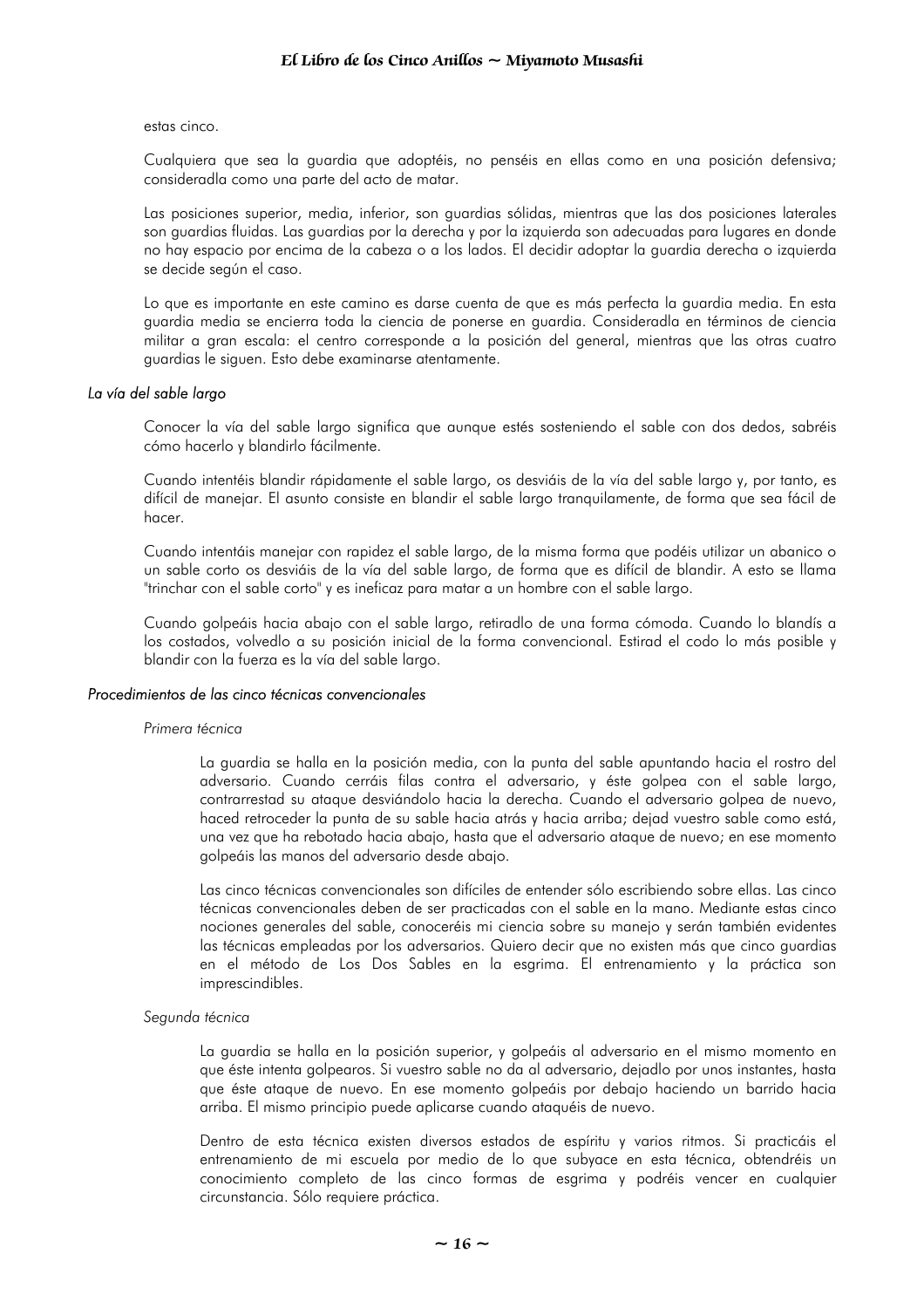estas cinco.

Cualquiera que sea la guardia que adoptéis, no penséis en ellas como en una posición defensiva; consideradla como una parte del acto de matar.

Las posiciones superior, media, inferior, son guardias sólidas, mientras que las dos posiciones laterales son guardias fluidas. Las guardias por la derecha y por la izquierda son adecuadas para lugares en donde no hay espacio por encima de la cabeza o a los lados. El decidir adoptar la guardia derecha o izquierda se decide según el caso.

Lo que es importante en este camino es darse cuenta de que es más perfecta la guardia media. En esta guardia media se encierra toda la ciencia de ponerse en guardia. Consideradla en términos de ciencia militar a gran escala: el centro corresponde a la posición del general, mientras que las otras cuatro guardias le siguen. Esto debe examinarse atentamente.

*La vía del sable largo*

Conocer la vía del sable largo significa que aunque estés sosteniendo el sable con dos dedos, sabréis cómo hacerlo y blandirlo fácilmente.

Cuando intentéis blandir rápidamente el sable largo, os desviáis de la vía del sable largo y, por tanto, es difícil de manejar. El asunto consiste en blandir el sable largo tranquilamente, de forma que sea fácil de hacer.

Cuando intentáis manejar con rapidez el sable largo, de la misma forma que podéis utilizar un abanico o un sable corto os desviáis de la vía del sable largo, de forma que es difícil de blandir. A esto se llama "trinchar con el sable corto" y es ineficaz para matar a un hombre con el sable largo.

Cuando golpeáis hacia abajo con el sable largo, retiradlo de una forma cómoda. Cuando lo blandís a los costados, volvedlo a su posición inicial de la forma convencional. Estirad el codo lo más posible y blandir con la fuerza es la vía del sable largo.

*Procedimientos de las cinco técnicas convencionales*

*Primera técnica*

La guardia se halla en la posición media, con la punta del sable apuntando hacia el rostro del adversario. Cuando cerráis filas contra el adversario, y éste golpea con el sable largo, contrarrestad su ataque desviándolo hacia la derecha. Cuando el adversario golpea de nuevo, haced retroceder la punta de su sable hacia atrás y hacia arriba; dejad vuestro sable como está, una vez que ha rebotado hacia abajo, hasta que el adversario ataque de nuevo; en ese momento golpeáis las manos del adversario desde abajo.

Las cinco técnicas convencionales son difíciles de entender sólo escribiendo sobre ellas. Las cinco técnicas convencionales deben de ser practicadas con el sable en la mano. Mediante estas cinco nociones generales del sable, conoceréis mi ciencia sobre su manejo y serán también evidentes las técnicas empleadas por los adversarios. Quiero decir que no existen más que cinco guardias en el método de Los Dos Sables en la esgrima. El entrenamiento y la práctica son imprescindibles.

*Segunda técnica*

La guardia se halla en la posición superior, y golpeáis al adversario en el mismo momento en que éste intenta golpearos. Si vuestro sable no da al adversario, dejadlo por unos instantes, hasta que éste ataque de nuevo. En ese momento golpeáis por debajo haciendo un barrido hacia arriba. El mismo principio puede aplicarse cuando ataquéis de nuevo.

Dentro de esta técnica existen diversos estados de espíritu y varios ritmos. Si practicáis el entrenamiento de mi escuela por medio de lo que subyace en esta técnica, obtendréis un conocimiento completo de las cinco formas de esgrima y podréis vencer en cualquier circunstancia. Sólo requiere práctica.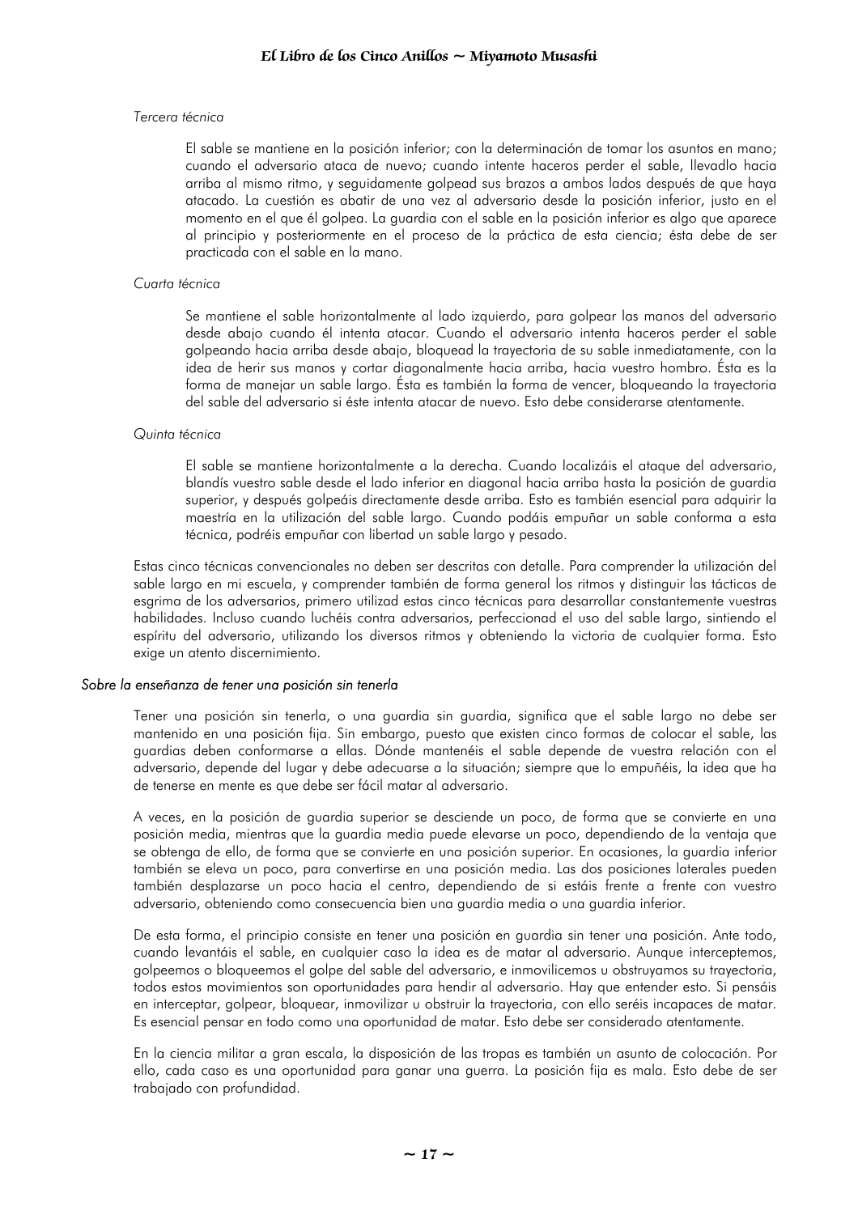*Tercera técnica*

El sable se mantiene en la posición inferior; con la determinación de tomar los asuntos en mano; cuando el adversario ataca de nuevo; cuando intente haceros perder el sable, llevadlo hacia arriba al mismo ritmo, y seguidamente golpead sus brazos a ambos lados después de que haya atacado. La cuestión es abatir de una vez al adversario desde la posición inferior, justo en el momento en el que él golpea. La guardia con el sable en la posición inferior es algo que aparece al principio y posteriormente en el proceso de la práctica de esta ciencia; ésta debe de ser practicada con el sable en la mano.

*Cuarta técnica*

Se mantiene el sable horizontalmente al lado izquierdo, para golpear las manos del adversario desde abajo cuando él intenta atacar. Cuando el adversario intenta haceros perder el sable golpeando hacia arriba desde abajo, bloquead la trayectoria de su sable inmediatamente, con la idea de herir sus manos y cortar diagonalmente hacia arriba, hacia vuestro hombro. Ésta es la forma de manejar un sable largo. Ésta es también la forma de vencer, bloqueando la trayectoria del sable del adversario si éste intenta atacar de nuevo. Esto debe considerarse atentamente.

*Quinta técnica*

El sable se mantiene horizontalmente a la derecha. Cuando localizáis el ataque del adversario, blandís vuestro sable desde el lado inferior en diagonal hacia arriba hasta la posición de guardia superior, y después golpeáis directamente desde arriba. Esto es también esencial para adquirir la maestría en la utilización del sable largo. Cuando podáis empuñar un sable conforma a esta técnica, podréis empuñar con libertad un sable largo y pesado.

Estas cinco técnicas convencionales no deben ser descritas con detalle. Para comprender la utilización del sable largo en mi escuela, y comprender también de forma general los ritmos y distinguir las tácticas de esgrima de los adversarios, primero utilizad estas cinco técnicas para desarrollar constantemente vuestras habilidades. Incluso cuando luchéis contra adversarios, perfeccionad el uso del sable largo, sintiendo el espíritu del adversario, utilizando los diversos ritmos y obteniendo la victoria de cualquier forma. Esto exige un atento discernimiento.

*Sobre la enseñanza de tener una posición sin tenerla*

Tener una posición sin tenerla, o una guardia sin guardia, significa que el sable largo no debe ser mantenido en una posición fija. Sin embargo, puesto que existen cinco formas de colocar el sable, las guardias deben conformarse a ellas. Dónde mantenéis el sable depende de vuestra relación con el adversario, depende del lugar y debe adecuarse a la situación; siempre que lo empuñéis, la idea que ha de tenerse en mente es que debe ser fácil matar al adversario.

A veces, en la posición de guardia superior se desciende un poco, de forma que se convierte en una posición media, mientras que la guardia media puede elevarse un poco, dependiendo de la ventaja que se obtenga de ello, de forma que se convierte en una posición superior. En ocasiones, la guardia inferior también se eleva un poco, para convertirse en una posición media. Las dos posiciones laterales pueden también desplazarse un poco hacia el centro, dependiendo de si estáis frente a frente con vuestro adversario, obteniendo como consecuencia bien una guardia media o una guardia inferior.

De esta forma, el principio consiste en tener una posición en guardia sin tener una posición. Ante todo, cuando levantáis el sable, en cualquier caso la idea es de matar al adversario. Aunque interceptemos, golpeemos o bloqueemos el golpe del sable del adversario, e inmovilicemos u obstruyamos su trayectoria, todos estos movimientos son oportunidades para hendir al adversario. Hay que entender esto. Si pensáis en interceptar, golpear, bloquear, inmovilizar u obstruir la trayectoria, con ello seréis incapaces de matar. Es esencial pensar en todo como una oportunidad de matar. Esto debe ser considerado atentamente.

En la ciencia militar a gran escala, la disposición de las tropas es también un asunto de colocación. Por ello, cada caso es una oportunidad para ganar una guerra. La posición fija es mala. Esto debe de ser trabajado con profundidad.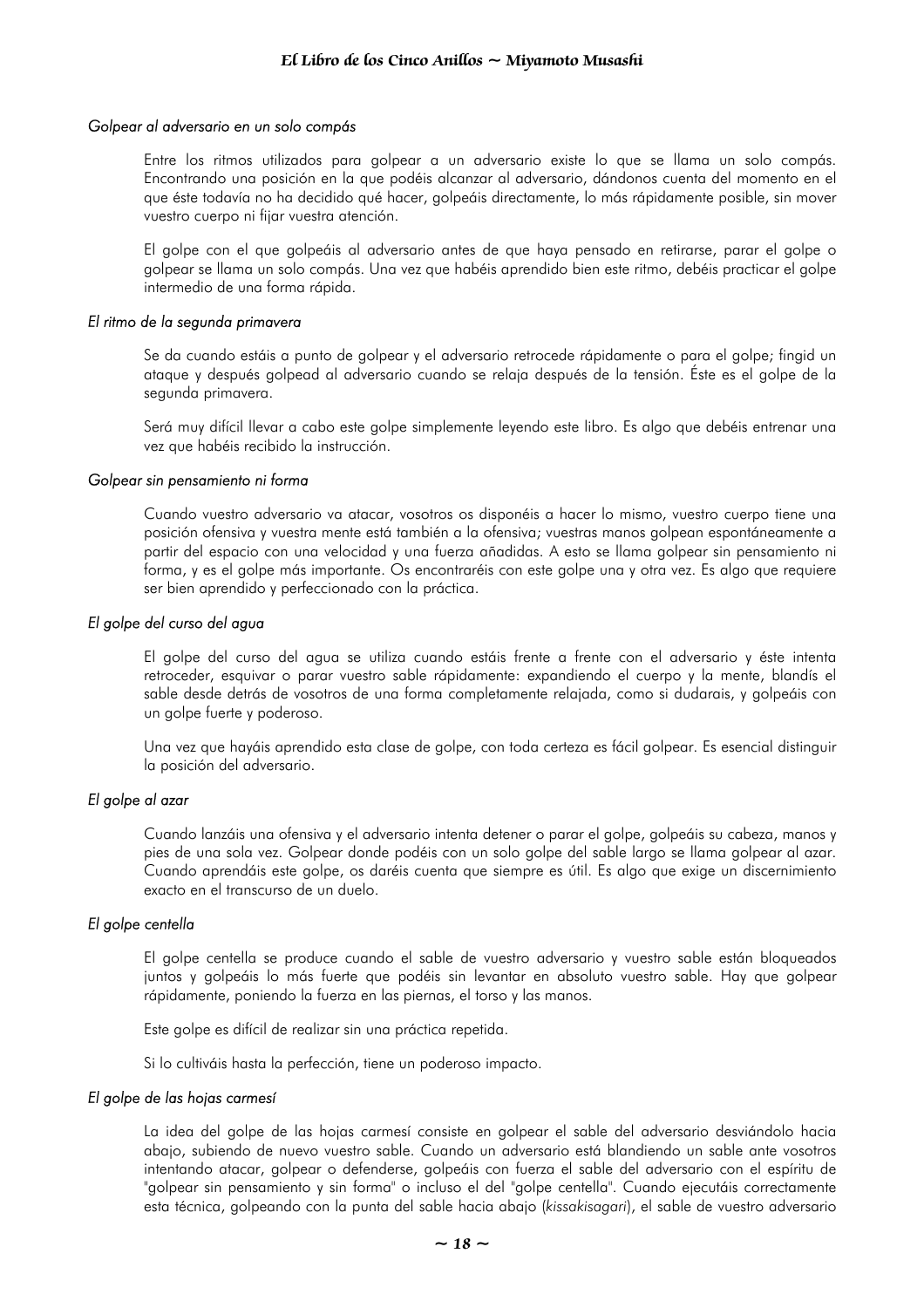*Golpear al adversario en un solo compás*

Entre los ritmos utilizados para golpear a un adversario existe lo que se llama un solo compás. Encontrando una posición en la que podéis alcanzar al adversario, dándonos cuenta del momento en el que éste todavía no ha decidido qué hacer, golpeáis directamente, lo más rápidamente posible, sin mover vuestro cuerpo ni fijar vuestra atención.

El golpe con el que golpeáis al adversario antes de que haya pensado en retirarse, parar el golpe o golpear se llama un solo compás. Una vez que habéis aprendido bien este ritmo, debéis practicar el golpe intermedio de una forma rápida.

*El ritmo de la segunda primavera*

Se da cuando estáis a punto de golpear y el adversario retrocede rápidamente o para el golpe; fingid un ataque y después golpead al adversario cuando se relaja después de la tensión. Éste es el golpe de la segunda primavera.

Será muy difícil llevar a cabo este golpe simplemente leyendo este libro. Es algo que debéis entrenar una vez que habéis recibido la instrucción.

*Golpear sin pensamiento ni forma*

Cuando vuestro adversario va atacar, vosotros os disponéis a hacer lo mismo, vuestro cuerpo tiene una posición ofensiva y vuestra mente está también a la ofensiva; vuestras manos golpean espontáneamente a partir del espacio con una velocidad y una fuerza añadidas. A esto se llama golpear sin pensamiento ni forma, y es el golpe más importante. Os encontraréis con este golpe una y otra vez. Es algo que requiere ser bien aprendido y perfeccionado con la práctica.

*El golpe del curso del agua*

El golpe del curso del agua se utiliza cuando estáis frente a frente con el adversario y éste intenta retroceder, esquivar o parar vuestro sable rápidamente: expandiendo el cuerpo y la mente, blandís el sable desde detrás de vosotros de una forma completamente relajada, como si dudarais, y golpeáis con un golpe fuerte y poderoso.

Una vez que hayáis aprendido esta clase de golpe, con toda certeza es fácil golpear. Es esencial distinguir la posición del adversario.

*El golpe al azar*

Cuando lanzáis una ofensiva y el adversario intenta detener o parar el golpe, golpeáis su cabeza, manos y pies de una sola vez. Golpear donde podéis con un solo golpe del sable largo se llama golpear al azar. Cuando aprendáis este golpe, os daréis cuenta que siempre es útil. Es algo que exige un discernimiento exacto en el transcurso de un duelo.

*El golpe centella*

El golpe centella se produce cuando el sable de vuestro adversario y vuestro sable están bloqueados juntos y golpeáis lo más fuerte que podéis sin levantar en absoluto vuestro sable. Hay que golpear rápidamente, poniendo la fuerza en las piernas, el torso y las manos.

Este golpe es difícil de realizar sin una práctica repetida.

Si lo cultiváis hasta la perfección, tiene un poderoso impacto.

*El golpe de las hojas carmesí*

La idea del golpe de las hojas carmesí consiste en golpear el sable del adversario desviándolo hacia abajo, subiendo de nuevo vuestro sable. Cuando un adversario está blandiendo un sable ante vosotros intentando atacar, golpear o defenderse, golpeáis con fuerza el sable del adversario con el espíritu de "golpear sin pensamiento y sin forma" o incluso el del "golpe centella". Cuando ejecutáis correctamente esta técnica, golpeando con la punta del sable hacia abajo (*kissakisagari*), el sable de vuestro adversario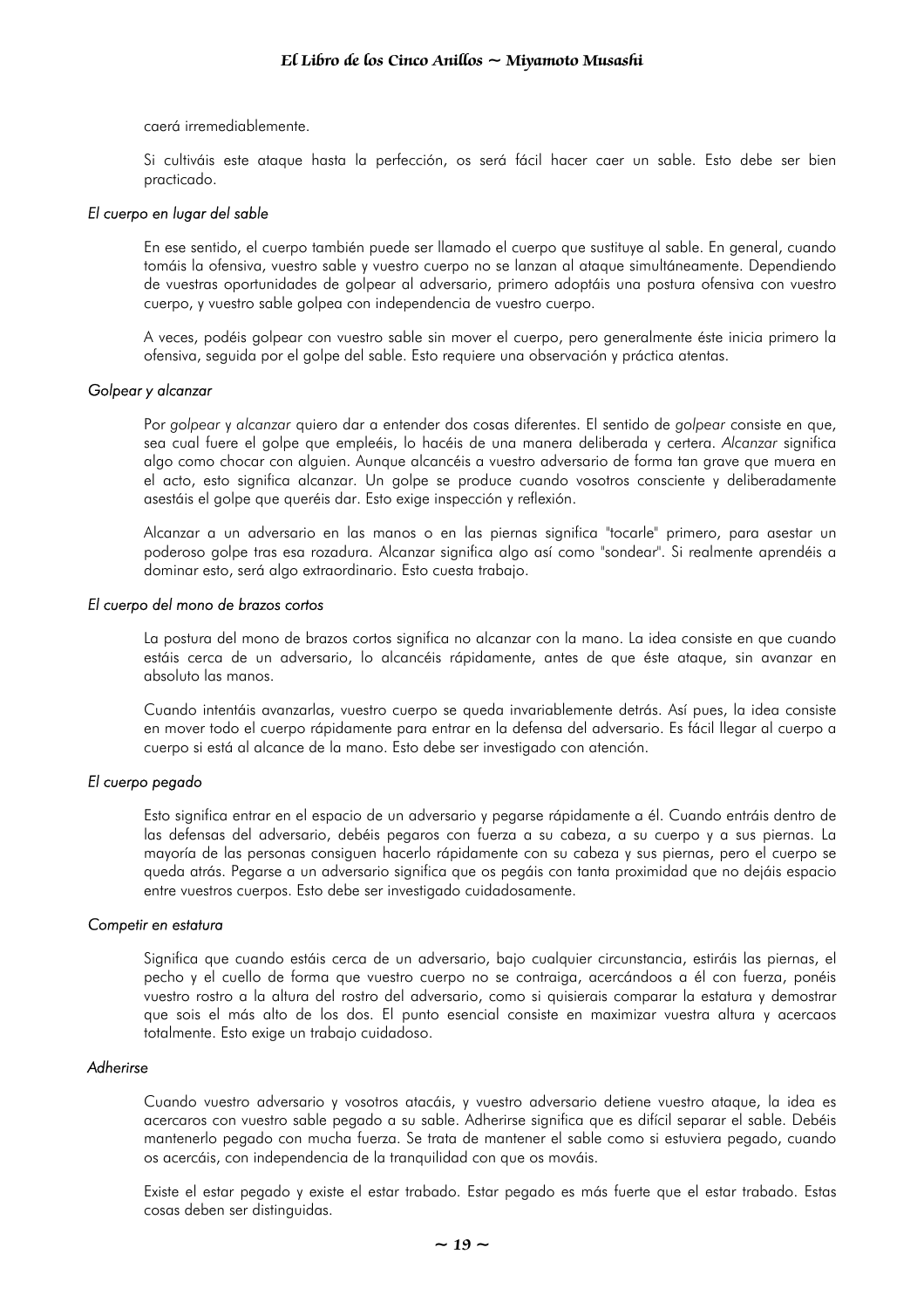caerá irremediablemente.

Si cultiváis este ataque hasta la perfección, os será fácil hacer caer un sable. Esto debe ser bien practicado.

### *El cuerpo en lugar del sable*

En ese sentido, el cuerpo también puede ser llamado el cuerpo que sustituye al sable. En general, cuando tomáis la ofensiva, vuestro sable y vuestro cuerpo no se lanzan al ataque simultáneamente. Dependiendo de vuestras oportunidades de golpear al adversario, primero adoptáis una postura ofensiva con vuestro cuerpo, y vuestro sable golpea con independencia de vuestro cuerpo.

A veces, podéis golpear con vuestro sable sin mover el cuerpo, pero generalmente éste inicia primero la ofensiva, seguida por el golpe del sable. Esto requiere una observación y práctica atentas.

### *Golpear y alcanzar*

Por *golpear* y *alcanzar* quiero dar a entender dos cosas diferentes. El sentido de *golpear* consiste en que, sea cual fuere el golpe que empleéis, lo hacéis de una manera deliberada y certera. *Alcanzar* significa algo como chocar con alguien. Aunque alcancéis a vuestro adversario de forma tan grave que muera en el acto, esto significa alcanzar. Un golpe se produce cuando vosotros consciente y deliberadamente asestáis el golpe que queréis dar. Esto exige inspección y reflexión.

Alcanzar a un adversario en las manos o en las piernas significa "tocarle" primero, para asestar un poderoso golpe tras esa rozadura. Alcanzar significa algo así como "sondear". Si realmente aprendéis a dominar esto, será algo extraordinario. Esto cuesta trabajo.

### *El cuerpo del mono de brazos cortos*

La postura del mono de brazos cortos significa no alcanzar con la mano. La idea consiste en que cuando estáis cerca de un adversario, lo alcancéis rápidamente, antes de que éste ataque, sin avanzar en absoluto las manos.

Cuando intentáis avanzarlas, vuestro cuerpo se queda invariablemente detrás. Así pues, la idea consiste en mover todo el cuerpo rápidamente para entrar en la defensa del adversario. Es fácil llegar al cuerpo a cuerpo si está al alcance de la mano. Esto debe ser investigado con atención.

### *El cuerpo pegado*

Esto significa entrar en el espacio de un adversario y pegarse rápidamente a él. Cuando entráis dentro de las defensas del adversario, debéis pegaros con fuerza a su cabeza, a su cuerpo y a sus piernas. La mayoría de las personas consiguen hacerlo rápidamente con su cabeza y sus piernas, pero el cuerpo se queda atrás. Pegarse a un adversario significa que os pegáis con tanta proximidad que no dejáis espacio entre vuestros cuerpos. Esto debe ser investigado cuidadosamente.

### *Competir en estatura*

Significa que cuando estáis cerca de un adversario, bajo cualquier circunstancia, estiráis las piernas, el pecho y el cuello de forma que vuestro cuerpo no se contraiga, acercándoos a él con fuerza, ponéis vuestro rostro a la altura del rostro del adversario, como si quisierais comparar la estatura y demostrar que sois el más alto de los dos. El punto esencial consiste en maximizar vuestra altura y acercaos totalmente. Esto exige un trabajo cuidadoso.

### *Adherirse*

Cuando vuestro adversario y vosotros atacáis, y vuestro adversario detiene vuestro ataque, la idea es acercaros con vuestro sable pegado a su sable. Adherirse significa que es difícil separar el sable. Debéis mantenerlo pegado con mucha fuerza. Se trata de mantener el sable como si estuviera pegado, cuando os acercáis, con independencia de la tranquilidad con que os movais.

Existe el estar pegado y existe el estar trabado. Estar pegado es más fuerte que el estar trabado. Estas cosas deben ser distinguidas.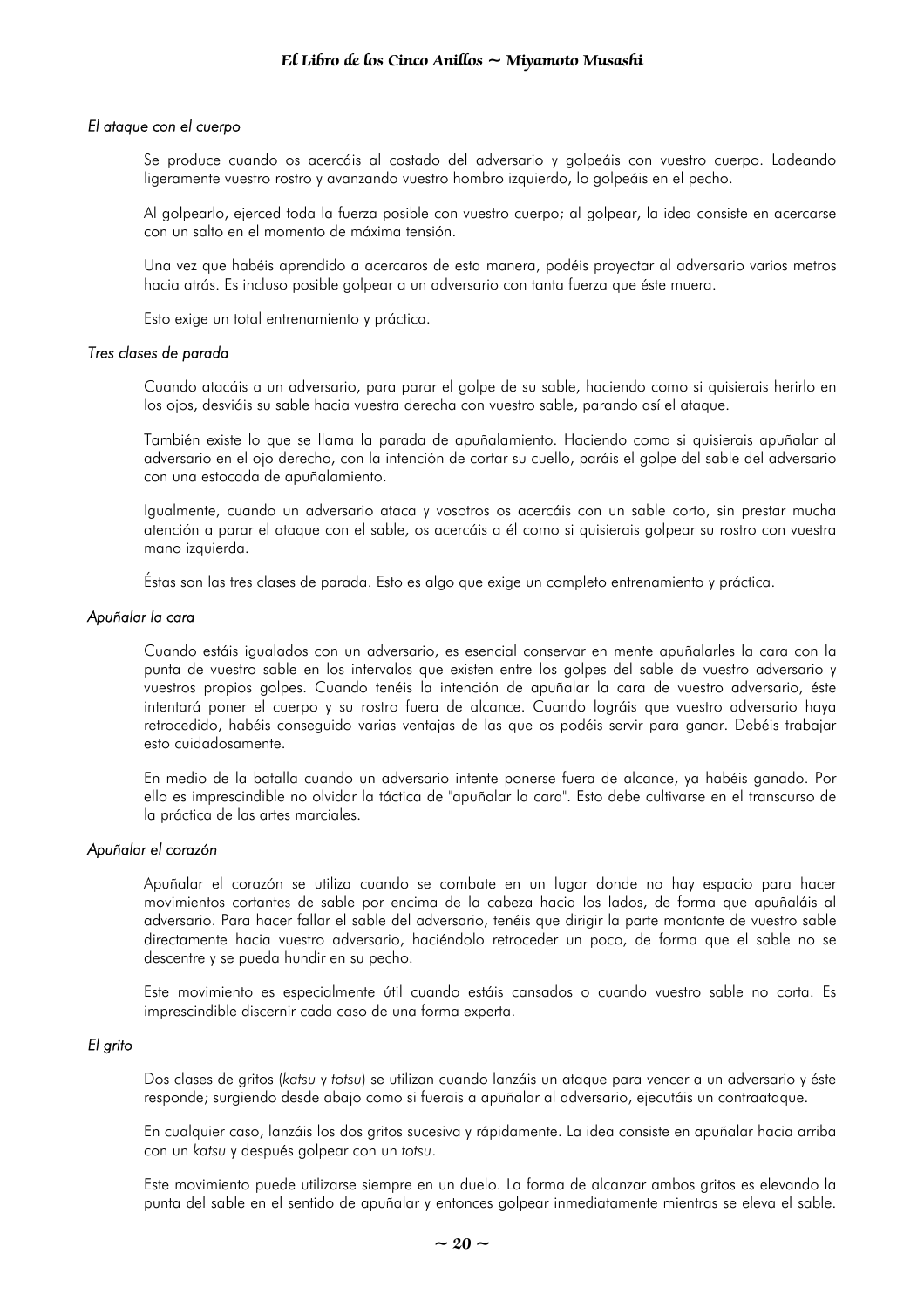*El ataque con el cuerpo*

Se produce cuando os acercáis al costado del adversario y golpeáis con vuestro cuerpo. Ladeando ligeramente vuestro rostro y avanzando vuestro hombro izquierdo, lo golpeáis en el pecho.

Al golpearlo, ejerced toda la fuerza posible con vuestro cuerpo; al golpear, la idea consiste en acercarse con un salto en el momento de máxima tensión.

Una vez que habéis aprendido a acercaros de esta manera, podéis proyectar al adversario varios metros hacia atrás. Es incluso posible golpear a un adversario con tanta fuerza que éste muera.

Esto exige un total entrenamiento y práctica.

*Tres clases de parada*

Cuando atacáis a un adversario, para parar el golpe de su sable, haciendo como si quisierais herirlo en los ojos, desviáis su sable hacia vuestra derecha con vuestro sable, parando así el ataque.

También existe lo que se llama la parada de apuñalamiento. Haciendo como si quisierais apuñalar al adversario en el ojo derecho, con la intención de cortar su cuello, paráis el golpe del sable del adversario con una estocada de apuñalamiento.

Igualmente, cuando un adversario ataca y vosotros os acercáis con un sable corto, sin prestar mucha atención a parar el ataque con el sable, os acercáis a él como si quisierais golpear su rostro con vuestra mano izquierda.

Éstas son las tres clases de parada. Esto es algo que exige un completo entrenamiento y práctica.

*Apuñalar la cara*

Cuando estáis igualados con un adversario, es esencial conservar en mente apuñalarles la cara con la punta de vuestro sable en los intervalos que existen entre los golpes del sable de vuestro adversario y vuestros propios golpes. Cuando tenéis la intención de apuñalar la cara de vuestro adversario, éste intentará poner el cuerpo y su rostro fuera de alcance. Cuando lográis que vuestro adversario haya retrocedido, habéis conseguido varias ventajas de las que os podéis servir para ganar. Debéis trabajar esto cuidadosamente.

En medio de la batalla cuando un adversario intente ponerse fuera de alcance, ya habéis ganado. Por ello es imprescindible no olvidar la táctica de "apuñalar la cara". Esto debe cultivarse en el transcurso de la práctica de las artes marciales.

*Apuñalar el corazón*

Apuñalar el corazón se utiliza cuando se combate en un lugar donde no hay espacio para hacer movimientos cortantes de sable por encima de la cabeza hacia los lados, de forma que apuñaláis al adversario. Para hacer fallar el sable del adversario, tenéis que dirigir la parte montante de vuestro sable directamente hacia vuestro adversario, haciéndolo retroceder un poco, de forma que el sable no se descentre y se pueda hundir en su pecho.

Este movimiento es especialmente útil cuando estáis cansados o cuando vuestro sable no corta. Es imprescindible discernir cada caso de una forma experta.

*El grito*

Dos clases de gritos (*katsu* y *totsu*) se utilizan cuando lanzáis un ataque para vencer a un adversario y éste responde; surgiendo desde abajo como si fuerais a apuñalar al adversario, ejecutáis un contraataque.

En cualquier caso, lanzáis los dos gritos sucesiva y rápidamente. La idea consiste en apuñalar hacia arriba con un *katsu* y después golpear con un *totsu*.

Este movimiento puede utilizarse siempre en un duelo. La forma de alcanzar ambos gritos es elevando la punta del sable en el sentido de apuñalar y entonces golpear inmediatamente mientras se eleva el sable.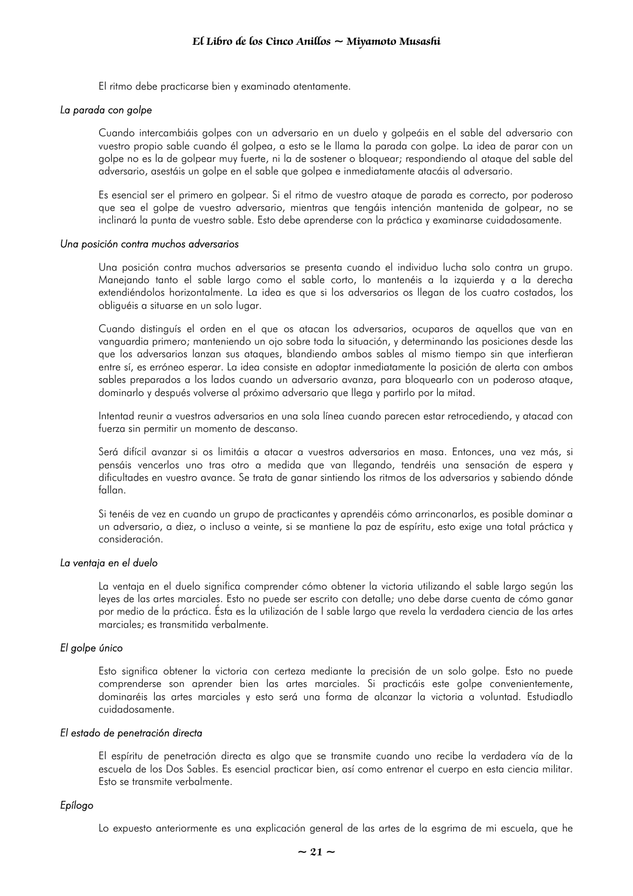El ritmo debe practicarse bien y examinado atentamente.

*La parada con golpe*

Cuando intercambiáis golpes con un adversario en un duelo y golpeáis en el sable del adversario con vuestro propio sable cuando él golpea, a esto se le llama la parada con golpe. La idea de parar con un golpe no es la de golpear muy fuerte, ni la de sostener o bloquear; respondiendo al ataque del sable del adversario, asestáis un golpe en el sable que golpea e inmediatamente atacáis al adversario.

Es esencial ser el primero en golpear. Si el ritmo de vuestro ataque de parada es correcto, por poderoso que sea el golpe de vuestro adversario, mientras que tengáis intención mantenida de golpear, no se inclinará la punta de vuestro sable. Esto debe aprenderse con la práctica y examinarse cuidadosamente.

*Una posición contra muchos adversarios*

Una posición contra muchos adversarios se presenta cuando el individuo lucha solo contra un grupo. Manejando tanto el sable largo como el sable corto, lo mantenéis a la izquierda y a la derecha extendiéndolos horizontalmente. La idea es que si los adversarios os llegan de los cuatro costados, los obliguéis a situarse en un solo lugar.

Cuando distinguís el orden en el que os atacan los adversarios, ocuparos de aquellos que van en vanguardia primero; manteniendo un ojo sobre toda la situación, y determinando las posiciones desde las que los adversarios lanzan sus ataques, blandiendo ambos sables al mismo tiempo sin que interfieran entre sí, es erróneo esperar. La idea consiste en adoptar inmediatamente la posición de alerta con ambos sables preparados a los lados cuando un adversario avanza, para bloquearlo con un poderoso ataque, dominarlo y después volverse al próximo adversario que llega y partirlo por la mitad.

Intentad reunir a vuestros adversarios en una sola línea cuando parecen estar retrocediendo, y atacad con fuerza sin permitir un momento de descanso.

Será difícil avanzar si os limitáis a atacar a vuestros adversarios en masa. Entonces, una vez más, si pensáis vencerlos uno tras otro a medida que van llegando, tendréis una sensación de espera y dificultades en vuestro avance. Se trata de ganar sintiendo los ritmos de los adversarios y sabiendo dónde fallan.

Si tenéis de vez en cuando un grupo de practicantes y aprendéis cómo arrinconarlos, es posible dominar a un adversario, a diez, o incluso a veinte, si se mantiene la paz de espíritu, esto exige una total práctica y consideración.

*La ventaja en el duelo*

La ventaja en el duelo significa comprender cómo obtener la victoria utilizando el sable largo según las leyes de las artes marciales. Esto no puede ser escrito con detalle; uno debe darse cuenta de cómo ganar por medio de la práctica. Ésta es la utilización de l sable largo que revela la verdadera ciencia de las artes marciales; es transmitida verbalmente.

*El golpe único*

Esto significa obtener la victoria con certeza mediante la precisión de un solo golpe. Esto no puede comprenderse son aprender bien las artes marciales. Si practicáis este golpe convenientemente, dominaréis las artes marciales y esto será una forma de alcanzar la victoria a voluntad. Estudiadlo cuidadosamente.

*El estado de penetración directa*

El espíritu de penetración directa es algo que se transmite cuando uno recibe la verdadera vía de la escuela de los Dos Sables. Es esencial practicar bien, así como entrenar el cuerpo en esta ciencia militar. Esto se transmite verbalmente.

*Epílogo*

Lo expuesto anteriormente es una explicación general de las artes de la esgrima de mi escuela, que he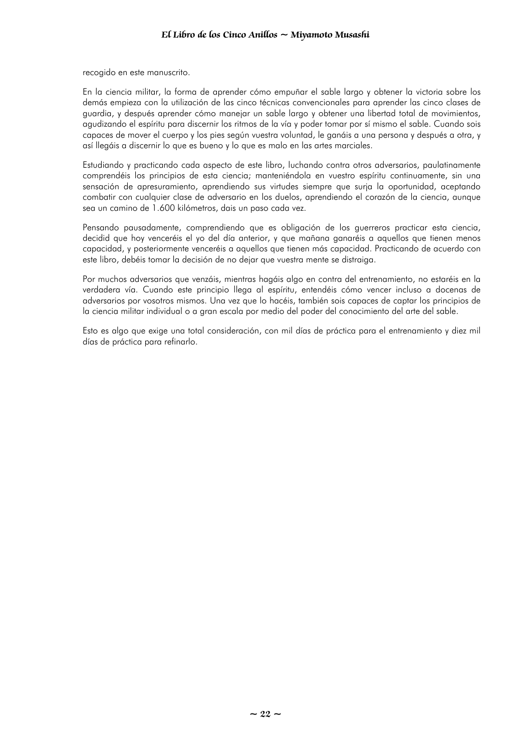recogido en este manuscrito.

En la ciencia militar, la forma de aprender cómo empuñar el sable largo y obtener la victoria sobre los demás empieza con la utilización de las cinco técnicas convencionales para aprender las cinco clases de guardia, y después aprender cómo manejar un sable largo y obtener una libertad total de movimientos, agudizando el espíritu para discernir los ritmos de la vía y poder tomar por sí mismo el sable. Cuando sois capaces de mover el cuerpo y los pies según vuestra voluntad, le ganáis a una persona y después a otra, y así llegáis a discernir lo que es bueno y lo que es malo en las artes marciales.

Estudiando y practicando cada aspecto de este libro, luchando contra otros adversarios, paulatinamente comprendéis los principios de esta ciencia; manteniéndola en vuestro espíritu continuamente, sin una sensación de apresuramiento, aprendiendo sus virtudes siempre que surja la oportunidad, aceptando combatir con cualquier clase de adversario en los duelos, aprendiendo el corazón de la ciencia, aunque sea un camino de 1.600 kilómetros, dais un paso cada vez.

Pensando pausadamente, comprendiendo que es obligación de los guerreros practicar esta ciencia, decidid que hoy venceréis el yo del día anterior, y que mañana ganaréis a aquellos que tienen menos capacidad, y posteriormente venceréis a aquellos que tienen más capacidad. Practicando de acuerdo con este libro, debéis tomar la decisión de no dejar que vuestra mente se distraiga.

Por muchos adversarios que venzáis, mientras hagáis algo en contra del entrenamiento, no estaréis en la verdadera vía. Cuando este principio llega al espíritu, entendéis cómo vencer incluso a docenas de adversarios por vosotros mismos. Una vez que lo hacéis, también sois capaces de captar los principios de la ciencia militar individual o a gran escala por medio del poder del conocimiento del arte del sable.

Esto es algo que exige una total consideración, con mil días de práctica para el entrenamiento y diez mil días de práctica para refinarlo.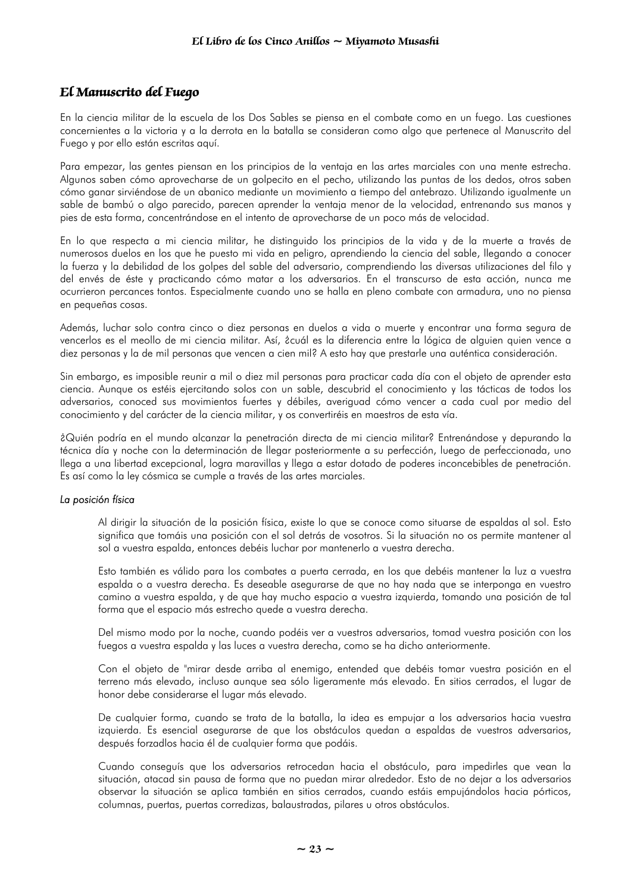## El Manuscrito del Fuego

En la ciencia militar de la escuela de los Dos Sables se piensa en el combate como en un fuego. Las cuestiones concernientes a la victoria y a la derrota en la batalla se consideran como algo que pertenece al Manuscrito del Fuego y por ello están escritas aquí.

Para empezar, las gentes piensan en los principios de la ventaja en las artes marciales con una mente estrecha. Algunos saben cómo aprovecharse de un golpecito en el pecho, utilizando las puntas de los dedos, otros saben cómo ganar sirviéndose de un abanico mediante un movimiento a tiempo del antebrazo. Utilizando igualmente un sable de bambú o algo parecido, parecen aprender la ventaja menor de la velocidad, entrenando sus manos y pies de esta forma, concentrándose en el intento de aprovecharse de un poco más de velocidad.

En lo que respecta a mi ciencia militar, he distinguido los principios de la vida y de la muerte a través de numerosos duelos en los que he puesto mi vida en peligro, aprendiendo la ciencia del sable, llegando a conocer la fuerza y la debilidad de los golpes del sable del adversario, comprendiendo las diversas utilizaciones del filo y del envés de éste y practicando cómo matar a los adversarios. En el transcurso de esta acción, nunca me ocurrieron percances tontos. Especialmente cuando uno se halla en pleno combate con armadura, uno no piensa en pequeñas cosas.

Además, luchar solo contra cinco o diez personas en duelos a vida o muerte y encontrar una forma segura de vencerlos es el meollo de mi ciencia militar. Así, ¿cuál es la diferencia entre la lógica de alguien quien vence a diez personas y la de mil personas que vencen a cien mil? A esto hay que prestarle una auténtica consideración.

Sin embargo, es imposible reunir a mil o diez mil personas para practicar cada día con el objeto de aprender esta ciencia. Aunque os estéis ejercitando solos con un sable, descubrid el conocimiento y las tácticas de todos los adversarios, conoced sus movimientos fuertes y débiles, averiguad cómo vencer a cada cual por medio del conocimiento y del carácter de la ciencia militar, y os convertiréis en maestros de esta vía.

¿Quién podría en el mundo alcanzar la penetración directa de mi ciencia militar? Entrenándose y depurando la técnica día y noche con la determinación de llegar posteriormente a su perfección, luego de perfeccionada, uno llega a una libertad excepcional, logra maravillas y llega a estar dotado de poderes inconcebibles de penetración. Es así como la ley cósmica se cumple a través de las artes marciales.

*La posición física*

> Al dirigir la situación de la posición física, existe lo que se conoce como situarse de espaldas al sol. Esto significa que tomáis una posición con el sol detrás de vosotros. Si la situación no os permite mantener al sol a vuestra espalda, entonces debéis luchar por mantenerlo a vuestra derecha.
>
> Esto también es válido para los combates a puerta cerrada, en los que debéis mantener la luz a vuestra espalda o a vuestra derecha. Es deseable asegurarse de que no hay nada que se interponga en vuestro camino a vuestra espalda, y de que hay mucho espacio a vuestra izquierda, tomando una posición de tal forma que el espacio más estrecho quede a vuestra derecha.
>
> Del mismo modo por la noche, cuando podéis ver a vuestros adversarios, tomad vuestra posición con los fuegos a vuestra espalda y las luces a vuestra derecha, como se ha dicho anteriormente.
>
> Con el objeto de "mirar desde arriba al enemigo, entended que debéis tomar vuestra posición en el terreno más elevado, incluso aunque sea sólo ligeramente más elevado. En sitios cerrados, el lugar de honor debe considerarse el lugar más elevado.
>
> De cualquier forma, cuando se trata de la batalla, la idea es empujar a los adversarios hacia vuestra izquierda. Es esencial asegurarse de que los obstáculos quedan a espaldas de vuestros adversarios, después forzadlos hacia él de cualquier forma que podáis.
>
> Cuando conseguís que los adversarios retrocedan hacia el obstáculo, para impedirles que vean la situación, atacad sin pausa de forma que no puedan mirar alrededor. Esto de no dejar a los adversarios observar la situación se aplica también en sitios cerrados, cuando estáis empujándolos hacia pórticos, columnas, puertas, puertas corredizas, balaustradas, pilares u otros obstáculos.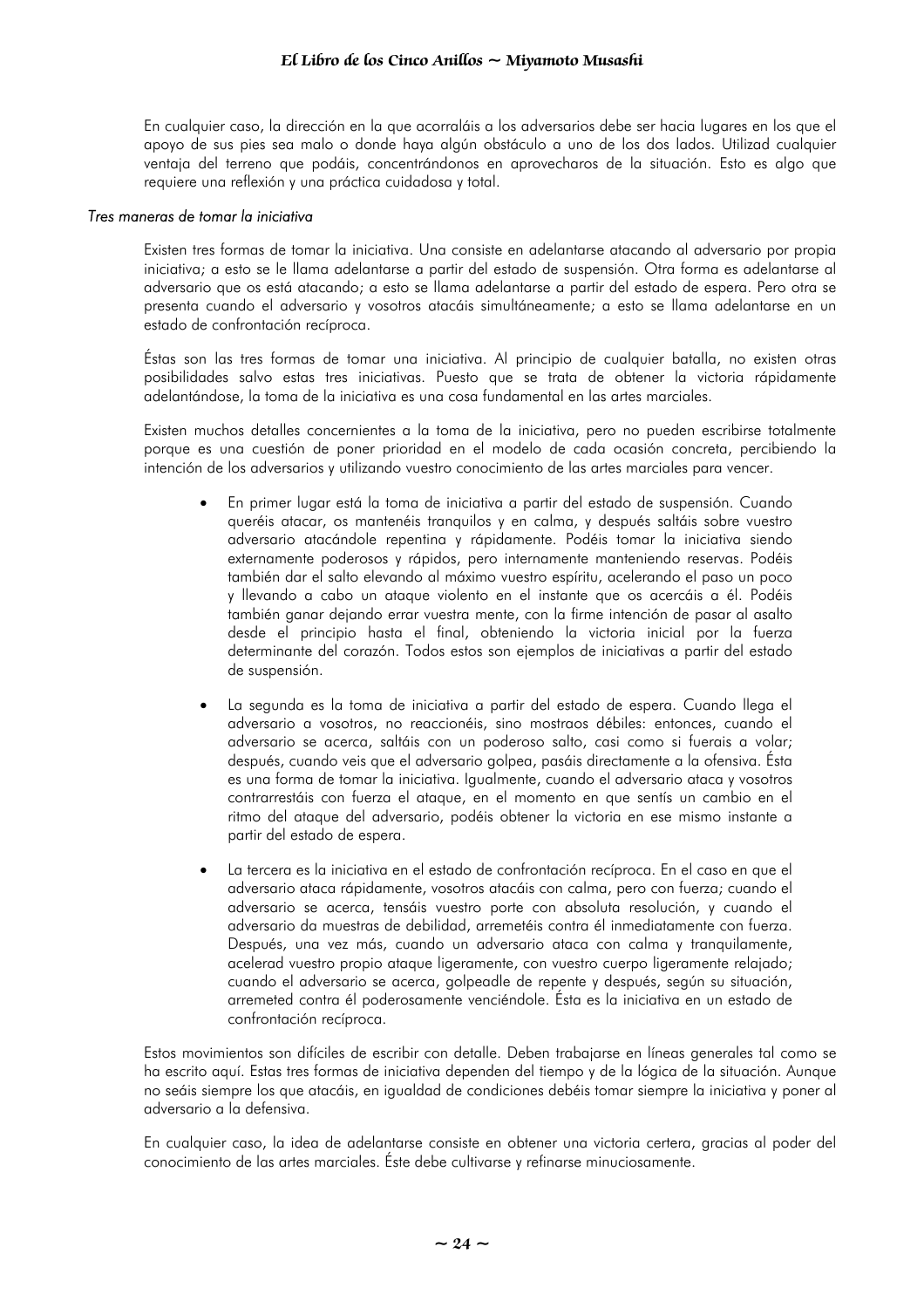En cualquier caso, la dirección en la que acorraláis a los adversarios debe ser hacia lugares en los que el apoyo de sus pies sea malo o donde haya algún obstáculo a uno de los dos lados. Utilizad cualquier ventaja del terreno que podáis, concentrándonos en aprovecharos de la situación. Esto es algo que requiere una reflexión y una práctica cuidadosa y total.

### *Tres maneras de tomar la iniciativa*

Existen tres formas de tomar la iniciativa. Una consiste en adelantarse atacando al adversario por propia iniciativa; a esto se le llama adelantarse a partir del estado de suspensión. Otra forma es adelantarse al adversario que os está atacando; a esto se llama adelantarse a partir del estado de espera. Pero otra se presenta cuando el adversario y vosotros atacáis simultáneamente; a esto se llama adelantarse en un estado de confrontación recíproca.

Éstas son las tres formas de tomar una iniciativa. Al principio de cualquier batalla, no existen otras posibilidades salvo estas tres iniciativas. Puesto que se trata de obtener la victoria rápidamente adelantándose, la toma de la iniciativa es una cosa fundamental en las artes marciales.

Existen muchos detalles concernientes a la toma de la iniciativa, pero no pueden escribirse totalmente porque es una cuestión de poner prioridad en el modelo de cada ocasión concreta, percibiendo la intención de los adversarios y utilizando vuestro conocimiento de las artes marciales para vencer.

- En primer lugar está la toma de iniciativa a partir del estado de suspensión. Cuando queréis atacar, os mantenéis tranquilos y en calma, y después saltáis sobre vuestro adversario atacándole repentina y rápidamente. Podéis tomar la iniciativa siendo externamente poderosos y rápidos, pero internamente manteniendo reservas. Podéis también dar el salto elevando al máximo vuestro espíritu, acelerando el paso un poco y llevando a cabo un ataque violento en el instante que os acercáis a él. Podéis también ganar dejando errar vuestra mente, con la firme intención de pasar al asalto desde el principio hasta el final, obteniendo la victoria inicial por la fuerza determinante del corazón. Todos estos son ejemplos de iniciativas a partir del estado de suspensión.

- La segunda es la toma de iniciativa a partir del estado de espera. Cuando llega el adversario a vosotros, no reaccionéis, sino mostraos débiles: entonces, cuando el adversario se acerca, saltáis con un poderoso salto, casi como si fuerais a volar; después, cuando veis que el adversario golpea, pasáis directamente a la ofensiva. Ésta es una forma de tomar la iniciativa. Igualmente, cuando el adversario ataca y vosotros contrarrestáis con fuerza el ataque, en el momento en que sentís un cambio en el ritmo del ataque del adversario, podéis obtener la victoria en ese mismo instante a partir del estado de espera.

- La tercera es la iniciativa en el estado de confrontación recíproca. En el caso en que el adversario ataca rápidamente, vosotros atacáis con calma, pero con fuerza; cuando el adversario se acerca, tensáis vuestro porte con absoluta resolución, y cuando el adversario da muestras de debilidad, arremetéis contra él inmediatamente con fuerza. Después, una vez más, cuando un adversario ataca con calma y tranquilamente, acelerad vuestro propio ataque ligeramente, con vuestro cuerpo ligeramente relajado; cuando el adversario se acerca, golpeadle de repente y después, según su situación, arremeted contra él poderosamente venciéndole. Ésta es la iniciativa en un estado de confrontación recíproca.

Estos movimientos son difíciles de escribir con detalle. Deben trabajarse en líneas generales tal como se ha escrito aquí. Estas tres formas de iniciativa dependen del tiempo y de la lógica de la situación. Aunque no seáis siempre los que atacáis, en igualdad de condiciones debéis tomar siempre la iniciativa y poner al adversario a la defensiva.

En cualquier caso, la idea de adelantarse consiste en obtener una victoria certera, gracias al poder del conocimiento de las artes marciales. Éste debe cultivarse y refinarse minuciosamente.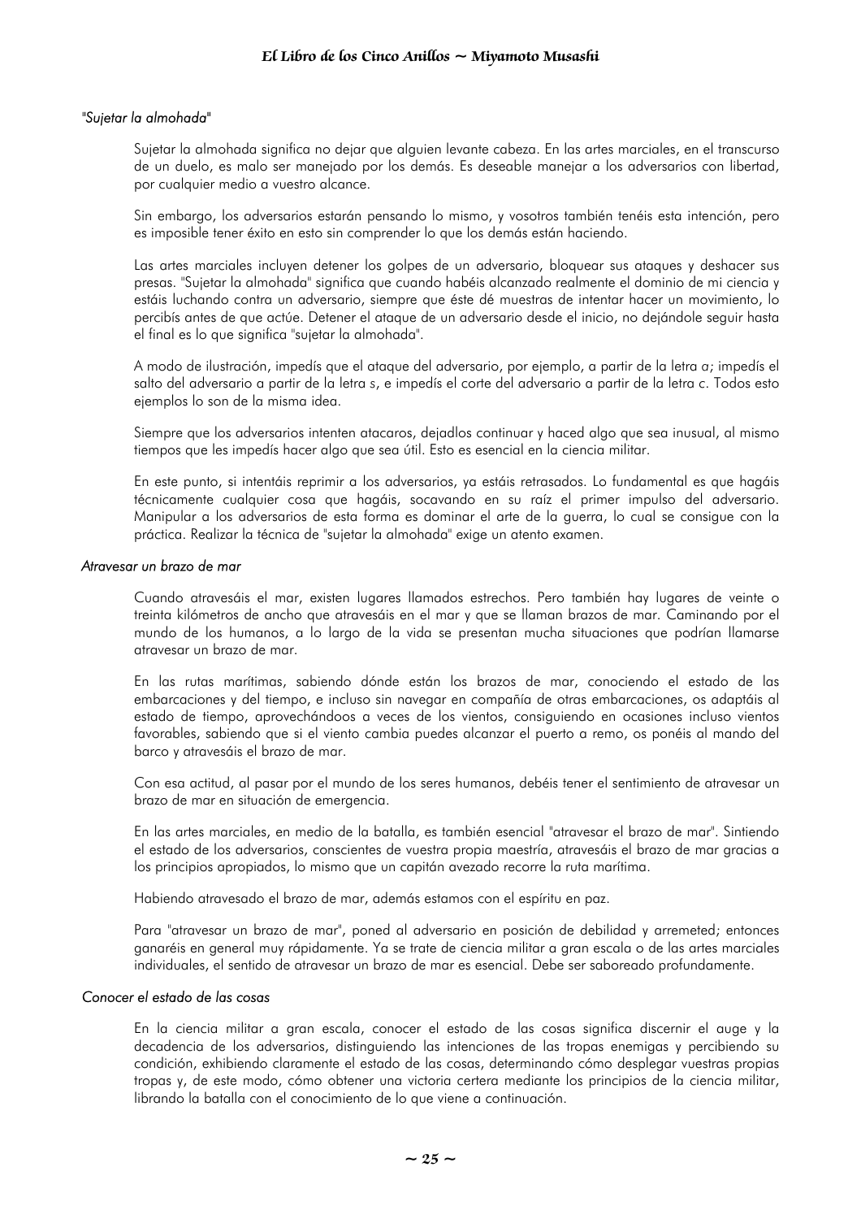*"Sujetar la almohada"*

Sujetar la almohada significa no dejar que alguien levante cabeza. En las artes marciales, en el transcurso de un duelo, es malo ser manejado por los demás. Es deseable manejar a los adversarios con libertad, por cualquier medio a vuestro alcance.

Sin embargo, los adversarios estarán pensando lo mismo, y vosotros también tenéis esta intención, pero es imposible tener éxito en esto sin comprender lo que los demás están haciendo.

Las artes marciales incluyen detener los golpes de un adversario, bloquear sus ataques y deshacer sus presas. "Sujetar la almohada" significa que cuando habéis alcanzado realmente el dominio de mi ciencia y estáis luchando contra un adversario, siempre que éste dé muestras de intentar hacer un movimiento, lo percibís antes de que actúe. Detener el ataque de un adversario desde el inicio, no dejándole seguir hasta el final es lo que significa "sujetar la almohada".

A modo de ilustración, impedís que el ataque del adversario, por ejemplo, a partir de la letra *a*; impedís el salto del adversario a partir de la letra *s*, e impedís el corte del adversario a partir de la letra *c*. Todos esto ejemplos lo son de la misma idea.

Siempre que los adversarios intenten atacaros, dejadlos continuar y haced algo que sea inusual, al mismo tiempos que les impedís hacer algo que sea útil. Esto es esencial en la ciencia militar.

En este punto, si intentáis reprimir a los adversarios, ya estáis retrasados. Lo fundamental es que hagáis técnicamente cualquier cosa que hagáis, socavando en su raíz el primer impulso del adversario. Manipular a los adversarios de esta forma es dominar el arte de la guerra, lo cual se consigue con la práctica. Realizar la técnica de "sujetar la almohada" exige un atento examen.

*Atravesar un brazo de mar*

Cuando atravesáis el mar, existen lugares llamados estrechos. Pero también hay lugares de veinte o treinta kilómetros de ancho que atravesáis en el mar y que se llaman brazos de mar. Caminando por el mundo de los humanos, a lo largo de la vida se presentan mucha situaciones que podrían llamarse atravesar un brazo de mar.

En las rutas marítimas, sabiendo dónde están los brazos de mar, conociendo el estado de las embarcaciones y del tiempo, e incluso sin navegar en compañía de otras embarcaciones, os adaptáis al estado de tiempo, aprovechándoos a veces de los vientos, consiguiendo en ocasiones incluso vientos favorables, sabiendo que si el viento cambia puedes alcanzar el puerto a remo, os ponéis al mando del barco y atravesáis el brazo de mar.

Con esa actitud, al pasar por el mundo de los seres humanos, debéis tener el sentimiento de atravesar un brazo de mar en situación de emergencia.

En las artes marciales, en medio de la batalla, es también esencial "atravesar el brazo de mar". Sintiendo el estado de los adversarios, conscientes de vuestra propia maestría, atravesáis el brazo de mar gracias a los principios apropiados, lo mismo que un capitán avezado recorre la ruta marítima.

Habiendo atravesado el brazo de mar, además estamos con el espíritu en paz.

Para "atravesar un brazo de mar", poned al adversario en posición de debilidad y arremeted; entonces ganaréis en general muy rápidamente. Ya se trate de ciencia militar a gran escala o de las artes marciales individuales, el sentido de atravesar un brazo de mar es esencial. Debe ser saboreado profundamente.

*Conocer el estado de las cosas*

En la ciencia militar a gran escala, conocer el estado de las cosas significa discernir el auge y la decadencia de los adversarios, distinguiendo las intenciones de las tropas enemigas y percibiendo su condición, exhibiendo claramente el estado de las cosas, determinando cómo desplegar vuestras propias tropas y, de este modo, cómo obtener una victoria certera mediante los principios de la ciencia militar, librando la batalla con el conocimiento de lo que viene a continuación.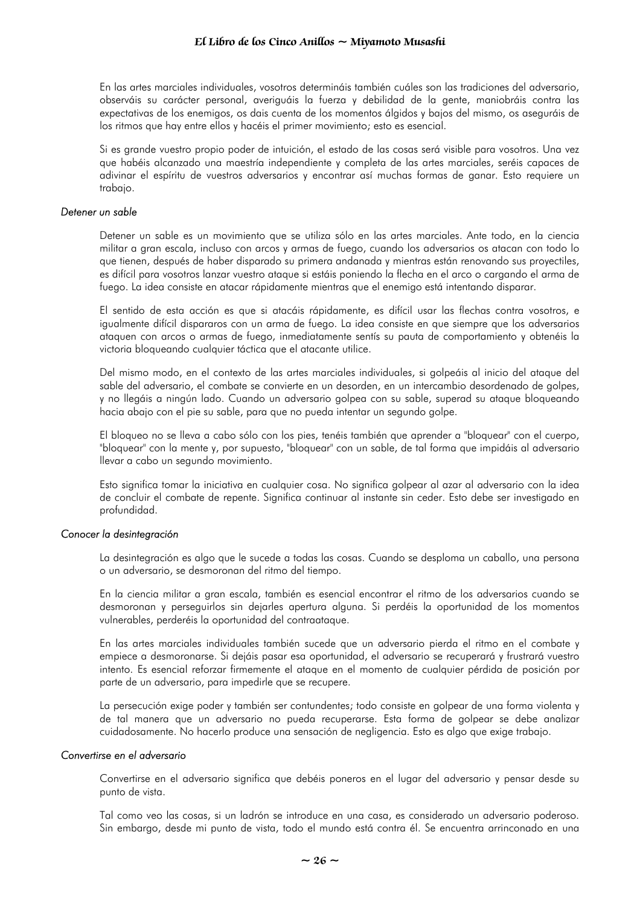En las artes marciales individuales, vosotros determináis también cuáles son las tradiciones del adversario, observáis su carácter personal, averiguáis la fuerza y debilidad de la gente, maniobráis contra las expectativas de los enemigos, os dais cuenta de los momentos álgidos y bajos del mismo, os aseguráis de los ritmos que hay entre ellos y hacéis el primer movimiento; esto es esencial.

Si es grande vuestro propio poder de intuición, el estado de las cosas será visible para vosotros. Una vez que habéis alcanzado una maestría independiente y completa de las artes marciales, seréis capaces de adivinar el espíritu de vuestros adversarios y encontrar así muchas formas de ganar. Esto requiere un trabajo.

*Detener un sable*

Detener un sable es un movimiento que se utiliza sólo en las artes marciales. Ante todo, en la ciencia militar a gran escala, incluso con arcos y armas de fuego, cuando los adversarios os atacan con todo lo que tienen, después de haber disparado su primera andanada y mientras están renovando sus proyectiles, es difícil para vosotros lanzar vuestro ataque si estáis poniendo la flecha en el arco o cargando el arma de fuego. La idea consiste en atacar rápidamente mientras que el enemigo está intentando disparar.

El sentido de esta acción es que si atacáis rápidamente, es difícil usar las flechas contra vosotros, e igualmente difícil dispararos con un arma de fuego. La idea consiste en que siempre que los adversarios ataquen con arcos o armas de fuego, inmediatamente sentís su pauta de comportamiento y obtenéis la victoria bloqueando cualquier táctica que el atacante utilice.

Del mismo modo, en el contexto de las artes marciales individuales, si golpeáis al inicio del ataque del sable del adversario, el combate se convierte en un desorden, en un intercambio desordenado de golpes, y no llegáis a ningún lado. Cuando un adversario golpea con su sable, superad su ataque bloqueando hacia abajo con el pie su sable, para que no pueda intentar un segundo golpe.

El bloqueo no se lleva a cabo sólo con los pies, tenéis también que aprender a "bloquear" con el cuerpo, "bloquear" con la mente y, por supuesto, "bloquear" con un sable, de tal forma que impidáis al adversario llevar a cabo un segundo movimiento.

Esto significa tomar la iniciativa en cualquier cosa. No significa golpear al azar al adversario con la idea de concluir el combate de repente. Significa continuar al instante sin ceder. Esto debe ser investigado en profundidad.

*Conocer la desintegración*

La desintegración es algo que le sucede a todas las cosas. Cuando se desploma un caballo, una persona o un adversario, se desmoronan del ritmo del tiempo.

En la ciencia militar a gran escala, también es esencial encontrar el ritmo de los adversarios cuando se desmoronan y perseguirlos sin dejarles apertura alguna. Si perdéis la oportunidad de los momentos vulnerables, perderéis la oportunidad del contraataque.

En las artes marciales individuales también sucede que un adversario pierda el ritmo en el combate y empiece a desmoronarse. Si dejáis pasar esa oportunidad, el adversario se recuperará y frustrará vuestro intento. Es esencial reforzar firmemente el ataque en el momento de cualquier pérdida de posición por parte de un adversario, para impedirle que se recupere.

La persecución exige poder y también ser contundentes; todo consiste en golpear de una forma violenta y de tal manera que un adversario no pueda recuperarse. Esta forma de golpear se debe analizar cuidadosamente. No hacerlo produce una sensación de negligencia. Esto es algo que exige trabajo.

*Convertirse en el adversario*

Convertirse en el adversario significa que debéis poneros en el lugar del adversario y pensar desde su punto de vista.

Tal como veo las cosas, si un ladrón se introduce en una casa, es considerado un adversario poderoso. Sin embargo, desde mi punto de vista, todo el mundo está contra él. Se encuentra arrinconado en una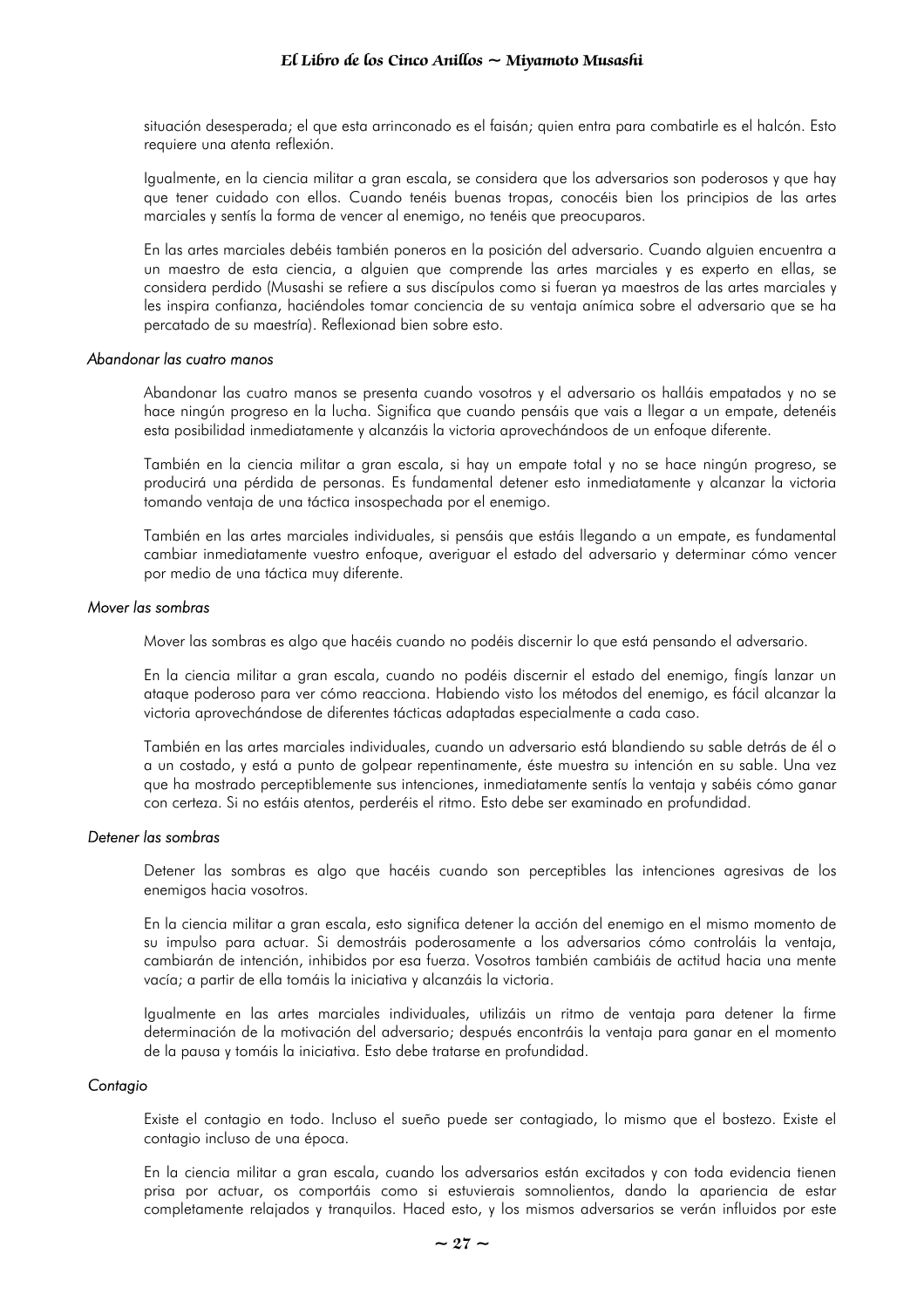situación desesperada; el que esta arrinconado es el faisán; quien entra para combatirle es el halcón. Esto requiere una atenta reflexión.

Igualmente, en la ciencia militar a gran escala, se considera que los adversarios son poderosos y que hay que tener cuidado con ellos. Cuando tenéis buenas tropas, conocéis bien los principios de las artes marciales y sentís la forma de vencer al enemigo, no tenéis que preocuparos.

En las artes marciales debéis también poneros en la posición del adversario. Cuando alguien encuentra a un maestro de esta ciencia, a alguien que comprende las artes marciales y es experto en ellas, se considera perdido (Musashi se refiere a sus discípulos como si fueran ya maestros de las artes marciales y les inspira confianza, haciéndoles tomar conciencia de su ventaja anímica sobre el adversario que se ha percatado de su maestría). Reflexionad bien sobre esto.

*Abandonar las cuatro manos*

Abandonar las cuatro manos se presenta cuando vosotros y el adversario os halláis empatados y no se hace ningún progreso en la lucha. Significa que cuando pensáis que vais a llegar a un empate, detenéis esta posibilidad inmediatamente y alcanzáis la victoria aprovechándoos de un enfoque diferente.

También en la ciencia militar a gran escala, si hay un empate total y no se hace ningún progreso, se producirá una pérdida de personas. Es fundamental detener esto inmediatamente y alcanzar la victoria tomando ventaja de una táctica insospechada por el enemigo.

También en las artes marciales individuales, si pensáis que estáis llegando a un empate, es fundamental cambiar inmediatamente vuestro enfoque, averiguar el estado del adversario y determinar cómo vencer por medio de una táctica muy diferente.

*Mover las sombras*

Mover las sombras es algo que hacéis cuando no podéis discernir lo que está pensando el adversario.

En la ciencia militar a gran escala, cuando no podéis discernir el estado del enemigo, fingís lanzar un ataque poderoso para ver cómo reacciona. Habiendo visto los métodos del enemigo, es fácil alcanzar la victoria aprovechándose de diferentes tácticas adaptadas especialmente a cada caso.

También en las artes marciales individuales, cuando un adversario está blandiendo su sable detrás de él o a un costado, y está a punto de golpear repentinamente, éste muestra su intención en su sable. Una vez que ha mostrado perceptiblemente sus intenciones, inmediatamente sentís la ventaja y sabéis cómo ganar con certeza. Si no estáis atentos, perderéis el ritmo. Esto debe ser examinado en profundidad.

*Detener las sombras*

Detener las sombras es algo que hacéis cuando son perceptibles las intenciones agresivas de los enemigos hacia vosotros.

En la ciencia militar a gran escala, esto significa detener la acción del enemigo en el mismo momento de su impulso para actuar. Si demostráis poderosamente a los adversarios cómo controláis la ventaja, cambiarán de intención, inhibidos por esa fuerza. Vosotros también cambiáis de actitud hacia una mente vacía; a partir de ella tomáis la iniciativa y alcanzáis la victoria.

Igualmente en las artes marciales individuales, utilizáis un ritmo de ventaja para detener la firme determinación de la motivación del adversario; después encontráis la ventaja para ganar en el momento de la pausa y tomáis la iniciativa. Esto debe tratarse en profundidad.

*Contagio*

Existe el contagio en todo. Incluso el sueño puede ser contagiado, lo mismo que el bostezo. Existe el contagio incluso de una época.

En la ciencia militar a gran escala, cuando los adversarios están excitados y con toda evidencia tienen prisa por actuar, os comportáis como si estuvierais somnolientos, dando la apariencia de estar completamente relajados y tranquilos. Haced esto, y los mismos adversarios se verán influidos por este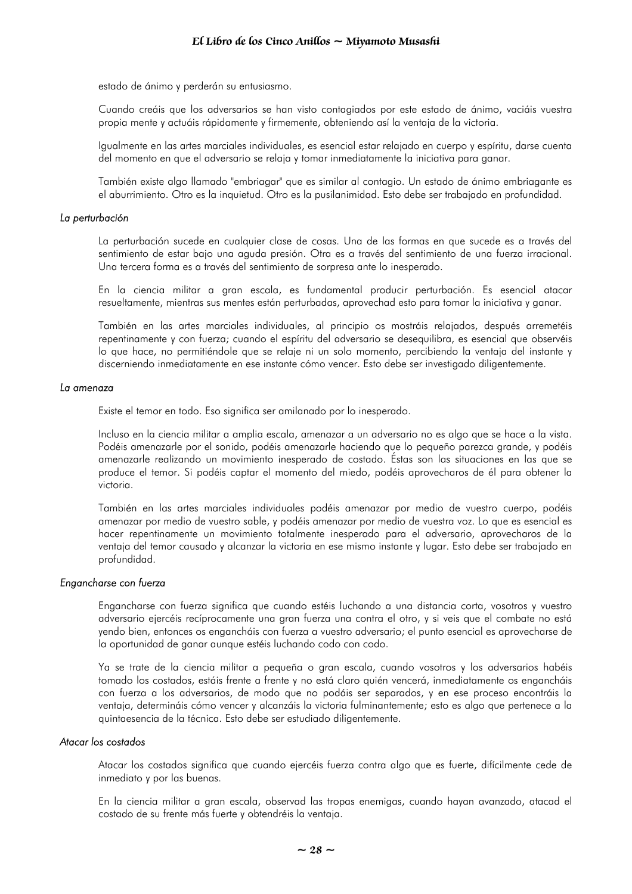estado de ánimo y perderán su entusiasmo.

Cuando creáis que los adversarios se han visto contagiados por este estado de ánimo, vaciáis vuestra propia mente y actuáis rápidamente y firmemente, obteniendo así la ventaja de la victoria.

Igualmente en las artes marciales individuales, es esencial estar relajado en cuerpo y espíritu, darse cuenta del momento en que el adversario se relaja y tomar inmediatamente la iniciativa para ganar.

También existe algo llamado "embriagar" que es similar al contagio. Un estado de ánimo embriagante es el aburrimiento. Otro es la inquietud. Otro es la pusilanimidad. Esto debe ser trabajado en profundidad.

*La perturbación*

La perturbación sucede en cualquier clase de cosas. Una de las formas en que sucede es a través del sentimiento de estar bajo una aguda presión. Otra es a través del sentimiento de una fuerza irracional. Una tercera forma es a través del sentimiento de sorpresa ante lo inesperado.

En la ciencia militar a gran escala, es fundamental producir perturbación. Es esencial atacar resueltamente, mientras sus mentes están perturbadas, aprovechad esto para tomar la iniciativa y ganar.

También en las artes marciales individuales, al principio os mostráis relajados, después arremetéis repentinamente y con fuerza; cuando el espíritu del adversario se desequilibra, es esencial que observéis lo que hace, no permitiéndole que se relaje ni un solo momento, percibiendo la ventaja del instante y discerniendo inmediatamente en ese instante cómo vencer. Esto debe ser investigado diligentemente.

*La amenaza*

Existe el temor en todo. Eso significa ser amilanado por lo inesperado.

Incluso en la ciencia militar a amplia escala, amenazar a un adversario no es algo que se hace a la vista. Podéis amenazarle por el sonido, podéis amenazarle haciendo que lo pequeño parezca grande, y podéis amenazarle realizando un movimiento inesperado de costado. Éstas son las situaciones en las que se produce el temor. Si podéis captar el momento del miedo, podéis aprovecharos de él para obtener la victoria.

También en las artes marciales individuales podéis amenazar por medio de vuestro cuerpo, podéis amenazar por medio de vuestro sable, y podéis amenazar por medio de vuestra voz. Lo que es esencial es hacer repentinamente un movimiento totalmente inesperado para el adversario, aprovecharos de la ventaja del temor causado y alcanzar la victoria en ese mismo instante y lugar. Esto debe ser trabajado en profundidad.

*Engancharse con fuerza*

Engancharse con fuerza significa que cuando estéis luchando a una distancia corta, vosotros y vuestro adversario ejercéis recíprocamente una gran fuerza una contra el otro, y si veis que el combate no está yendo bien, entonces os enganchÁis con fuerza a vuestro adversario; el punto esencial es aprovecharse de la oportunidad de ganar aunque estéis luchando codo con codo.

Ya se trate de la ciencia militar a pequeña o gran escala, cuando vosotros y los adversarios habéis tomado los costados, estáis frente a frente y no está claro quién vencerá, inmediatamente os enganchÁis con fuerza a los adversarios, de modo que no podáis ser separados, y en ese proceso encontráis la ventaja, determináis cómo vencer y alcanzáis la victoria fulminantemente; esto es algo que pertenece a la quintaesencia de la técnica. Esto debe ser estudiado diligentemente.

*Atacar los costados*

Atacar los costados significa que cuando ejercéis fuerza contra algo que es fuerte, difícilmente cede de inmediato y por las buenas.

En la ciencia militar a gran escala, observad las tropas enemigas, cuando hayan avanzado, atacad el costado de su frente más fuerte y obtendréis la ventaja.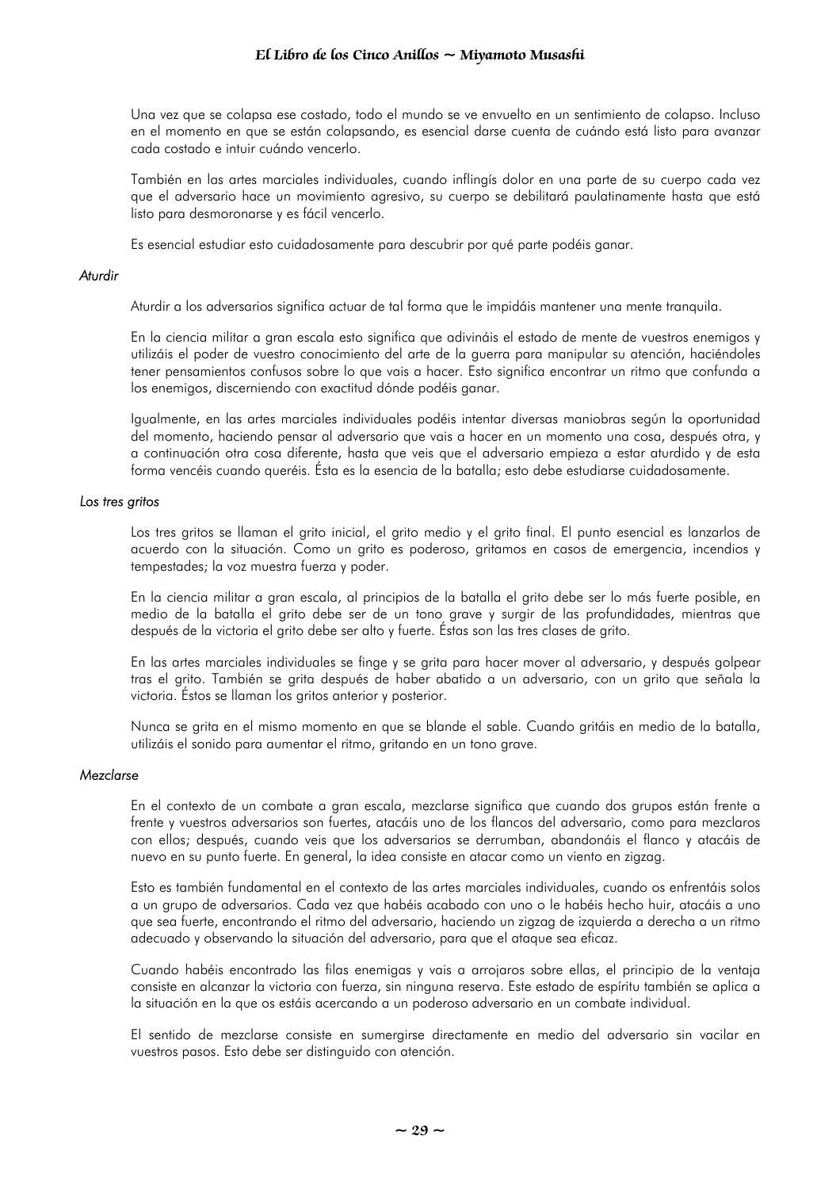Una vez que se colapsa ese costado, todo el mundo se ve envuelto en un sentimiento de colapso. Incluso en el momento en que se están colapsando, es esencial darse cuenta de cuándo está listo para avanzar cada costado e intuir cuándo vencerlo.

También en las artes marciales individuales, cuando inflingís dolor en una parte de su cuerpo cada vez que el adversario hace un movimiento agresivo, su cuerpo se debilitará paulatinamente hasta que está listo para desmoronarse y es fácil vencerlo.

Es esencial estudiar esto cuidadosamente para descubrir por qué parte podéis ganar.

*Aturdir*

Aturdir a los adversarios significa actuar de tal forma que le impidáis mantener una mente tranquila.

En la ciencia militar a gran escala esto significa que adivináis el estado de mente de vuestros enemigos y utilizáis el poder de vuestro conocimiento del arte de la guerra para manipular su atención, haciéndoles tener pensamientos confusos sobre lo que vais a hacer. Esto significa encontrar un ritmo que confunda a los enemigos, discerniendo con exactitud dónde podéis ganar.

Igualmente, en las artes marciales individuales podéis intentar diversas maniobras según la oportunidad del momento, haciendo pensar al adversario que vais a hacer en un momento una cosa, después otra, y a continuación otra cosa diferente, hasta que veis que el adversario empieza a estar aturdido y de esta forma vencéis cuando queréis. Ésta es la esencia de la batalla; esto debe estudiarse cuidadosamente.

*Los tres gritos*

Los tres gritos se llaman el grito inicial, el grito medio y el grito final. El punto esencial es lanzarlos de acuerdo con la situación. Como un grito es poderoso, gritamos en casos de emergencia, incendios y tempestades; la voz muestra fuerza y poder.

En la ciencia militar a gran escala, al principios de la batalla el grito debe ser lo más fuerte posible, en medio de la batalla el grito debe ser de un tono grave y surgir de las profundidades, mientras que después de la victoria el grito debe ser alto y fuerte. Éstas son las tres clases de grito.

En las artes marciales individuales se finge y se grita para hacer mover al adversario, y después golpear tras el grito. También se grita después de haber abatido a un adversario, con un grito que señala la victoria. Éstos se llaman los gritos anterior y posterior.

Nunca se grita en el mismo momento en que se blande el sable. Cuando gritáis en medio de la batalla, utilizáis el sonido para aumentar el ritmo, gritando en un tono grave.

*Mezclarse*

En el contexto de un combate a gran escala, mezclarse significa que cuando dos grupos están frente a frente y vuestros adversarios son fuertes, atacáis uno de los flancos del adversario, como para mezclaros con ellos; después, cuando veis que los adversarios se derrumban, abandonáis el flanco y atacáis de nuevo en su punto fuerte. En general, la idea consiste en atacar como un viento en zigzag.

Esto es también fundamental en el contexto de las artes marciales individuales, cuando os enfrentáis solos a un grupo de adversarios. Cada vez que habéis acabado con uno o le habéis hecho huir, atacáis a uno que sea fuerte, encontrando el ritmo del adversario, haciendo un zigzag de izquierda a derecha a un ritmo adecuado y observando la situación del adversario, para que el ataque sea eficaz.

Cuando habéis encontrado las filas enemigas y vais a arrojaros sobre ellas, el principio de la ventaja consiste en alcanzar la victoria con fuerza, sin ninguna reserva. Este estado de espíritu también se aplica a la situación en la que os estáis acercando a un poderoso adversario en un combate individual.

El sentido de mezclarse consiste en sumergirse directamente en medio del adversario sin vacilar en vuestros pasos. Esto debe ser distinguido con atención.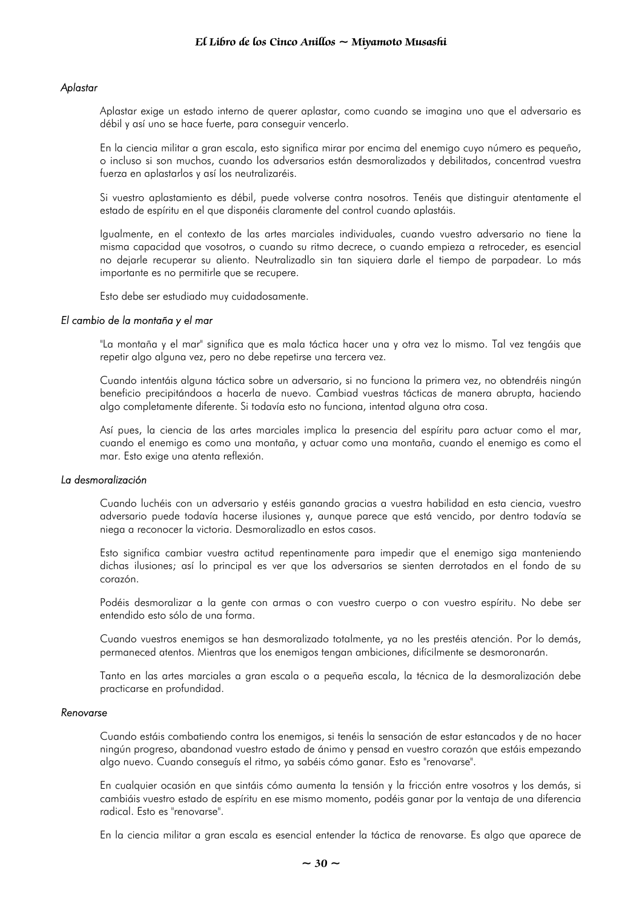*Aplastar*

Aplastar exige un estado interno de querer aplastar, como cuando se imagina uno que el adversario es débil y así uno se hace fuerte, para conseguir vencerlo.

En la ciencia militar a gran escala, esto significa mirar por encima del enemigo cuyo número es pequeño, o incluso si son muchos, cuando los adversarios están desmoralizados y debilitados, concentrad vuestra fuerza en aplastarlos y así los neutralizaréis.

Si vuestro aplastamiento es débil, puede volverse contra nosotros. Tenéis que distinguir atentamente el estado de espíritu en el que disponéis claramente del control cuando aplastáis.

Igualmente, en el contexto de las artes marciales individuales, cuando vuestro adversario no tiene la misma capacidad que vosotros, o cuando su ritmo decrece, o cuando empieza a retroceder, es esencial no dejarle recuperar su aliento. Neutralizadlo sin tan siquiera darle el tiempo de parpadear. Lo más importante es no permitirle que se recupere.

Esto debe ser estudiado muy cuidadosamente.

*El cambio de la montaña y el mar*

"La montaña y el mar" significa que es mala táctica hacer una y otra vez lo mismo. Tal vez tengáis que repetir algo alguna vez, pero no debe repetirse una tercera vez.

Cuando intentáis alguna táctica sobre un adversario, si no funciona la primera vez, no obtendréis ningún beneficio precipitándoos a hacerla de nuevo. Cambiad vuestras tácticas de manera abrupta, haciendo algo completamente diferente. Si todavía esto no funciona, intentad alguna otra cosa.

Así pues, la ciencia de las artes marciales implica la presencia del espíritu para actuar como el mar, cuando el enemigo es como una montaña, y actuar como una montaña, cuando el enemigo es como el mar. Esto exige una atenta reflexión.

*La desmoralización*

Cuando luchéis con un adversario y estéis ganando gracias a vuestra habilidad en esta ciencia, vuestro adversario puede todavía hacerse ilusiones y, aunque parece que está vencido, por dentro todavía se niega a reconocer la victoria. Desmoralizadlo en estos casos.

Esto significa cambiar vuestra actitud repentinamente para impedir que el enemigo siga manteniendo dichas ilusiones; así lo principal es ver que los adversarios se sienten derrotados en el fondo de su corazón.

Podéis desmoralizar a la gente con armas o con vuestro cuerpo o con vuestro espíritu. No debe ser entendido esto sólo de una forma.

Cuando vuestros enemigos se han desmoralizado totalmente, ya no les prestéis atención. Por lo demás, permaneced atentos. Mientras que los enemigos tengan ambiciones, difícilmente se desmoronarán.

Tanto en las artes marciales a gran escala o a pequeña escala, la técnica de la desmoralización debe practicarse en profundidad.

*Renovarse*

Cuando estáis combatiendo contra los enemigos, si tenéis la sensación de estar estancados y de no hacer ningún progreso, abandonad vuestro estado de ánimo y pensad en vuestro corazón que estáis empezando algo nuevo. Cuando conseguís el ritmo, ya sabéis cómo ganar. Esto es "renovarse".

En cualquier ocasión en que sintáis cómo aumenta la tensión y la fricción entre vosotros y los demás, si cambiáis vuestro estado de espíritu en ese mismo momento, podéis ganar por la ventaja de una diferencia radical. Esto es "renovarse".

En la ciencia militar a gran escala es esencial entender la táctica de renovarse. Es algo que aparece de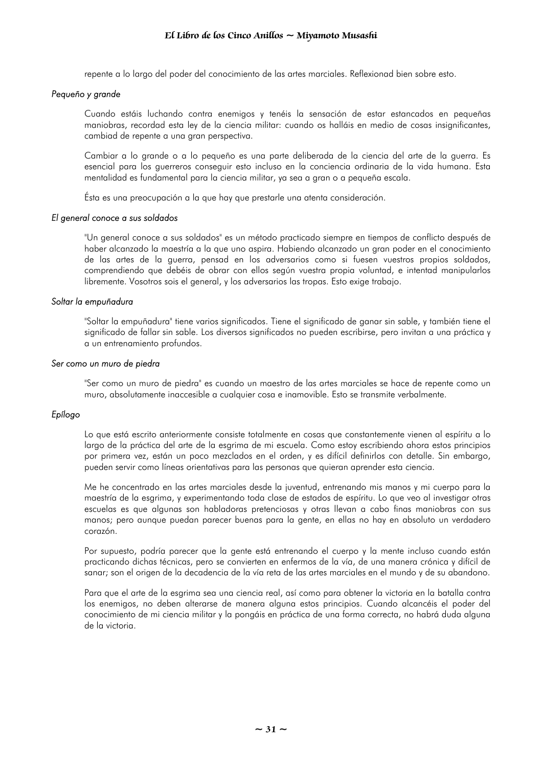repente a lo largo del poder del conocimiento de las artes marciales. Reflexionad bien sobre esto.

*Pequeño y grande*

Cuando estáis luchando contra enemigos y tenéis la sensación de estar estancados en pequeñas maniobras, recordad esta ley de la ciencia militar: cuando os halláis en medio de cosas insignificantes, cambiad de repente a una gran perspectiva.

Cambiar a lo grande o a lo pequeño es una parte deliberada de la ciencia del arte de la guerra. Es esencial para los guerreros conseguir esto incluso en la conciencia ordinaria de la vida humana. Esta mentalidad es fundamental para la ciencia militar, ya sea a gran o a pequeña escala.

Ésta es una preocupación a la que hay que prestarle una atenta consideración.

*El general conoce a sus soldados*

"Un general conoce a sus soldados" es un método practicado siempre en tiempos de conflicto después de haber alcanzado la maestría a la que uno aspira. Habiendo alcanzado un gran poder en el conocimiento de las artes de la guerra, pensad en los adversarios como si fuesen vuestros propios soldados, comprendiendo que debéis de obrar con ellos según vuestra propia voluntad, e intentad manipularlos libremente. Vosotros sois el general, y los adversarios las tropas. Esto exige trabajo.

*Soltar la empuñadura*

"Soltar la empuñadura" tiene varios significados. Tiene el significado de ganar sin sable, y también tiene el significado de fallar sin sable. Los diversos significados no pueden escribirse, pero invitan a una práctica y a un entrenamiento profundos.

*Ser como un muro de piedra*

"Ser como un muro de piedra" es cuando un maestro de las artes marciales se hace de repente como un muro, absolutamente inaccesible a cualquier cosa e inamovible. Esto se transmite verbalmente.

*Epílogo*

Lo que está escrito anteriormente consiste totalmente en cosas que constantemente vienen al espíritu a lo largo de la práctica del arte de la esgrima de mi escuela. Como estoy escribiendo ahora estos principios por primera vez, están un poco mezclados en el orden, y es difícil definirlos con detalle. Sin embargo, pueden servir como líneas orientativas para las personas que quieran aprender esta ciencia.

Me he concentrado en las artes marciales desde la juventud, entrenando mis manos y mi cuerpo para la maestría de la esgrima, y experimentando toda clase de estados de espíritu. Lo que veo al investigar otras escuelas es que algunas son habladoras pretenciosas y otras llevan a cabo finas maniobras con sus manos; pero aunque puedan parecer buenas para la gente, en ellas no hay en absoluto un verdadero corazón.

Por supuesto, podría parecer que la gente está entrenando el cuerpo y la mente incluso cuando están practicando dichas técnicas, pero se convierten en enfermos de la vía, de una manera crónica y difícil de sanar; son el origen de la decadencia de la vía reta de las artes marciales en el mundo y de su abandono.

Para que el arte de la esgrima sea una ciencia real, así como para obtener la victoria en la batalla contra los enemigos, no deben alterarse de manera alguna estos principios. Cuando alcancéis el poder del conocimiento de mi ciencia militar y la pongáis en práctica de una forma correcta, no habrá duda alguna de la victoria.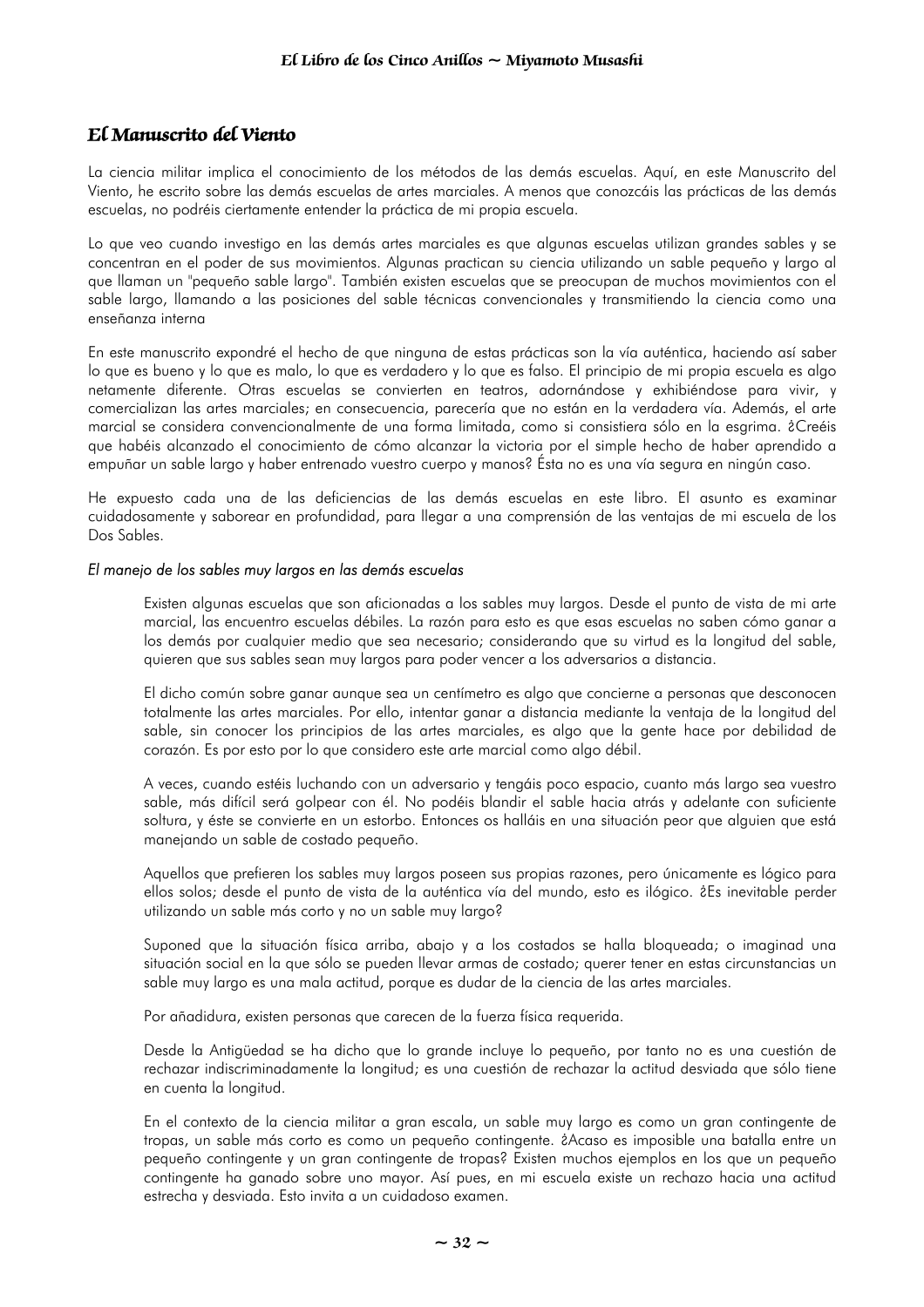## El Manuscrito del Viento

La ciencia militar implica el conocimiento de los métodos de las demás escuelas. Aquí, en este Manuscrito del Viento, he escrito sobre las demás escuelas de artes marciales. A menos que conozcáis las prácticas de las demás escuelas, no podréis ciertamente entender la práctica de mi propia escuela.

Lo que veo cuando investigo en las demás artes marciales es que algunas escuelas utilizan grandes sables y se concentran en el poder de sus movimientos. Algunas practican su ciencia utilizando un sable pequeño y largo al que llaman un "pequeño sable largo". También existen escuelas que se preocupan de muchos movimientos con el sable largo, llamando a las posiciones del sable técnicas convencionales y transmitiendo la ciencia como una enseñanza interna

En este manuscrito expondré el hecho de que ninguna de estas prácticas son la vía auténtica, haciendo así saber lo que es bueno y lo que es malo, lo que es verdadero y lo que es falso. El principio de mi propia escuela es algo netamente diferente. Otras escuelas se convierten en teatros, adornándose y exhibiéndose para vivir, y comercializan las artes marciales; en consecuencia, parecería que no están en la verdadera vía. Además, el arte marcial se considera convencionalmente de una forma limitada, como si consistiera sólo en la esgrima. ¿Creéis que habéis alcanzado el conocimiento de cómo alcanzar la victoria por el simple hecho de haber aprendido a empuñar un sable largo y haber entrenado vuestro cuerpo y manos? Ésta no es una vía segura en ningún caso.

He expuesto cada una de las deficiencias de las demás escuelas en este libro. El asunto es examinar cuidadosamente y saborear en profundidad, para llegar a una comprensión de las ventajas de mi escuela de los Dos Sables.

*El manejo de los sables muy largos en las demás escuelas*

Existen algunas escuelas que son aficionadas a los sables muy largos. Desde el punto de vista de mi arte marcial, las encuentro escuelas débiles. La razón para esto es que esas escuelas no saben cómo ganar a los demás por cualquier medio que sea necesario; considerando que su virtud es la longitud del sable, quieren que sus sables sean muy largos para poder vencer a los adversarios a distancia.

El dicho común sobre ganar aunque sea un centímetro es algo que concierne a personas que desconocen totalmente las artes marciales. Por ello, intentar ganar a distancia mediante la ventaja de la longitud del sable, sin conocer los principios de las artes marciales, es algo que la gente hace por debilidad de corazón. Es por esto por lo que considero este arte marcial como algo débil.

A veces, cuando estéis luchando con un adversario y tengáis poco espacio, cuanto más largo sea vuestro sable, más difícil será golpear con él. No podéis blandir el sable hacia atrás y adelante con suficiente soltura, y éste se convierte en un estorbo. Entonces os halláis en una situación peor que alguien que está manejando un sable de costado pequeño.

Aquellos que prefieren los sables muy largos poseen sus propias razones, pero únicamente es lógico para ellos solos; desde el punto de vista de la auténtica vía del mundo, esto es ilógico. ¿Es inevitable perder utilizando un sable más corto y no un sable muy largo?

Suponed que la situación física arriba, abajo y a los costados se halla bloqueada; o imaginad una situación social en la que sólo se pueden llevar armas de costado; querer tener en estas circunstancias un sable muy largo es una mala actitud, porque es dudar de la ciencia de las artes marciales.

Por añadidura, existen personas que carecen de la fuerza física requerida.

Desde la Antigüedad se ha dicho que lo grande incluye lo pequeño, por tanto no es una cuestión de rechazar indiscriminadamente la longitud; es una cuestión de rechazar la actitud desviada que sólo tiene en cuenta la longitud.

En el contexto de la ciencia militar a gran escala, un sable muy largo es como un gran contingente de tropas, un sable más corto es como un pequeño contingente. ¿Acaso es imposible una batalla entre un pequeño contingente y un gran contingente de tropas? Existen muchos ejemplos en los que un pequeño contingente ha ganado sobre uno mayor. Así pues, en mi escuela existe un rechazo hacia una actitud estrecha y desviada. Esto invita a un cuidadoso examen.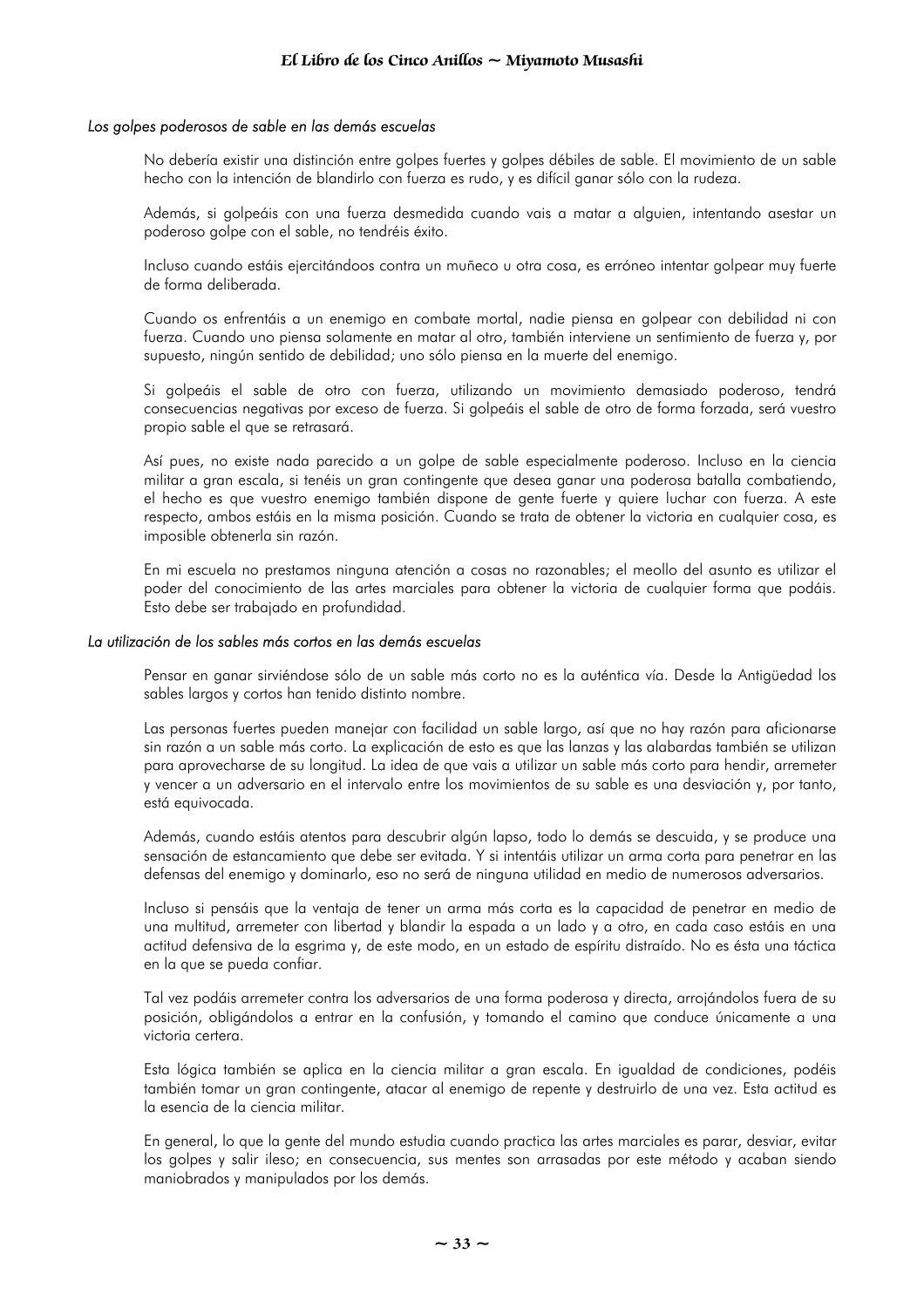*Los golpes poderosos de sable en las demás escuelas*

No debería existir una distinción entre golpes fuertes y golpes débiles de sable. El movimiento de un sable hecho con la intención de blandirlo con fuerza es rudo, y es difícil ganar sólo con la rudeza.

Además, si golpeáis con una fuerza desmedida cuando vais a matar a alguien, intentando asestar un poderoso golpe con el sable, no tendréis éxito.

Incluso cuando estáis ejercitándoos contra un muñeco u otra cosa, es erróneo intentar golpear muy fuerte de forma deliberada.

Cuando os enfrentáis a un enemigo en combate mortal, nadie piensa en golpear con debilidad ni con fuerza. Cuando uno piensa solamente en matar al otro, también interviene un sentimiento de fuerza y, por supuesto, ningún sentido de debilidad; uno sólo piensa en la muerte del enemigo.

Si golpeáis el sable de otro con fuerza, utilizando un movimiento demasiado poderoso, tendrá consecuencias negativas por exceso de fuerza. Si golpeáis el sable de otro de forma forzada, será vuestro propio sable el que se retrasará.

Así pues, no existe nada parecido a un golpe de sable especialmente poderoso. Incluso en la ciencia militar a gran escala, si tenéis un gran contingente que desea ganar una poderosa batalla combatiendo, el hecho es que vuestro enemigo también dispone de gente fuerte y quiere luchar con fuerza. A este respecto, ambos estáis en la misma posición. Cuando se trata de obtener la victoria en cualquier cosa, es imposible obtenerla sin razón.

En mi escuela no prestamos ninguna atención a cosas no razonables; el meollo del asunto es utilizar el poder del conocimiento de las artes marciales para obtener la victoria de cualquier forma que podáis. Esto debe ser trabajado en profundidad.

*La utilización de los sables más cortos en las demás escuelas*

Pensar en ganar sirviéndose sólo de un sable más corto no es la auténtica vía. Desde la Antigüedad los sables largos y cortos han tenido distinto nombre.

Las personas fuertes pueden manejar con facilidad un sable largo, así que no hay razón para aficionarse sin razón a un sable más corto. La explicación de esto es que las lanzas y las alabardas también se utilizan para aprovecharse de su longitud. La idea de que vais a utilizar un sable más corto para hendir, arremeter y vencer a un adversario en el intervalo entre los movimientos de su sable es una desviación y, por tanto, está equivocada.

Además, cuando estáis atentos para descubrir algún lapso, todo lo demás se descuida, y se produce una sensación de estancamiento que debe ser evitada. Y si intentáis utilizar un arma corta para penetrar en las defensas del enemigo y dominarlo, eso no será de ninguna utilidad en medio de numerosos adversarios.

Incluso si pensáis que la ventaja de tener un arma más corta es la capacidad de penetrar en medio de una multitud, arremeter con libertad y blandir la espada a un lado y a otro, en cada caso estáis en una actitud defensiva de la esgrima y, de este modo, en un estado de espíritu distraído. No es ésta una táctica en la que se pueda confiar.

Tal vez podáis arremeter contra los adversarios de una forma poderosa y directa, arrojándolos fuera de su posición, obligándolos a entrar en la confusión, y tomando el camino que conduce únicamente a una victoria certera.

Esta lógica también se aplica en la ciencia militar a gran escala. En igualdad de condiciones, podéis también tomar un gran contingente, atacar al enemigo de repente y destruirlo de una vez. Esta actitud es la esencia de la ciencia militar.

En general, lo que la gente del mundo estudia cuando practica las artes marciales es parar, desviar, evitar los golpes y salir ileso; en consecuencia, sus mentes son arrasadas por este método y acaban siendo maniobrados y manipulados por los demás.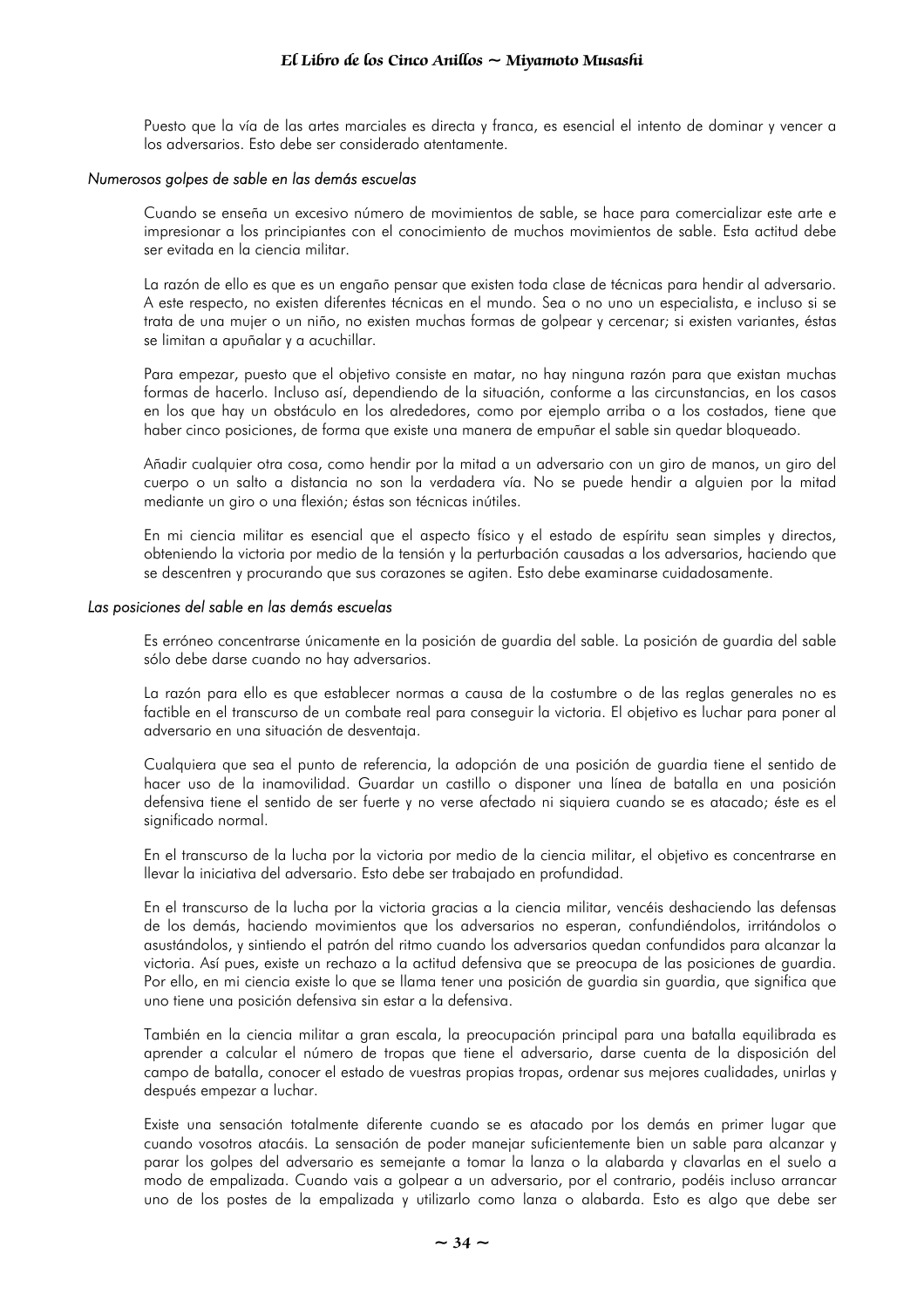Puesto que la vía de las artes marciales es directa y franca, es esencial el intento de dominar y vencer a los adversarios. Esto debe ser considerado atentamente.

*Numerosos golpes de sable en las demás escuelas*

Cuando se enseña un excesivo número de movimientos de sable, se hace para comercializar este arte e impresionar a los principiantes con el conocimiento de muchos movimientos de sable. Esta actitud debe ser evitada en la ciencia militar.

La razón de ello es que es un engaño pensar que existen toda clase de técnicas para hendir al adversario. A este respecto, no existen diferentes técnicas en el mundo. Sea o no uno un especialista, e incluso si se trata de una mujer o un niño, no existen muchas formas de golpear y cercenar; si existen variantes, éstas se limitan a apuñalar y a acuchillar.

Para empezar, puesto que el objetivo consiste en matar, no hay ninguna razón para que existan muchas formas de hacerlo. Incluso así, dependiendo de la situación, conforme a las circunstancias, en los casos en los que hay un obstáculo en los alrededores, como por ejemplo arriba o a los costados, tiene que haber cinco posiciones, de forma que existe una manera de empuñar el sable sin quedar bloqueado.

Añadir cualquier otra cosa, como hendir por la mitad a un adversario con un giro de manos, un giro del cuerpo o un salto a distancia no son la verdadera vía. No se puede hendir a alguien por la mitad mediante un giro o una flexión; éstas son técnicas inútiles.

En mi ciencia militar es esencial que el aspecto físico y el estado de espíritu sean simples y directos, obteniendo la victoria por medio de la tensión y la perturbación causadas a los adversarios, haciendo que se descentren y procurando que sus corazones se agiten. Esto debe examinarse cuidadosamente.

*Las posiciones del sable en las demás escuelas*

Es erróneo concentrarse únicamente en la posición de guardia del sable. La posición de guardia del sable sólo debe darse cuando no hay adversarios.

La razón para ello es que establecer normas a causa de la costumbre o de las reglas generales no es factible en el transcurso de un combate real para conseguir la victoria. El objetivo es luchar para poner al adversario en una situación de desventaja.

Cualquiera que sea el punto de referencia, la adopción de una posición de guardia tiene el sentido de hacer uso de la inamovilidad. Guardar un castillo o disponer una línea de batalla en una posición defensiva tiene el sentido de ser fuerte y no verse afectado ni siquiera cuando se es atacado; éste es el significado normal.

En el transcurso de la lucha por la victoria por medio de la ciencia militar, el objetivo es concentrarse en llevar la iniciativa del adversario. Esto debe ser trabajado en profundidad.

En el transcurso de la lucha por la victoria gracias a la ciencia militar, vencéis deshaciendo las defensas de los demás, haciendo movimientos que los adversarios no esperan, confundiéndolos, irritándolos o asustándolos, y sintiendo el patrón del ritmo cuando los adversarios quedan confundidos para alcanzar la victoria. Así pues, existe un rechazo a la actitud defensiva que se preocupa de las posiciones de guardia. Por ello, en mi ciencia existe lo que se llama tener una posición de guardia sin guardia, que significa que uno tiene una posición defensiva sin estar a la defensiva.

También en la ciencia militar a gran escala, la preocupación principal para una batalla equilibrada es aprender a calcular el número de tropas que tiene el adversario, darse cuenta de la disposición del campo de batalla, conocer el estado de vuestras propias tropas, ordenar sus mejores cualidades, unirlas y después empezar a luchar.

Existe una sensación totalmente diferente cuando se es atacado por los demás en primer lugar que cuando vosotros atacáis. La sensación de poder manejar suficientemente bien un sable para alcanzar y parar los golpes del adversario es semejante a tomar la lanza o la alabarda y clavarlas en el suelo a modo de empalizada. Cuando vais a golpear a un adversario, por el contrario, podéis incluso arrancar uno de los postes de la empalizada y utilizarlo como lanza o alabarda. Esto es algo que debe ser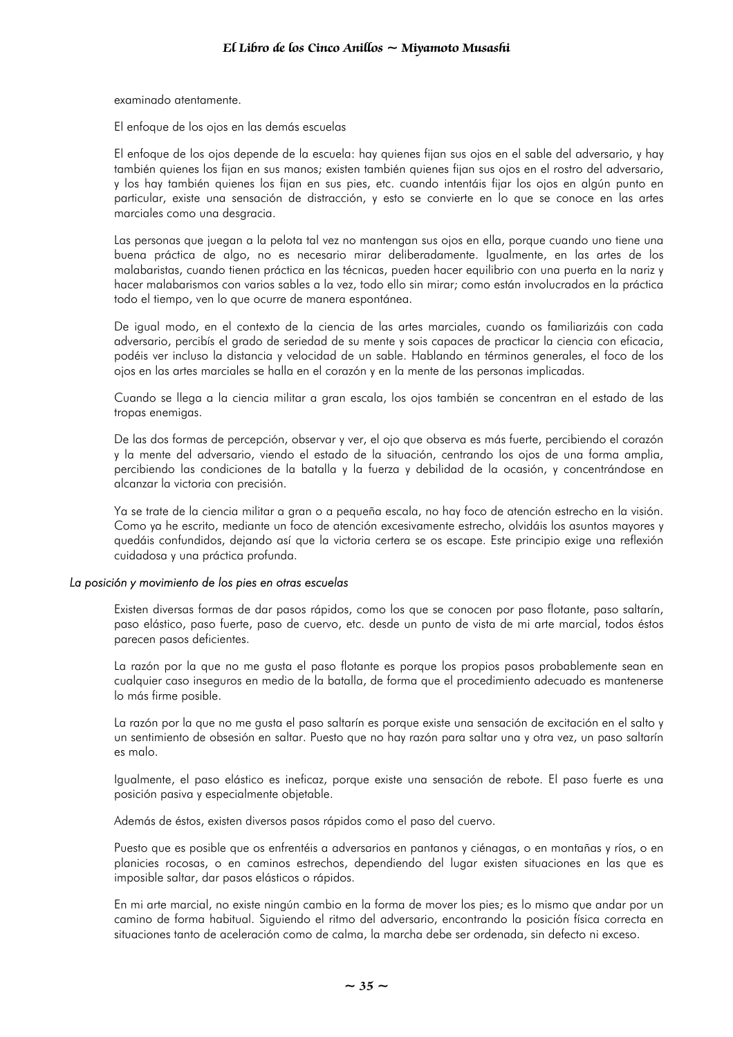examinado atentamente.

El enfoque de los ojos en las demás escuelas

El enfoque de los ojos depende de la escuela: hay quienes fijan sus ojos en el sable del adversario, y hay también quienes los fijan en sus manos; existen también quienes fijan sus ojos en el rostro del adversario, y los hay también quienes los fijan en sus pies, etc. cuando intentáis fijar los ojos en algún punto en particular, existe una sensación de distracción, y esto se convierte en lo que se conoce en las artes marciales como una desgracia.

Las personas que juegan a la pelota tal vez no mantengan sus ojos en ella, porque cuando uno tiene una buena práctica de algo, no es necesario mirar deliberadamente. Igualmente, en las artes de los malabaristas, cuando tienen práctica en las técnicas, pueden hacer equilibrio con una puerta en la nariz y hacer malabarismos con varios sables a la vez, todo ello sin mirar; como están involucrados en la práctica todo el tiempo, ven lo que ocurre de manera espontánea.

De igual modo, en el contexto de la ciencia de las artes marciales, cuando os familiarizáis con cada adversario, percibís el grado de seriedad de su mente y sois capaces de practicar la ciencia con eficacia, podéis ver incluso la distancia y velocidad de un sable. Hablando en términos generales, el foco de los ojos en las artes marciales se halla en el corazón y en la mente de las personas implicadas.

Cuando se llega a la ciencia militar a gran escala, los ojos también se concentran en el estado de las tropas enemigas.

De las dos formas de percepción, observar y ver, el ojo que observa es más fuerte, percibiendo el corazón y la mente del adversario, viendo el estado de la situación, centrando los ojos de una forma amplia, percibiendo las condiciones de la batalla y la fuerza y debilidad de la ocasión, y concentrándose en alcanzar la victoria con precisión.

Ya se trate de la ciencia militar a gran o a pequeña escala, no hay foco de atención estrecho en la visión. Como ya he escrito, mediante un foco de atención excesivamente estrecho, olvidáis los asuntos mayores y quedáis confundidos, dejando así que la victoria certera se os escape. Este principio exige una reflexión cuidadosa y una práctica profunda.

*La posición y movimiento de los pies en otras escuelas*

Existen diversas formas de dar pasos rápidos, como los que se conocen por paso flotante, paso saltarín, paso elástico, paso fuerte, paso de cuervo, etc. desde un punto de vista de mi arte marcial, todos éstos parecen pasos deficientes.

La razón por la que no me gusta el paso flotante es porque los propios pasos probablemente sean en cualquier caso inseguros en medio de la batalla, de forma que el procedimiento adecuado es mantenerse lo más firme posible.

La razón por la que no me gusta el paso saltarín es porque existe una sensación de excitación en el salto y un sentimiento de obsesión en saltar. Puesto que no hay razón para saltar una y otra vez, un paso saltarín es malo.

Igualmente, el paso elástico es ineficaz, porque existe una sensación de rebote. El paso fuerte es una posición pasiva y especialmente objetable.

Además de éstos, existen diversos pasos rápidos como el paso del cuervo.

Puesto que es posible que os enfrentéis a adversarios en pantanos y ciénagas, o en montañas y ríos, o en planicies rocosas, o en caminos estrechos, dependiendo del lugar existen situaciones en las que es imposible saltar, dar pasos elásticos o rápidos.

En mi arte marcial, no existe ningún cambio en la forma de mover los pies; es lo mismo que andar por un camino de forma habitual. Siguiendo el ritmo del adversario, encontrando la posición física correcta en situaciones tanto de aceleración como de calma, la marcha debe ser ordenada, sin defecto ni exceso.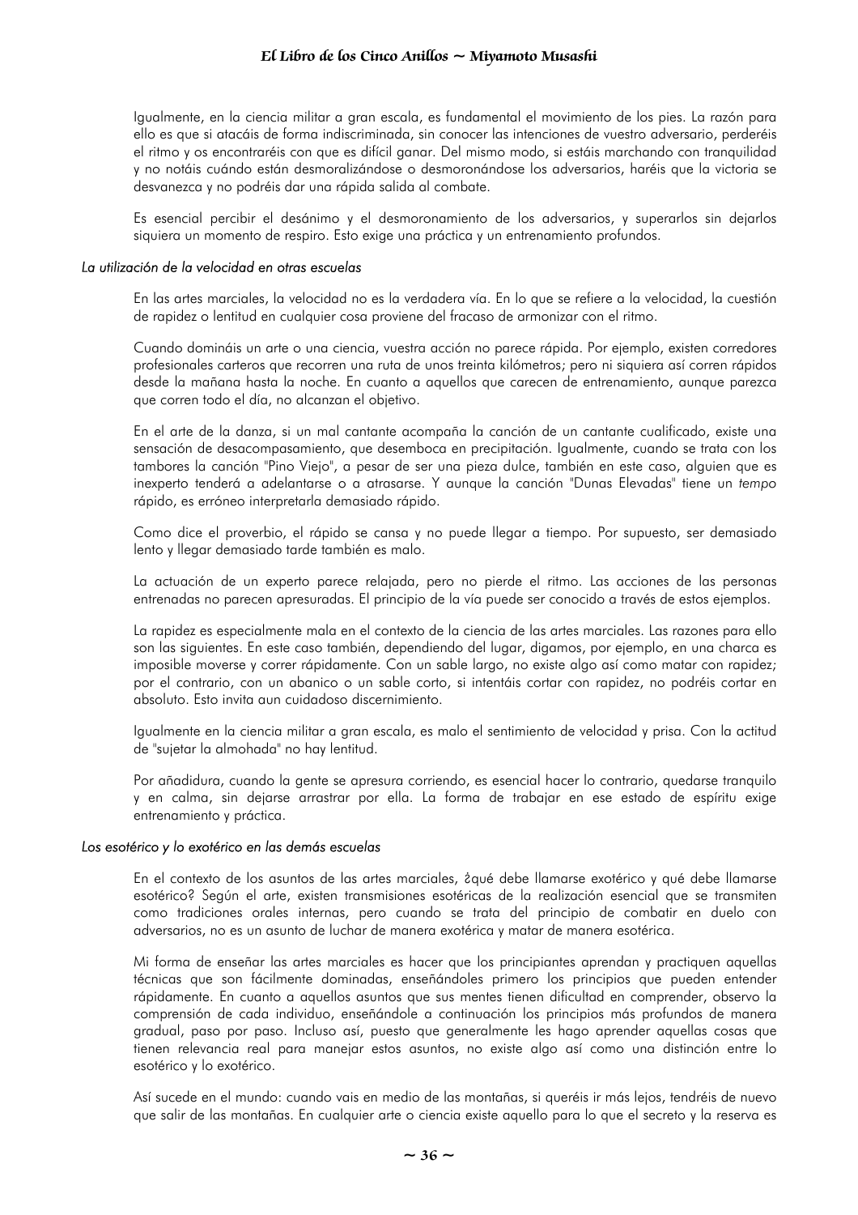Igualmente, en la ciencia militar a gran escala, es fundamental el movimiento de los pies. La razón para ello es que si atacáis de forma indiscriminada, sin conocer las intenciones de vuestro adversario, perderéis el ritmo y os encontraréis con que es difícil ganar. Del mismo modo, si estáis marchando con tranquilidad y no notáis cuándo están desmoralizándose o desmoronándose los adversarios, haréis que la victoria se desvanezca y no podréis dar una rápida salida al combate.

Es esencial percibir el desánimo y el desmoronamiento de los adversarios, y superarlos sin dejarlos siquiera un momento de respiro. Esto exige una práctica y un entrenamiento profundos.

*La utilización de la velocidad en otras escuelas*

En las artes marciales, la velocidad no es la verdadera vía. En lo que se refiere a la velocidad, la cuestión de rapidez o lentitud en cualquier cosa proviene del fracaso de armonizar con el ritmo.

Cuando domináis un arte o una ciencia, vuestra acción no parece rápida. Por ejemplo, existen corredores profesionales carteros que recorren una ruta de unos treinta kilómetros; pero ni siquiera así corren rápidos desde la mañana hasta la noche. En cuanto a aquellos que carecen de entrenamiento, aunque parezca que corren todo el día, no alcanzan el objetivo.

En el arte de la danza, si un mal cantante acompaña la canción de un cantante cualificado, existe una sensación de desacompasamiento, que desemboca en precipitación. Igualmente, cuando se trata con los tambores la canción "Pino Viejo", a pesar de ser una pieza dulce, también en este caso, alguien que es inexperto tenderá a adelantarse o a atrasarse. Y aunque la canción "Dunas Elevadas" tiene un *tempo* rápido, es erróneo interpretarla demasiado rápido.

Como dice el proverbio, el rápido se cansa y no puede llegar a tiempo. Por supuesto, ser demasiado lento y llegar demasiado tarde también es malo.

La actuación de un experto parece relajada, pero no pierde el ritmo. Las acciones de las personas entrenadas no parecen apresuradas. El principio de la vía puede ser conocido a través de estos ejemplos.

La rapidez es especialmente mala en el contexto de la ciencia de las artes marciales. Las razones para ello son las siguientes. En este caso también, dependiendo del lugar, digamos, por ejemplo, en una charca es imposible moverse y correr rápidamente. Con un sable largo, no existe algo así como matar con rapidez; por el contrario, con un abanico o un sable corto, si intentáis cortar con rapidez, no podréis cortar en absoluto. Esto invita aun cuidadoso discernimiento.

Igualmente en la ciencia militar a gran escala, es malo el sentimiento de velocidad y prisa. Con la actitud de "sujetar la almohada" no hay lentitud.

Por añadidura, cuando la gente se apresura corriendo, es esencial hacer lo contrario, quedarse tranquilo y en calma, sin dejarse arrastrar por ella. La forma de trabajar en ese estado de espíritu exige entrenamiento y práctica.

*Los esotérico y lo exotérico en las demás escuelas*

En el contexto de los asuntos de las artes marciales, ¿qué debe llamarse exotérico y qué debe llamarse esotérico? Según el arte, existen transmisiones esotéricas de la realización esencial que se transmiten como tradiciones orales internas, pero cuando se trata del principio de combatir en duelo con adversarios, no es un asunto de luchar de manera exotérica y matar de manera esotérica.

Mi forma de enseñar las artes marciales es hacer que los principiantes aprendan y practiquen aquellas técnicas que son fácilmente dominadas, enseñándoles primero los principios que pueden entender rápidamente. En cuanto a aquellos asuntos que sus mentes tienen dificultad en comprender, observo la comprensión de cada individuo, enseñándole a continuación los principios más profundos de manera gradual, paso por paso. Incluso así, puesto que generalmente les hago aprender aquellas cosas que tienen relevancia real para manejar estos asuntos, no existe algo así como una distinción entre lo esotérico y lo exotérico.

Así sucede en el mundo: cuando vais en medio de las montañas, si queréis ir más lejos, tendréis de nuevo que salir de las montañas. En cualquier arte o ciencia existe aquello para lo que el secreto y la reserva es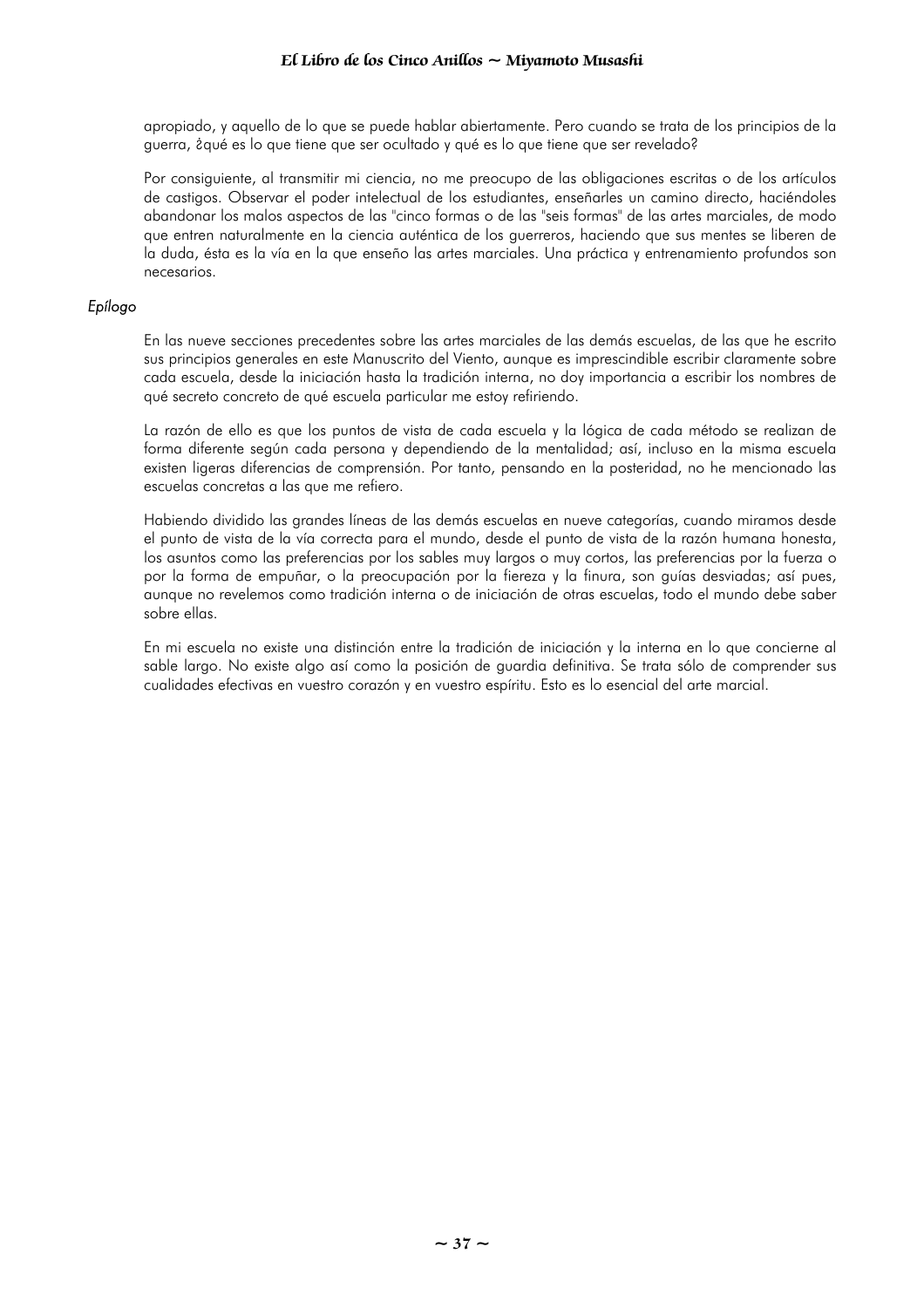apropiado, y aquello de lo que se puede hablar abiertamente. Pero cuando se trata de los principios de la guerra, ¿qué es lo que tiene que ser ocultado y qué es lo que tiene que ser revelado?

Por consiguiente, al transmitir mi ciencia, no me preocupo de las obligaciones escritas o de los artículos de castigos. Observar el poder intelectual de los estudiantes, enseñarles un camino directo, haciéndoles abandonar los malos aspectos de las "cinco formas o de las "seis formas" de las artes marciales, de modo que entren naturalmente en la ciencia auténtica de los guerreros, haciendo que sus mentes se liberen de la duda, ésta es la vía en la que enseño las artes marciales. Una práctica y entrenamiento profundos son necesarios.

*Epílogo*

En las nueve secciones precedentes sobre las artes marciales de las demás escuelas, de las que he escrito sus principios generales en este Manuscrito del Viento, aunque es imprescindible escribir claramente sobre cada escuela, desde la iniciación hasta la tradición interna, no doy importancia a escribir los nombres de qué secreto concreto de qué escuela particular me estoy refiriendo.

La razón de ello es que los puntos de vista de cada escuela y la lógica de cada método se realizan de forma diferente según cada persona y dependiendo de la mentalidad; así, incluso en la misma escuela existen ligeras diferencias de comprensión. Por tanto, pensando en la posteridad, no he mencionado las escuelas concretas a las que me refiero.

Habiendo dividido las grandes líneas de las demás escuelas en nueve categorías, cuando miramos desde el punto de vista de la vía correcta para el mundo, desde el punto de vista de la razón humana honesta, los asuntos como las preferencias por los sables muy largos o muy cortos, las preferencias por la fuerza o por la forma de empuñar, o la preocupación por la fiereza y la finura, son guías desviadas; así pues, aunque no revelemos como tradición interna o de iniciación de otras escuelas, todo el mundo debe saber sobre ellas.

En mi escuela no existe una distinción entre la tradición de iniciación y la interna en lo que concierne al sable largo. No existe algo así como la posición de guardia definitiva. Se trata sólo de comprender sus cualidades efectivas en vuestro corazón y en vuestro espíritu. Esto es lo esencial del arte marcial.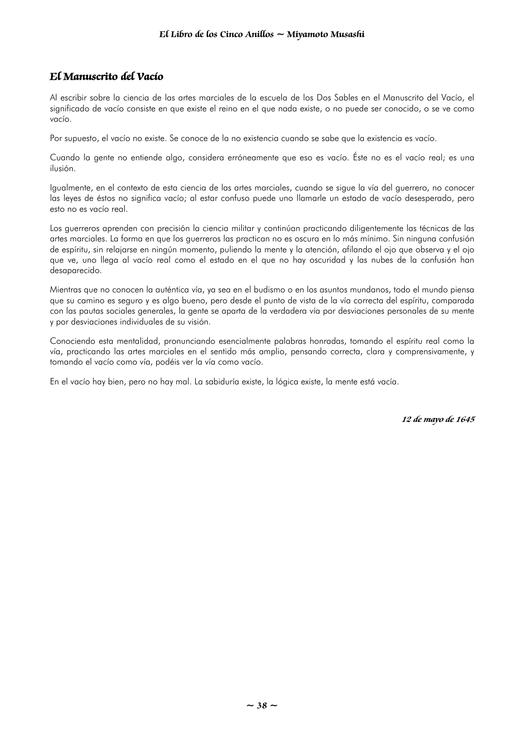## *El Manuscrito del Vacío*

Al escribir sobre la ciencia de las artes marciales de la escuela de los Dos Sables en el Manuscrito del Vacío, el significado de vacío consiste en que existe el reino en el que nada existe, o no puede ser conocido, o se ve como vacío.

Por supuesto, el vacío no existe. Se conoce de la no existencia cuando se sabe que la existencia es vacío.

Cuando la gente no entiende algo, considera erróneamente que eso es vacío. Éste no es el vacío real; es una ilusión.

Igualmente, en el contexto de esta ciencia de las artes marciales, cuando se sigue la vía del guerrero, no conocer las leyes de éstos no significa vacío; al estar confuso puede uno llamarle un estado de vacío desesperado, pero esto no es vacío real.

Los guerreros aprenden con precisión la ciencia militar y continúan practicando diligentemente las técnicas de las artes marciales. La forma en que los guerreros las practican no es oscura en lo más mínimo. Sin ninguna confusión de espíritu, sin relajarse en ningún momento, puliendo la mente y la atención, afilando el ojo que observa y el ojo que ve, uno llega al vacío real como el estado en el que no hay oscuridad y las nubes de la confusión han desaparecido.

Mientras que no conocen la auténtica vía, ya sea en el budismo o en los asuntos mundanos, todo el mundo piensa que su camino es seguro y es algo bueno, pero desde el punto de vista de la vía correcta del espíritu, comparada con las pautas sociales generales, la gente se aparta de la verdadera vía por desviaciones personales de su mente y por desviaciones individuales de su visión.

Conociendo esta mentalidad, pronunciando esencialmente palabras honradas, tomando el espíritu real como la vía, practicando las artes marciales en el sentido más amplio, pensando correcta, clara y comprensivamente, y tomando el vacío como vía, podéis ver la vía como vacío.

En el vacío hay bien, pero no hay mal. La sabiduría existe, la lógica existe, la mente está vacía.

***12 de mayo de 1645***